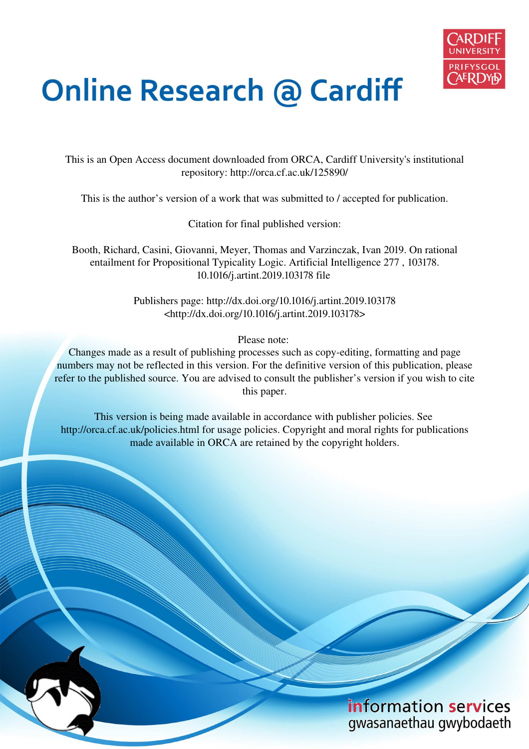# Online Research @ Cardiff

This is an Open Access document downloaded from ORCA, Cardiff University's institutional repository: http://orca.cf.ac.uk/125890/

This is the author's version of a work that was submitted to / accepted for publication.

Citation for final published version:

Booth, Richard, Casini, Giovanni, Meyer, Thomas and Varzinczak, Ivan 2019. On rational entailment for Propositional Typicality Logic. Artificial Intelligence 277 , 103178. 10.1016/j.artint.2019.103178 file

Publishers page: http://dx.doi.org/10.1016/j.artint.2019.103178 <http://dx.doi.org/10.1016/j.artint.2019.103178>

Please note:
Changes made as a result of publishing processes such as copy-editing, formatting and page numbers may not be reflected in this version. For the definitive version of this publication, please refer to the published source. You are advised to consult the publisher's version if you wish to cite this paper.

This version is being made available in accordance with publisher policies. See http://orca.cf.ac.uk/policies.html for usage policies. Copyright and moral rights for publications made available in ORCA are retained by the copyright holders.

information services
gwasanaethau gwybodaeth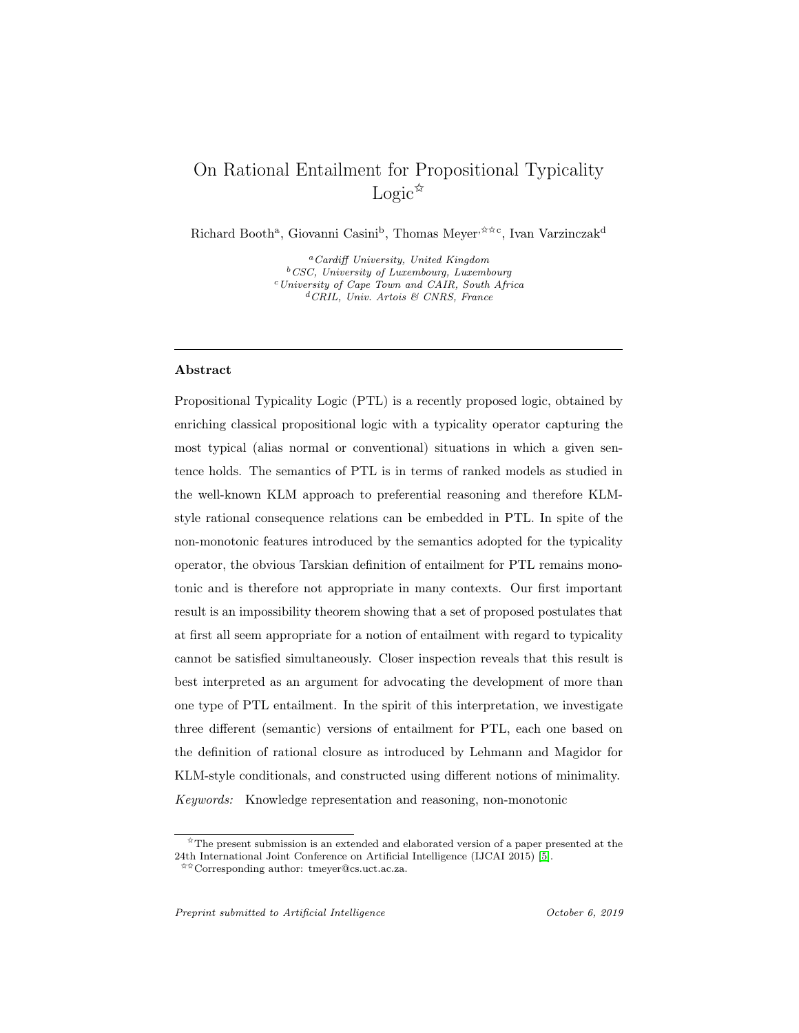# On Rational Entailment for Propositional Typicality Logic[☆]

Richard Booth[a], Giovanni Casini[b], Thomas Meyer[☆☆c], Ivan Varzinczak[d]

[a] *Cardiff University, United Kingdom*
[b] *CSC, University of Luxembourg, Luxembourg*
[c] *University of Cape Town and CAIR, South Africa*
[d] *CRIL, Univ. Artois & CNRS, France*

---

## Abstract

Propositional Typicality Logic (PTL) is a recently proposed logic, obtained by enriching classical propositional logic with a typicality operator capturing the most typical (alias normal or conventional) situations in which a given sentence holds. The semantics of PTL is in terms of ranked models as studied in the well-known KLM approach to preferential reasoning and therefore KLM-style rational consequence relations can be embedded in PTL. In spite of the non-monotonic features introduced by the semantics adopted for the typicality operator, the obvious Tarskian definition of entailment for PTL remains monotonic and is therefore not appropriate in many contexts. Our first important result is an impossibility theorem showing that a set of proposed postulates that at first all seem appropriate for a notion of entailment with regard to typicality cannot be satisfied simultaneously. Closer inspection reveals that this result is best interpreted as an argument for advocating the development of more than one type of PTL entailment. In the spirit of this interpretation, we investigate three different (semantic) versions of entailment for PTL, each one based on the definition of rational closure as introduced by Lehmann and Magidor for KLM-style conditionals, and constructed using different notions of minimality.

*Keywords:* Knowledge representation and reasoning, non-monotonic

---

[☆] The present submission is an extended and elaborated version of a paper presented at the 24th International Joint Conference on Artificial Intelligence (IJCAI 2015) [5].

[☆☆] Corresponding author: tmeyer@cs.uct.ac.za.

*Preprint submitted to Artificial Intelligence* October 6, 2019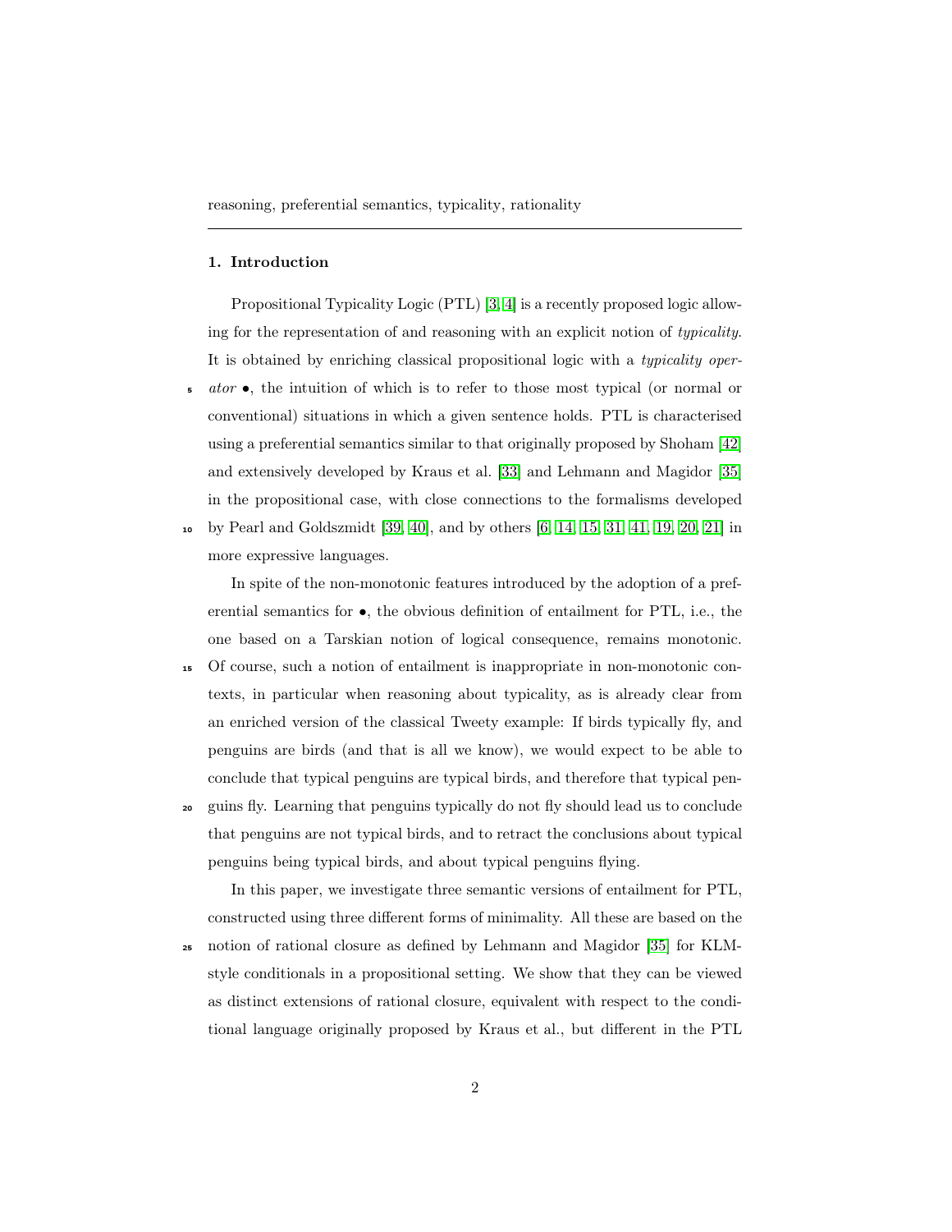reasoning, preferential semantics, typicality, rationality

## 1. Introduction

Propositional Typicality Logic (PTL) [3, 4] is a recently proposed logic allowing for the representation of and reasoning with an explicit notion of *typicality*. It is obtained by enriching classical propositional logic with a *typicality operator* $\bullet$, the intuition of which is to refer to those most typical (or normal or conventional) situations in which a given sentence holds. PTL is characterised using a preferential semantics similar to that originally proposed by Shoham [42] and extensively developed by Kraus et al. [33] and Lehmann and Magidor [35] in the propositional case, with close connections to the formalisms developed by Pearl and Goldszmidt [39, 40], and by others [6, 14, 15, 31, 41, 19, 20, 21] in more expressive languages.

In spite of the non-monotonic features introduced by the adoption of a preferential semantics for $\bullet$, the obvious definition of entailment for PTL, i.e., the one based on a Tarskian notion of logical consequence, remains monotonic. Of course, such a notion of entailment is inappropriate in non-monotonic contexts, in particular when reasoning about typicality, as is already clear from an enriched version of the classical Tweety example: If birds typically fly, and penguins are birds (and that is all we know), we would expect to be able to conclude that typical penguins are typical birds, and therefore that typical penguins fly. Learning that penguins typically do not fly should lead us to conclude that penguins are not typical birds, and to retract the conclusions about typical penguins being typical birds, and about typical penguins flying.

In this paper, we investigate three semantic versions of entailment for PTL, constructed using three different forms of minimality. All these are based on the notion of rational closure as defined by Lehmann and Magidor [35] for KLM-style conditionals in a propositional setting. We show that they can be viewed as distinct extensions of rational closure, equivalent with respect to the conditional language originally proposed by Kraus et al., but different in the PTL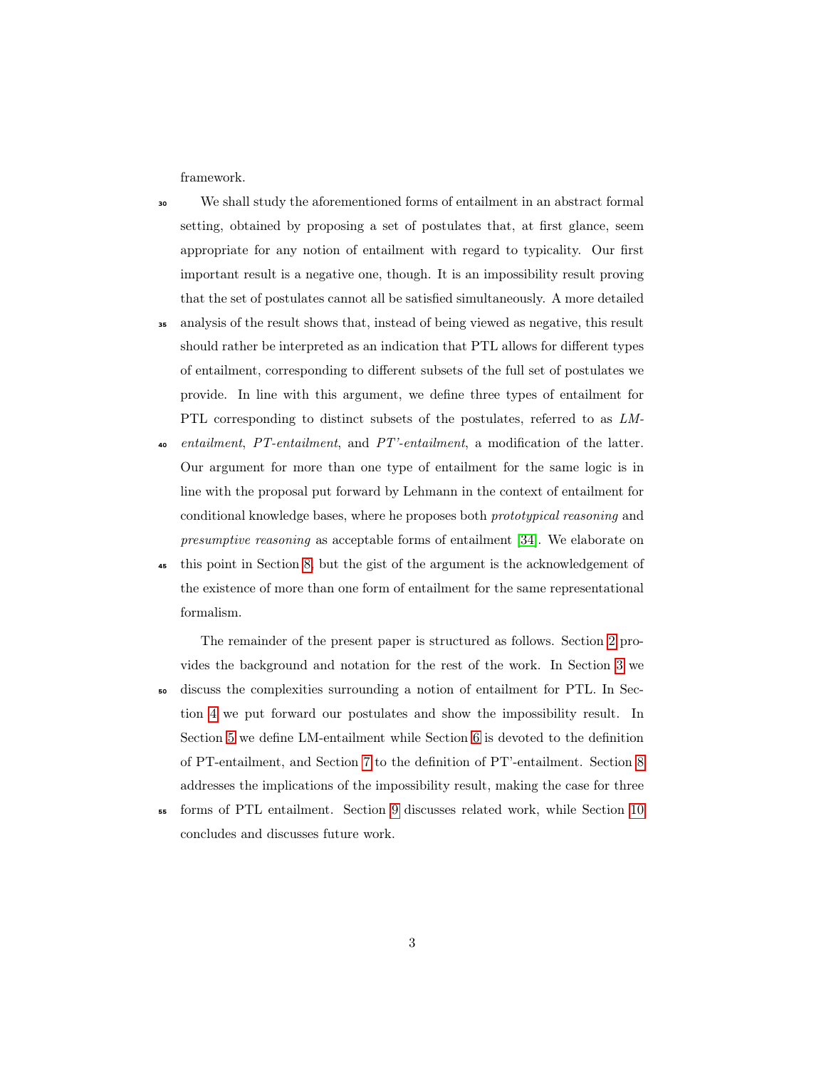framework.

We shall study the aforementioned forms of entailment in an abstract formal setting, obtained by proposing a set of postulates that, at first glance, seem appropriate for any notion of entailment with regard to typicality. Our first important result is a negative one, though. It is an impossibility result proving that the set of postulates cannot all be satisfied simultaneously. A more detailed analysis of the result shows that, instead of being viewed as negative, this result should rather be interpreted as an indication that PTL allows for different types of entailment, corresponding to different subsets of the full set of postulates we provide. In line with this argument, we define three types of entailment for PTL corresponding to distinct subsets of the postulates, referred to as *LM-entailment*, *PT-entailment*, and *PT'-entailment*, a modification of the latter. Our argument for more than one type of entailment for the same logic is in line with the proposal put forward by Lehmann in the context of entailment for conditional knowledge bases, where he proposes both *prototypical reasoning* and *presumptive reasoning* as acceptable forms of entailment [34]. We elaborate on this point in Section 8, but the gist of the argument is the acknowledgement of the existence of more than one form of entailment for the same representational formalism.

The remainder of the present paper is structured as follows. Section 2 provides the background and notation for the rest of the work. In Section 3 we discuss the complexities surrounding a notion of entailment for PTL. In Section 4 we put forward our postulates and show the impossibility result. In Section 5 we define LM-entailment while Section 6 is devoted to the definition of PT-entailment, and Section 7 to the definition of PT'-entailment. Section 8 addresses the implications of the impossibility result, making the case for three forms of PTL entailment. Section 9 discusses related work, while Section 10 concludes and discusses future work.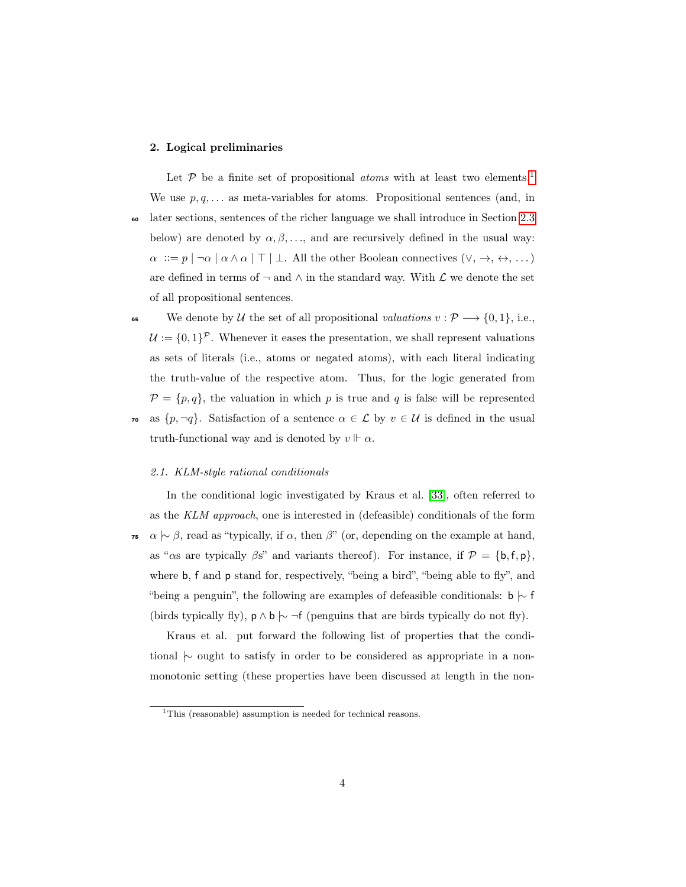## 2. Logical preliminaries

Let $\mathcal{P}$ be a finite set of propositional *atoms* with at least two elements.[1] We use $p, q, \ldots$ as meta-variables for atoms. Propositional sentences (and, in later sections, sentences of the richer language we shall introduce in Section 2.3 below) are denoted by $\alpha, \beta, \ldots$, and are recursively defined in the usual way: $\alpha ::= p \mid \neg\alpha \mid \alpha \wedge \alpha \mid \top \mid \bot$. All the other Boolean connectives ($\vee$, $\rightarrow$, $\leftrightarrow$, $\ldots$) are defined in terms of $\neg$ and $\wedge$ in the standard way. With $\mathcal{L}$ we denote the set of all propositional sentences.

We denote by $\mathcal{U}$ the set of all propositional *valuations* $v : \mathcal{P} \longrightarrow \{0,1\}$, i.e., $\mathcal{U} := \{0,1\}^{\mathcal{P}}$. Whenever it eases the presentation, we shall represent valuations as sets of literals (i.e., atoms or negated atoms), with each literal indicating the truth-value of the respective atom. Thus, for the logic generated from $\mathcal{P} = \{p, q\}$, the valuation in which $p$ is true and $q$ is false will be represented as $\{p, \neg q\}$. Satisfaction of a sentence $\alpha \in \mathcal{L}$ by $v \in \mathcal{U}$ is defined in the usual truth-functional way and is denoted by $v \Vdash \alpha$.

### 2.1. KLM-style rational conditionals

In the conditional logic investigated by Kraus et al. [33], often referred to as the *KLM approach*, one is interested in (defeasible) conditionals of the form $\alpha \mathrel{|\!\sim} \beta$, read as "typically, if $\alpha$, then $\beta$" (or, depending on the example at hand, as "$\alpha$s are typically $\beta$s" and variants thereof). For instance, if $\mathcal{P} = \{\mathsf{b}, \mathsf{f}, \mathsf{p}\}$, where $\mathsf{b}$, $\mathsf{f}$ and $\mathsf{p}$ stand for, respectively, "being a bird", "being able to fly", and "being a penguin", the following are examples of defeasible conditionals: $\mathsf{b} \mathrel{|\!\sim} \mathsf{f}$ (birds typically fly), $\mathsf{p} \wedge \mathsf{b} \mathrel{|\!\sim} \neg\mathsf{f}$ (penguins that are birds typically do not fly).

Kraus et al. put forward the following list of properties that the conditional $\mathrel{|\!\sim}$ ought to satisfy in order to be considered as appropriate in a non-monotonic setting (these properties have been discussed at length in the non-

[1] This (reasonable) assumption is needed for technical reasons.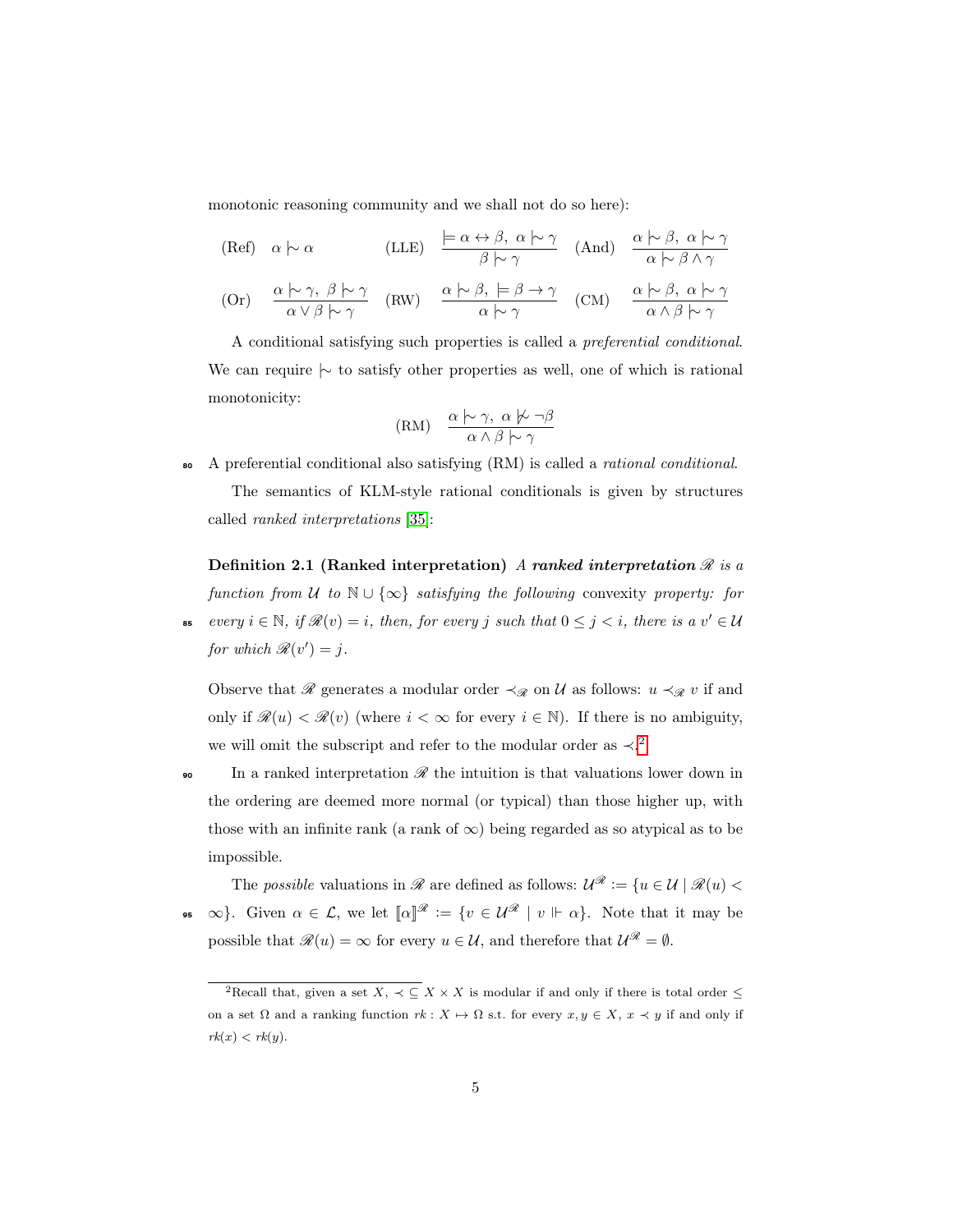monotonic reasoning community and we shall not do so here):

$$\text{(Ref)} \quad \alpha \mid\!\sim \alpha \qquad \text{(LLE)} \quad \frac{\models \alpha \leftrightarrow \beta,\ \alpha \mid\!\sim \gamma}{\beta \mid\!\sim \gamma} \qquad \text{(And)} \quad \frac{\alpha \mid\!\sim \beta,\ \alpha \mid\!\sim \gamma}{\alpha \mid\!\sim \beta \wedge \gamma}$$

$$\text{(Or)} \quad \frac{\alpha \mid\!\sim \gamma,\ \beta \mid\!\sim \gamma}{\alpha \vee \beta \mid\!\sim \gamma} \qquad \text{(RW)} \quad \frac{\alpha \mid\!\sim \beta,\ \models \beta \rightarrow \gamma}{\alpha \mid\!\sim \gamma} \qquad \text{(CM)} \quad \frac{\alpha \mid\!\sim \beta,\ \alpha \mid\!\sim \gamma}{\alpha \wedge \beta \mid\!\sim \gamma}$$

A conditional satisfying such properties is called a *preferential conditional*. We can require $\mid\!\sim$ to satisfy other properties as well, one of which is rational monotonicity:

$$\text{(RM)} \quad \frac{\alpha \mid\!\sim \gamma,\ \alpha \not\mid\!\sim \neg\beta}{\alpha \wedge \beta \mid\!\sim \gamma}$$

A preferential conditional also satisfying (RM) is called a *rational conditional*.

The semantics of KLM-style rational conditionals is given by structures called *ranked interpretations* [35]:

**Definition 2.1 (Ranked interpretation)** *A* ***ranked interpretation*** $\mathscr{R}$ *is a function from* $\mathcal{U}$ *to* $\mathbb{N} \cup \{\infty\}$ *satisfying the following* convexity *property: for every* $i \in \mathbb{N}$*, if* $\mathscr{R}(v) = i$*, then, for every* $j$ *such that* $0 \leq j < i$*, there is a* $v' \in \mathcal{U}$ *for which* $\mathscr{R}(v') = j$*.*

Observe that $\mathscr{R}$ generates a modular order $\prec_{\mathscr{R}}$ on $\mathcal{U}$ as follows: $u \prec_{\mathscr{R}} v$ if and only if $\mathscr{R}(u) < \mathscr{R}(v)$ (where $i < \infty$ for every $i \in \mathbb{N}$). If there is no ambiguity, we will omit the subscript and refer to the modular order as $\prec$.[2]

In a ranked interpretation $\mathscr{R}$ the intuition is that valuations lower down in the ordering are deemed more normal (or typical) than those higher up, with those with an infinite rank (a rank of $\infty$) being regarded as so atypical as to be impossible.

The *possible* valuations in $\mathscr{R}$ are defined as follows: $\mathcal{U}^{\mathscr{R}} := \{u \in \mathcal{U} \mid \mathscr{R}(u) < \infty\}$. Given $\alpha \in \mathcal{L}$, we let $[\![\alpha]\!]^{\mathscr{R}} := \{v \in \mathcal{U}^{\mathscr{R}} \mid v \Vdash \alpha\}$. Note that it may be possible that $\mathscr{R}(u) = \infty$ for every $u \in \mathcal{U}$, and therefore that $\mathcal{U}^{\mathscr{R}} = \emptyset$.

[2] Recall that, given a set $X$, $\prec \subseteq X \times X$ is modular if and only if there is total order $\leq$ on a set $\Omega$ and a ranking function $rk : X \mapsto \Omega$ s.t. for every $x, y \in X$, $x \prec y$ if and only if $rk(x) < rk(y)$.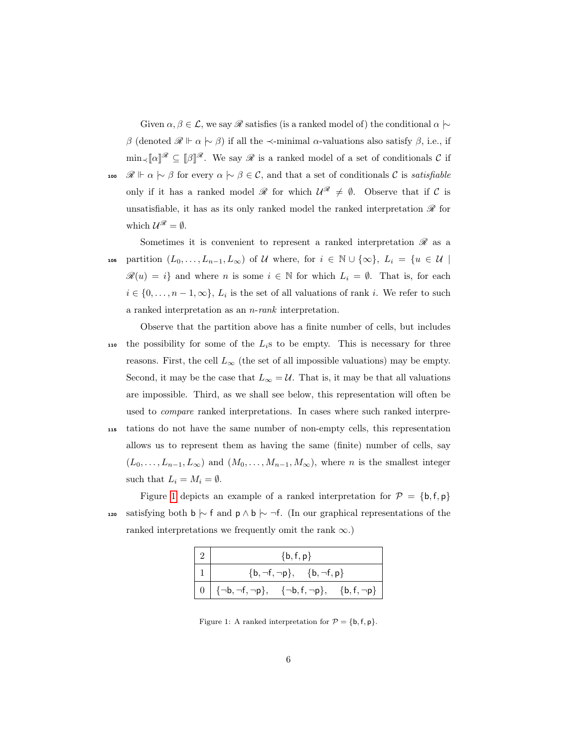Given $\alpha, \beta \in \mathcal{L}$, we say $\mathscr{R}$ satisfies (is a ranked model of) the conditional $\alpha \mathrel{|\!\sim} \beta$ (denoted $\mathscr{R} \Vdash \alpha \mathrel{|\!\sim} \beta$) if all the $\prec$-minimal $\alpha$-valuations also satisfy $\beta$, i.e., if $\min_{\prec}[\![\alpha]\!]^{\mathscr{R}} \subseteq [\![\beta]\!]^{\mathscr{R}}$. We say $\mathscr{R}$ is a ranked model of a set of conditionals $\mathcal{C}$ if $\mathscr{R} \Vdash \alpha \mathrel{|\!\sim} \beta$ for every $\alpha \mathrel{|\!\sim} \beta \in \mathcal{C}$, and that a set of conditionals $\mathcal{C}$ is *satisfiable* only if it has a ranked model $\mathscr{R}$ for which $\mathcal{U}^{\mathscr{R}} \neq \emptyset$. Observe that if $\mathcal{C}$ is unsatisfiable, it has as its only ranked model the ranked interpretation $\mathscr{R}$ for which $\mathcal{U}^{\mathscr{R}} = \emptyset$.

Sometimes it is convenient to represent a ranked interpretation $\mathscr{R}$ as a partition $(L_0, \ldots, L_{n-1}, L_\infty)$ of $\mathcal{U}$ where, for $i \in \mathbb{N} \cup \{\infty\}$, $L_i = \{u \in \mathcal{U} \mid \mathscr{R}(u) = i\}$ and where $n$ is some $i \in \mathbb{N}$ for which $L_i = \emptyset$. That is, for each $i \in \{0, \ldots, n-1, \infty\}$, $L_i$ is the set of all valuations of rank $i$. We refer to such a ranked interpretation as an *n-rank* interpretation.

Observe that the partition above has a finite number of cells, but includes the possibility for some of the $L_i$s to be empty. This is necessary for three reasons. First, the cell $L_\infty$ (the set of all impossible valuations) may be empty. Second, it may be the case that $L_\infty = \mathcal{U}$. That is, it may be that all valuations are impossible. Third, as we shall see below, this representation will often be used to *compare* ranked interpretations. In cases where such ranked interpretations do not have the same number of non-empty cells, this representation allows us to represent them as having the same (finite) number of cells, say $(L_0, \ldots, L_{n-1}, L_\infty)$ and $(M_0, \ldots, M_{n-1}, M_\infty)$, where $n$ is the smallest integer such that $L_i = M_i = \emptyset$.

Figure 1 depicts an example of a ranked interpretation for $\mathcal{P} = \{\mathsf{b}, \mathsf{f}, \mathsf{p}\}$ satisfying both $\mathsf{b} \mathrel{|\!\sim} \mathsf{f}$ and $\mathsf{p} \wedge \mathsf{b} \mathrel{|\!\sim} \neg\mathsf{f}$. (In our graphical representations of the ranked interpretations we frequently omit the rank $\infty$.)

| | |
|---|---|
| 2 | $\{\mathsf{b}, \mathsf{f}, \mathsf{p}\}$ |
| 1 | $\{\mathsf{b}, \neg\mathsf{f}, \neg\mathsf{p}\}$, $\{\mathsf{b}, \neg\mathsf{f}, \mathsf{p}\}$ |
| 0 | $\{\neg\mathsf{b}, \neg\mathsf{f}, \neg\mathsf{p}\}$, $\{\neg\mathsf{b}, \mathsf{f}, \neg\mathsf{p}\}$, $\{\mathsf{b}, \mathsf{f}, \neg\mathsf{p}\}$ |

Figure 1: A ranked interpretation for $\mathcal{P} = \{\mathsf{b}, \mathsf{f}, \mathsf{p}\}$.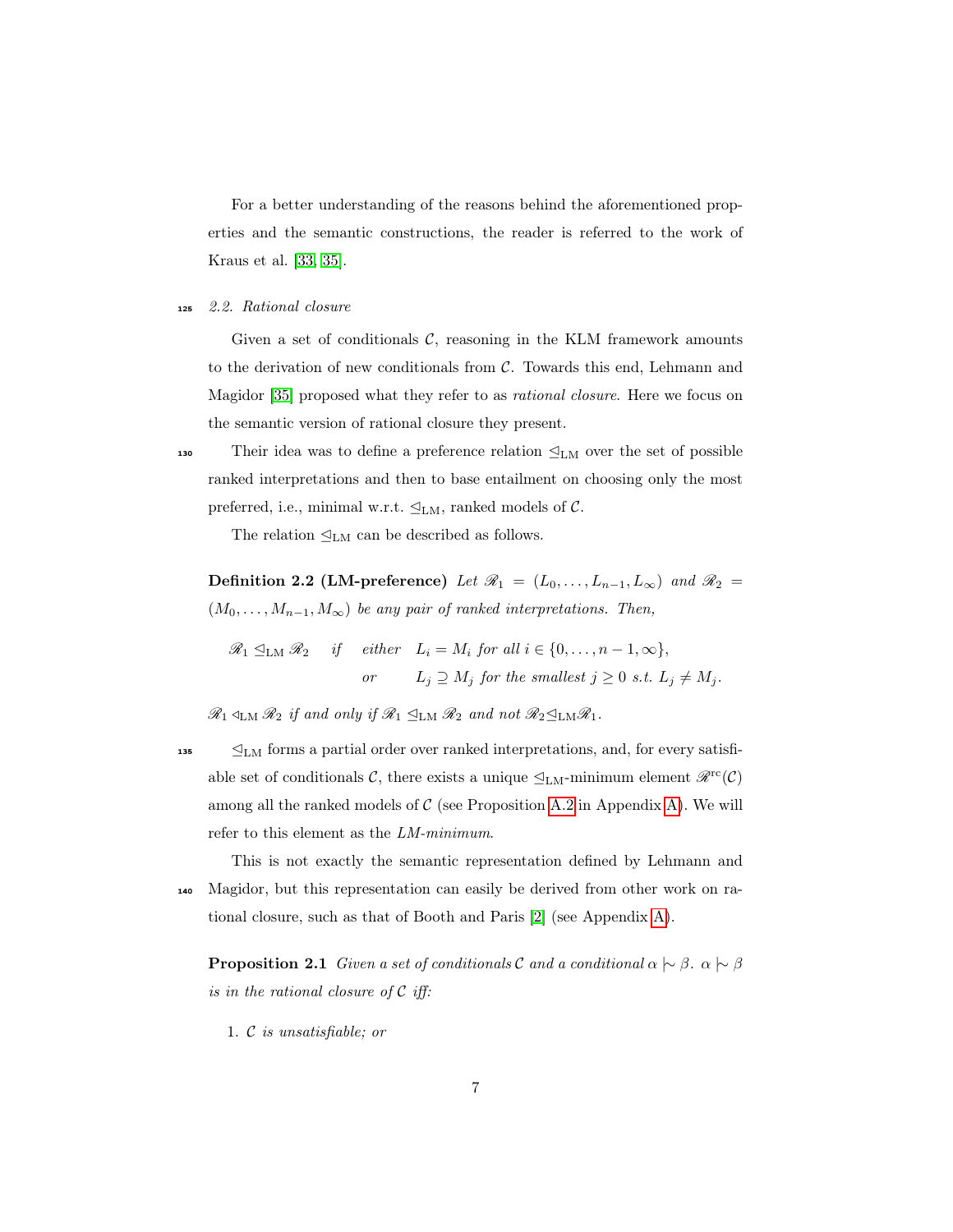For a better understanding of the reasons behind the aforementioned properties and the semantic constructions, the reader is referred to the work of Kraus et al. [33, 35].

### 2.2. Rational closure

Given a set of conditionals $\mathcal{C}$, reasoning in the KLM framework amounts to the derivation of new conditionals from $\mathcal{C}$. Towards this end, Lehmann and Magidor [35] proposed what they refer to as *rational closure*. Here we focus on the semantic version of rational closure they present.

Their idea was to define a preference relation $\trianglelefteq_{\mathrm{LM}}$ over the set of possible ranked interpretations and then to base entailment on choosing only the most preferred, i.e., minimal w.r.t. $\trianglelefteq_{\mathrm{LM}}$, ranked models of $\mathcal{C}$.

The relation $\trianglelefteq_{\mathrm{LM}}$ can be described as follows.

**Definition 2.2 (LM-preference)** *Let $\mathscr{R}_1 = (L_0, \ldots, L_{n-1}, L_\infty)$ and $\mathscr{R}_2 = (M_0, \ldots, M_{n-1}, M_\infty)$ be any pair of ranked interpretations. Then,*

$$\mathscr{R}_1 \trianglelefteq_{\mathrm{LM}} \mathscr{R}_2 \quad \text{if} \quad \begin{array}{ll} \text{either} & L_i = M_i \text{ for all } i \in \{0, \ldots, n-1, \infty\}, \\ \text{or} & L_j \supseteq M_j \text{ for the smallest } j \geq 0 \text{ s.t. } L_j \neq M_j. \end{array}$$

*$\mathscr{R}_1 \triangleleft_{\mathrm{LM}} \mathscr{R}_2$ if and only if $\mathscr{R}_1 \trianglelefteq_{\mathrm{LM}} \mathscr{R}_2$ and not $\mathscr{R}_2 \trianglelefteq_{\mathrm{LM}} \mathscr{R}_1$.*

$\trianglelefteq_{\mathrm{LM}}$ forms a partial order over ranked interpretations, and, for every satisfiable set of conditionals $\mathcal{C}$, there exists a unique $\trianglelefteq_{\mathrm{LM}}$-minimum element $\mathscr{R}^{\mathrm{rc}}(\mathcal{C})$ among all the ranked models of $\mathcal{C}$ (see Proposition A.2 in Appendix A). We will refer to this element as the *LM-minimum*.

This is not exactly the semantic representation defined by Lehmann and Magidor, but this representation can easily be derived from other work on rational closure, such as that of Booth and Paris [2] (see Appendix A).

**Proposition 2.1** *Given a set of conditionals $\mathcal{C}$ and a conditional $\alpha \mid\sim \beta$. $\alpha \mid\sim \beta$ is in the rational closure of $\mathcal{C}$ iff:*

1. *$\mathcal{C}$ is unsatisfiable; or*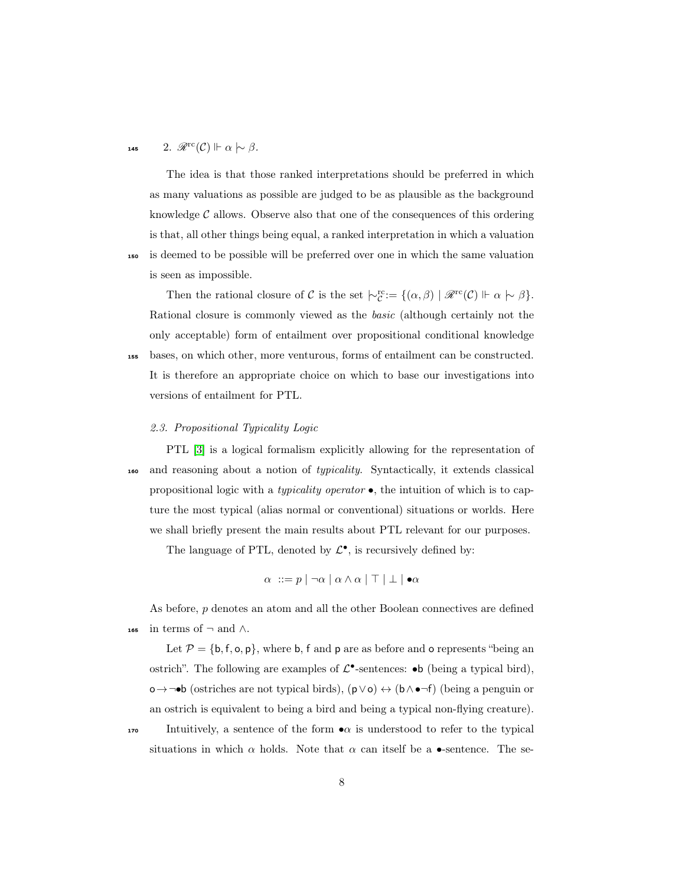2. $\mathscr{R}^{\text{rc}}(\mathcal{C}) \Vdash \alpha \mid\!\sim \beta$.

The idea is that those ranked interpretations should be preferred in which as many valuations as possible are judged to be as plausible as the background knowledge $\mathcal{C}$ allows. Observe also that one of the consequences of this ordering is that, all other things being equal, a ranked interpretation in which a valuation is deemed to be possible will be preferred over one in which the same valuation is seen as impossible.

Then the rational closure of $\mathcal{C}$ is the set $\mid\!\sim^{\text{rc}}_{\mathcal{C}} := \{(\alpha, \beta) \mid \mathscr{R}^{\text{rc}}(\mathcal{C}) \Vdash \alpha \mid\!\sim \beta\}$. Rational closure is commonly viewed as the *basic* (although certainly not the only acceptable) form of entailment over propositional conditional knowledge bases, on which other, more venturous, forms of entailment can be constructed. It is therefore an appropriate choice on which to base our investigations into versions of entailment for PTL.

### 2.3. Propositional Typicality Logic

PTL [3] is a logical formalism explicitly allowing for the representation of and reasoning about a notion of *typicality*. Syntactically, it extends classical propositional logic with a *typicality operator* $\bullet$, the intuition of which is to capture the most typical (alias normal or conventional) situations or worlds. Here we shall briefly present the main results about PTL relevant for our purposes.

The language of PTL, denoted by $\mathcal{L}^{\bullet}$, is recursively defined by:

$$\alpha ::= p \mid \neg\alpha \mid \alpha \wedge \alpha \mid \top \mid \bot \mid \bullet\alpha$$

As before, $p$ denotes an atom and all the other Boolean connectives are defined in terms of $\neg$ and $\wedge$.

Let $\mathcal{P} = \{\mathsf{b}, \mathsf{f}, \mathsf{o}, \mathsf{p}\}$, where $\mathsf{b}$, $\mathsf{f}$ and $\mathsf{p}$ are as before and $\mathsf{o}$ represents "being an ostrich". The following are examples of $\mathcal{L}^{\bullet}$-sentences: $\bullet\mathsf{b}$ (being a typical bird), $\mathsf{o} \rightarrow \neg\bullet\mathsf{b}$ (ostriches are not typical birds), $(\mathsf{p} \vee \mathsf{o}) \leftrightarrow (\mathsf{b} \wedge \bullet\neg\mathsf{f})$ (being a penguin or an ostrich is equivalent to being a bird and being a typical non-flying creature).

Intuitively, a sentence of the form $\bullet\alpha$ is understood to refer to the typical situations in which $\alpha$ holds. Note that $\alpha$ can itself be a $\bullet$-sentence. The se-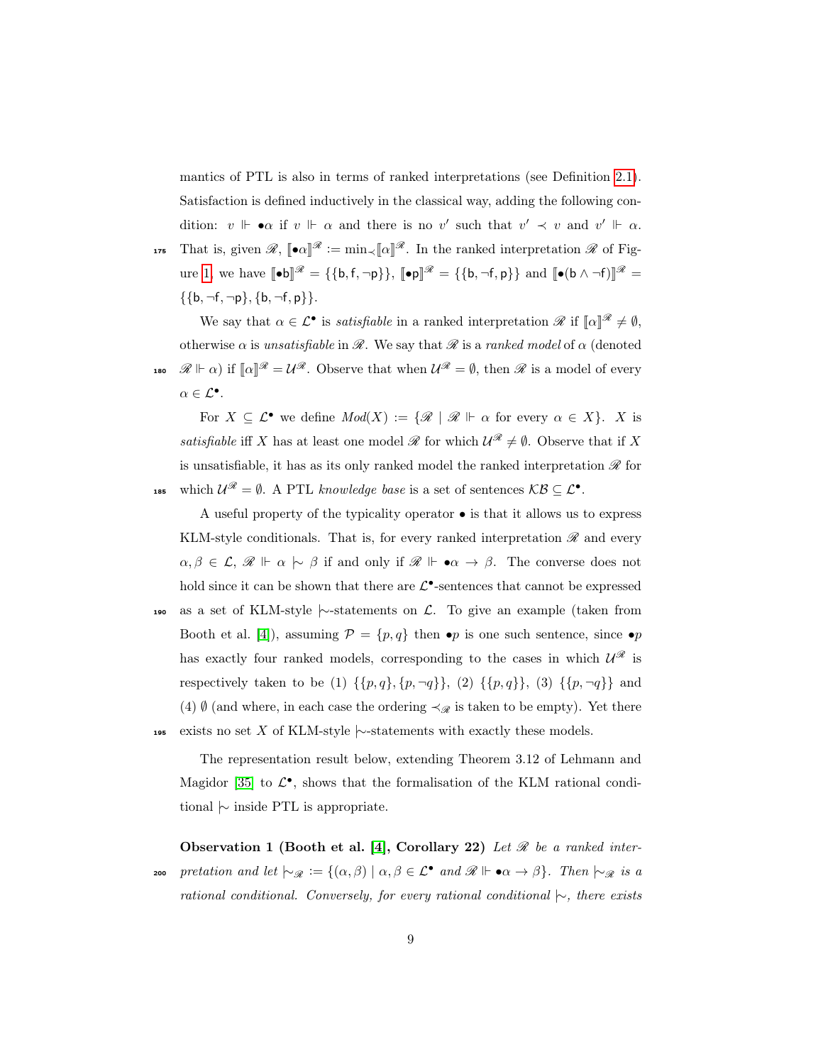mantics of PTL is also in terms of ranked interpretations (see Definition 2.1). Satisfaction is defined inductively in the classical way, adding the following condition: $v \Vdash \bullet\alpha$ if $v \Vdash \alpha$ and there is no $v'$ such that $v' \prec v$ and $v' \Vdash \alpha$. That is, given $\mathscr{R}$, $[\![\bullet\alpha]\!]^{\mathscr{R}} := \min_{\prec}[\![\alpha]\!]^{\mathscr{R}}$. In the ranked interpretation $\mathscr{R}$ of Figure 1, we have $[\![\bullet \mathsf{b}]\!]^{\mathscr{R}} = \{\{\mathsf{b}, \mathsf{f}, \neg\mathsf{p}\}\}$, $[\![\bullet \mathsf{p}]\!]^{\mathscr{R}} = \{\{\mathsf{b}, \neg\mathsf{f}, \mathsf{p}\}\}$ and $[\![\bullet(\mathsf{b} \wedge \neg\mathsf{f})]\!]^{\mathscr{R}} = \{\{\mathsf{b}, \neg\mathsf{f}, \neg\mathsf{p}\}, \{\mathsf{b}, \neg\mathsf{f}, \mathsf{p}\}\}$.

We say that $\alpha \in \mathcal{L}^{\bullet}$ is *satisfiable* in a ranked interpretation $\mathscr{R}$ if $[\![\alpha]\!]^{\mathscr{R}} \neq \emptyset$, otherwise $\alpha$ is *unsatisfiable* in $\mathscr{R}$. We say that $\mathscr{R}$ is a *ranked model* of $\alpha$ (denoted $\mathscr{R} \Vdash \alpha$) if $[\![\alpha]\!]^{\mathscr{R}} = \mathcal{U}^{\mathscr{R}}$. Observe that when $\mathcal{U}^{\mathscr{R}} = \emptyset$, then $\mathscr{R}$ is a model of every $\alpha \in \mathcal{L}^{\bullet}$.

For $X \subseteq \mathcal{L}^{\bullet}$ we define $Mod(X) := \{\mathscr{R} \mid \mathscr{R} \Vdash \alpha \text{ for every } \alpha \in X\}$. $X$ is *satisfiable* iff $X$ has at least one model $\mathscr{R}$ for which $\mathcal{U}^{\mathscr{R}} \neq \emptyset$. Observe that if $X$ is unsatisfiable, it has as its only ranked model the ranked interpretation $\mathscr{R}$ for which $\mathcal{U}^{\mathscr{R}} = \emptyset$. A PTL *knowledge base* is a set of sentences $\mathcal{KB} \subseteq \mathcal{L}^{\bullet}$.

A useful property of the typicality operator $\bullet$ is that it allows us to express KLM-style conditionals. That is, for every ranked interpretation $\mathscr{R}$ and every $\alpha, \beta \in \mathcal{L}$, $\mathscr{R} \Vdash \alpha \mid\!\sim \beta$ if and only if $\mathscr{R} \Vdash \bullet\alpha \rightarrow \beta$. The converse does not hold since it can be shown that there are $\mathcal{L}^{\bullet}$-sentences that cannot be expressed as a set of KLM-style $\mid\!\sim$-statements on $\mathcal{L}$. To give an example (taken from Booth et al. [4]), assuming $\mathcal{P} = \{p, q\}$ then $\bullet p$ is one such sentence, since $\bullet p$ has exactly four ranked models, corresponding to the cases in which $\mathcal{U}^{\mathscr{R}}$ is respectively taken to be (1) $\{\{p, q\}, \{p, \neg q\}\}$, (2) $\{\{p, q\}\}$, (3) $\{\{p, \neg q\}\}$ and (4) $\emptyset$ (and where, in each case the ordering $\prec_{\mathscr{R}}$ is taken to be empty). Yet there exists no set $X$ of KLM-style $\mid\!\sim$-statements with exactly these models.

The representation result below, extending Theorem 3.12 of Lehmann and Magidor [35] to $\mathcal{L}^{\bullet}$, shows that the formalisation of the KLM rational conditional $\mid\!\sim$ inside PTL is appropriate.

**Observation 1 (Booth et al. [4], Corollary 22)** *Let $\mathscr{R}$ be a ranked interpretation and let $\mid\!\sim_{\mathscr{R}} := \{(\alpha, \beta) \mid \alpha, \beta \in \mathcal{L}^{\bullet}$ and $\mathscr{R} \Vdash \bullet\alpha \rightarrow \beta\}$. Then $\mid\!\sim_{\mathscr{R}}$ is a rational conditional. Conversely, for every rational conditional $\mid\!\sim$, there exists*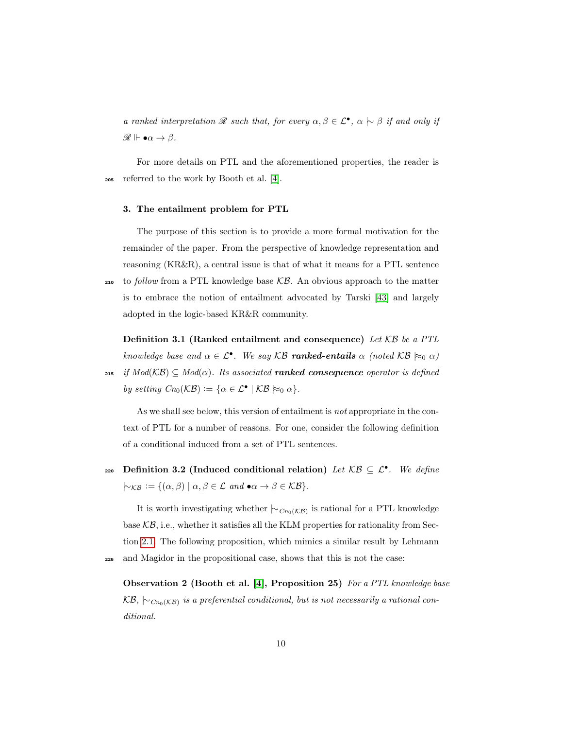*a ranked interpretation $\mathscr{R}$ such that, for every $\alpha, \beta \in \mathcal{L}^{\bullet}$, $\alpha \mid\!\sim \beta$ if and only if $\mathscr{R} \Vdash \bullet\alpha \rightarrow \beta$.*

For more details on PTL and the aforementioned properties, the reader is referred to the work by Booth et al. [4].

## 3. The entailment problem for PTL

The purpose of this section is to provide a more formal motivation for the remainder of the paper. From the perspective of knowledge representation and reasoning (KR&R), a central issue is that of what it means for a PTL sentence to *follow* from a PTL knowledge base $\mathcal{KB}$. An obvious approach to the matter is to embrace the notion of entailment advocated by Tarski [43] and largely adopted in the logic-based KR&R community.

**Definition 3.1 (Ranked entailment and consequence)** *Let $\mathcal{KB}$ be a PTL knowledge base and $\alpha \in \mathcal{L}^{\bullet}$. We say $\mathcal{KB}$ **ranked-entails** $\alpha$ (noted $\mathcal{KB} \approx_0 \alpha$) if $Mod(\mathcal{KB}) \subseteq Mod(\alpha)$. Its associated **ranked consequence** operator is defined by setting $Cn_0(\mathcal{KB}) := \{\alpha \in \mathcal{L}^{\bullet} \mid \mathcal{KB} \approx_0 \alpha\}$.*

As we shall see below, this version of entailment is *not* appropriate in the context of PTL for a number of reasons. For one, consider the following definition of a conditional induced from a set of PTL sentences.

**Definition 3.2 (Induced conditional relation)** *Let $\mathcal{KB} \subseteq \mathcal{L}^{\bullet}$. We define $\mid\!\sim_{\mathcal{KB}} := \{(\alpha, \beta) \mid \alpha, \beta \in \mathcal{L}$ and $\bullet\alpha \rightarrow \beta \in \mathcal{KB}\}$.*

It is worth investigating whether $\mid\!\sim_{Cn_0(\mathcal{KB})}$ is rational for a PTL knowledge base $\mathcal{KB}$, i.e., whether it satisfies all the KLM properties for rationality from Section 2.1. The following proposition, which mimics a similar result by Lehmann and Magidor in the propositional case, shows that this is not the case:

**Observation 2 (Booth et al. [4], Proposition 25)** *For a PTL knowledge base $\mathcal{KB}$, $\mid\!\sim_{Cn_0(\mathcal{KB})}$ is a preferential conditional, but is not necessarily a rational conditional.*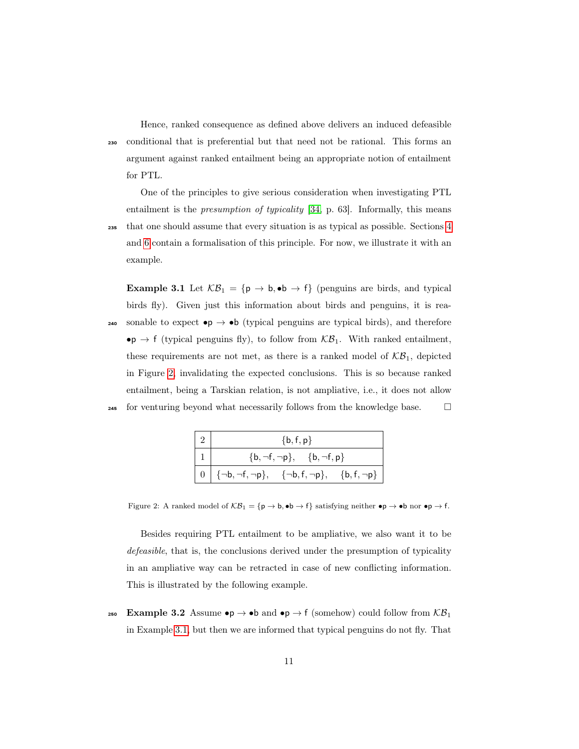Hence, ranked consequence as defined above delivers an induced defeasible conditional that is preferential but that need not be rational. This forms an argument against ranked entailment being an appropriate notion of entailment for PTL.

One of the principles to give serious consideration when investigating PTL entailment is the *presumption of typicality* [34, p. 63]. Informally, this means that one should assume that every situation is as typical as possible. Sections 4 and 6 contain a formalisation of this principle. For now, we illustrate it with an example.

**Example 3.1** Let $\mathcal{KB}_1 = \{\mathsf{p} \rightarrow \mathsf{b}, \bullet\mathsf{b} \rightarrow \mathsf{f}\}$ (penguins are birds, and typical birds fly). Given just this information about birds and penguins, it is reasonable to expect $\bullet\mathsf{p} \rightarrow \bullet\mathsf{b}$ (typical penguins are typical birds), and therefore $\bullet\mathsf{p} \rightarrow \mathsf{f}$ (typical penguins fly), to follow from $\mathcal{KB}_1$. With ranked entailment, these requirements are not met, as there is a ranked model of $\mathcal{KB}_1$, depicted in Figure 2, invalidating the expected conclusions. This is so because ranked entailment, being a Tarskian relation, is not ampliative, i.e., it does not allow for venturing beyond what necessarily follows from the knowledge base. □

| | |
|---|---|
| 2 | $\{\mathsf{b}, \mathsf{f}, \mathsf{p}\}$ |
| 1 | $\{\mathsf{b}, \neg\mathsf{f}, \neg\mathsf{p}\}$, $\{\mathsf{b}, \neg\mathsf{f}, \mathsf{p}\}$ |
| 0 | $\{\neg\mathsf{b}, \neg\mathsf{f}, \neg\mathsf{p}\}$, $\{\neg\mathsf{b}, \mathsf{f}, \neg\mathsf{p}\}$, $\{\mathsf{b}, \mathsf{f}, \neg\mathsf{p}\}$ |

Figure 2: A ranked model of $\mathcal{KB}_1 = \{\mathsf{p} \rightarrow \mathsf{b}, \bullet\mathsf{b} \rightarrow \mathsf{f}\}$ satisfying neither $\bullet\mathsf{p} \rightarrow \bullet\mathsf{b}$ nor $\bullet\mathsf{p} \rightarrow \mathsf{f}$.

Besides requiring PTL entailment to be ampliative, we also want it to be *defeasible*, that is, the conclusions derived under the presumption of typicality in an ampliative way can be retracted in case of new conflicting information. This is illustrated by the following example.

**Example 3.2** Assume $\bullet\mathsf{p} \rightarrow \bullet\mathsf{b}$ and $\bullet\mathsf{p} \rightarrow \mathsf{f}$ (somehow) could follow from $\mathcal{KB}_1$ in Example 3.1, but then we are informed that typical penguins do not fly. That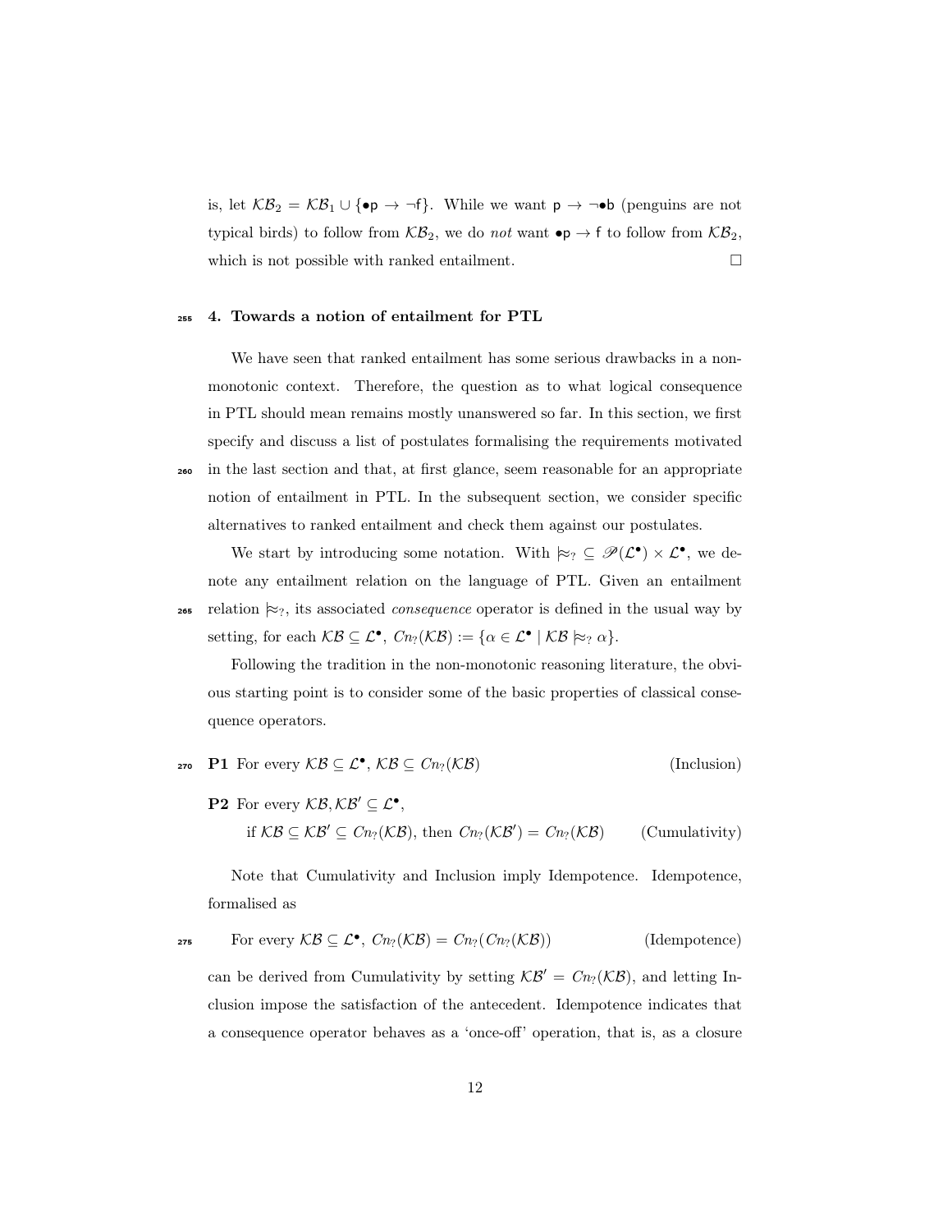is, let $\mathcal{KB}_2 = \mathcal{KB}_1 \cup \{\bullet\mathsf{p} \rightarrow \neg\mathsf{f}\}$. While we want $\mathsf{p} \rightarrow \neg\bullet\mathsf{b}$ (penguins are not typical birds) to follow from $\mathcal{KB}_2$, we do *not* want $\bullet\mathsf{p} \rightarrow \mathsf{f}$ to follow from $\mathcal{KB}_2$, which is not possible with ranked entailment. □

## 4. Towards a notion of entailment for PTL

We have seen that ranked entailment has some serious drawbacks in a non-monotonic context. Therefore, the question as to what logical consequence in PTL should mean remains mostly unanswered so far. In this section, we first specify and discuss a list of postulates formalising the requirements motivated in the last section and that, at first glance, seem reasonable for an appropriate notion of entailment in PTL. In the subsequent section, we consider specific alternatives to ranked entailment and check them against our postulates.

We start by introducing some notation. With $\approx_? \subseteq \mathscr{P}(\mathcal{L}^\bullet) \times \mathcal{L}^\bullet$, we denote any entailment relation on the language of PTL. Given an entailment relation $\approx_?$, its associated *consequence* operator is defined in the usual way by setting, for each $\mathcal{KB} \subseteq \mathcal{L}^\bullet$, $Cn_?(\mathcal{KB}) := \{\alpha \in \mathcal{L}^\bullet \mid \mathcal{KB} \approx_? \alpha\}$.

Following the tradition in the non-monotonic reasoning literature, the obvious starting point is to consider some of the basic properties of classical consequence operators.

**P1** For every $\mathcal{KB} \subseteq \mathcal{L}^\bullet$, $\mathcal{KB} \subseteq Cn_?(\mathcal{KB})$ (Inclusion)

**P2** For every $\mathcal{KB}, \mathcal{KB}' \subseteq \mathcal{L}^\bullet$,

if $\mathcal{KB} \subseteq \mathcal{KB}' \subseteq Cn_?(\mathcal{KB})$, then $Cn_?(\mathcal{KB}') = Cn_?(\mathcal{KB})$ (Cumulativity)

Note that Cumulativity and Inclusion imply Idempotence. Idempotence, formalised as

For every $\mathcal{KB} \subseteq \mathcal{L}^\bullet$, $Cn_?(\mathcal{KB}) = Cn_?(Cn_?(\mathcal{KB}))$ (Idempotence)

can be derived from Cumulativity by setting $\mathcal{KB}' = Cn_?(\mathcal{KB})$, and letting Inclusion impose the satisfaction of the antecedent. Idempotence indicates that a consequence operator behaves as a 'once-off' operation, that is, as a closure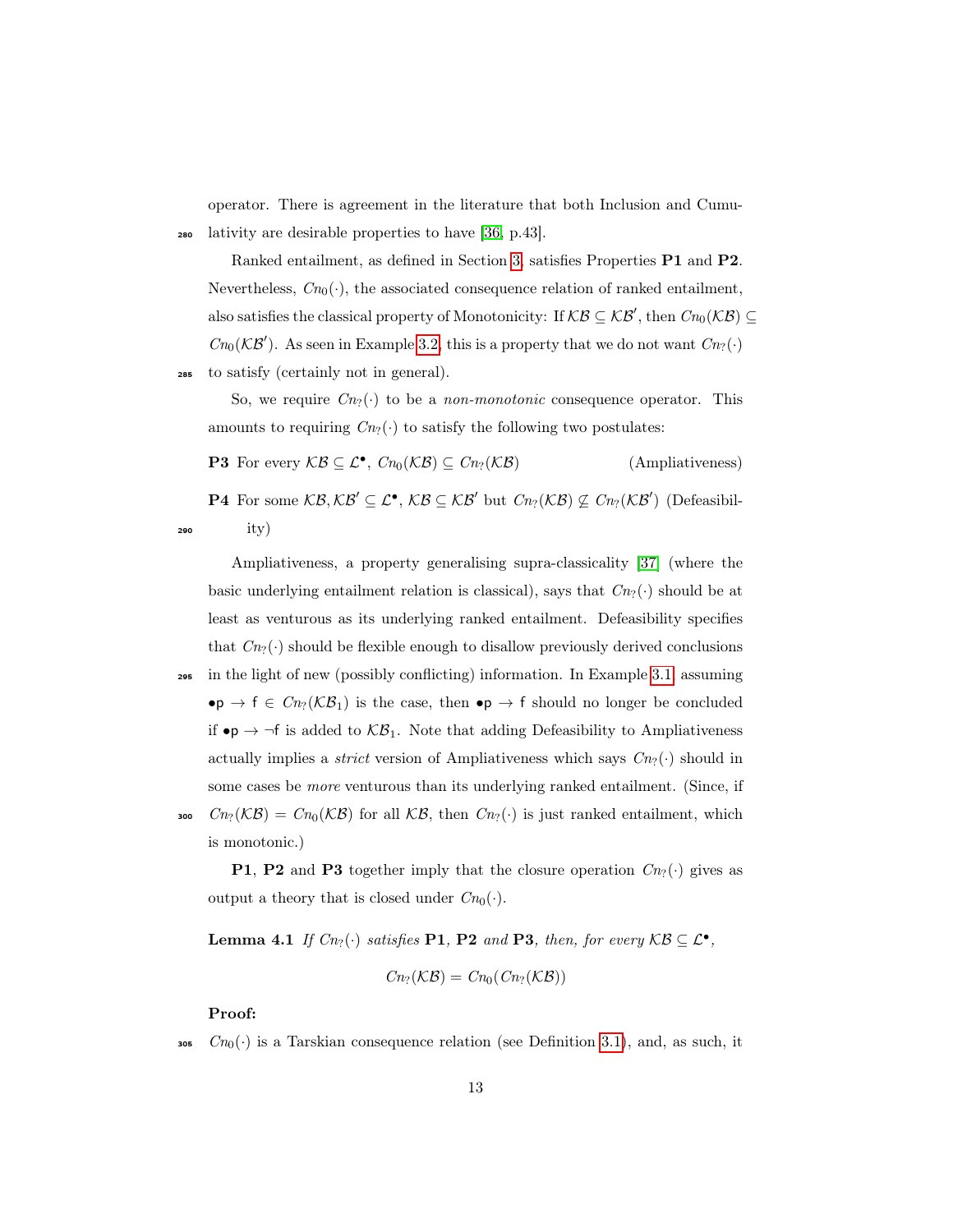operator. There is agreement in the literature that both Inclusion and Cumulativity are desirable properties to have [36, p.43].

Ranked entailment, as defined in Section 3, satisfies Properties **P1** and **P2**. Nevertheless, $Cn_0(\cdot)$, the associated consequence relation of ranked entailment, also satisfies the classical property of Monotonicity: If $\mathcal{KB} \subseteq \mathcal{KB}'$, then $Cn_0(\mathcal{KB}) \subseteq Cn_0(\mathcal{KB}')$. As seen in Example 3.2, this is a property that we do not want $Cn_?(\cdot)$ to satisfy (certainly not in general).

So, we require $Cn_?(\cdot)$ to be a *non-monotonic* consequence operator. This amounts to requiring $Cn_?(\cdot)$ to satisfy the following two postulates:

**P3** For every $\mathcal{KB} \subseteq \mathcal{L}^\bullet$, $Cn_0(\mathcal{KB}) \subseteq Cn_?(\mathcal{KB})$ (Ampliativeness)

**P4** For some $\mathcal{KB}, \mathcal{KB}' \subseteq \mathcal{L}^\bullet$, $\mathcal{KB} \subseteq \mathcal{KB}'$ but $Cn_?(\mathcal{KB}) \not\subseteq Cn_?(\mathcal{KB}')$ (Defeasibility)

Ampliativeness, a property generalising supra-classicality [37] (where the basic underlying entailment relation is classical), says that $Cn_?(\cdot)$ should be at least as venturous as its underlying ranked entailment. Defeasibility specifies that $Cn_?(\cdot)$ should be flexible enough to disallow previously derived conclusions in the light of new (possibly conflicting) information. In Example 3.1, assuming $\bullet\mathsf{p} \rightarrow \mathsf{f} \in Cn_?(\mathcal{KB}_1)$ is the case, then $\bullet\mathsf{p} \rightarrow \mathsf{f}$ should no longer be concluded if $\bullet\mathsf{p} \rightarrow \neg\mathsf{f}$ is added to $\mathcal{KB}_1$. Note that adding Defeasibility to Ampliativeness actually implies a *strict* version of Ampliativeness which says $Cn_?(\cdot)$ should in some cases be *more* venturous than its underlying ranked entailment. (Since, if $Cn_?(\mathcal{KB}) = Cn_0(\mathcal{KB})$ for all $\mathcal{KB}$, then $Cn_?(\cdot)$ is just ranked entailment, which is monotonic.)

**P1**, **P2** and **P3** together imply that the closure operation $Cn_?(\cdot)$ gives as output a theory that is closed under $Cn_0(\cdot)$.

**Lemma 4.1** *If $Cn_?(\cdot)$ satisfies* **P1**, **P2** *and* **P3**, *then, for every $\mathcal{KB} \subseteq \mathcal{L}^\bullet$,*

$$Cn_?(\mathcal{KB}) = Cn_0(Cn_?(\mathcal{KB}))$$

**Proof:**

$Cn_0(\cdot)$ is a Tarskian consequence relation (see Definition 3.1), and, as such, it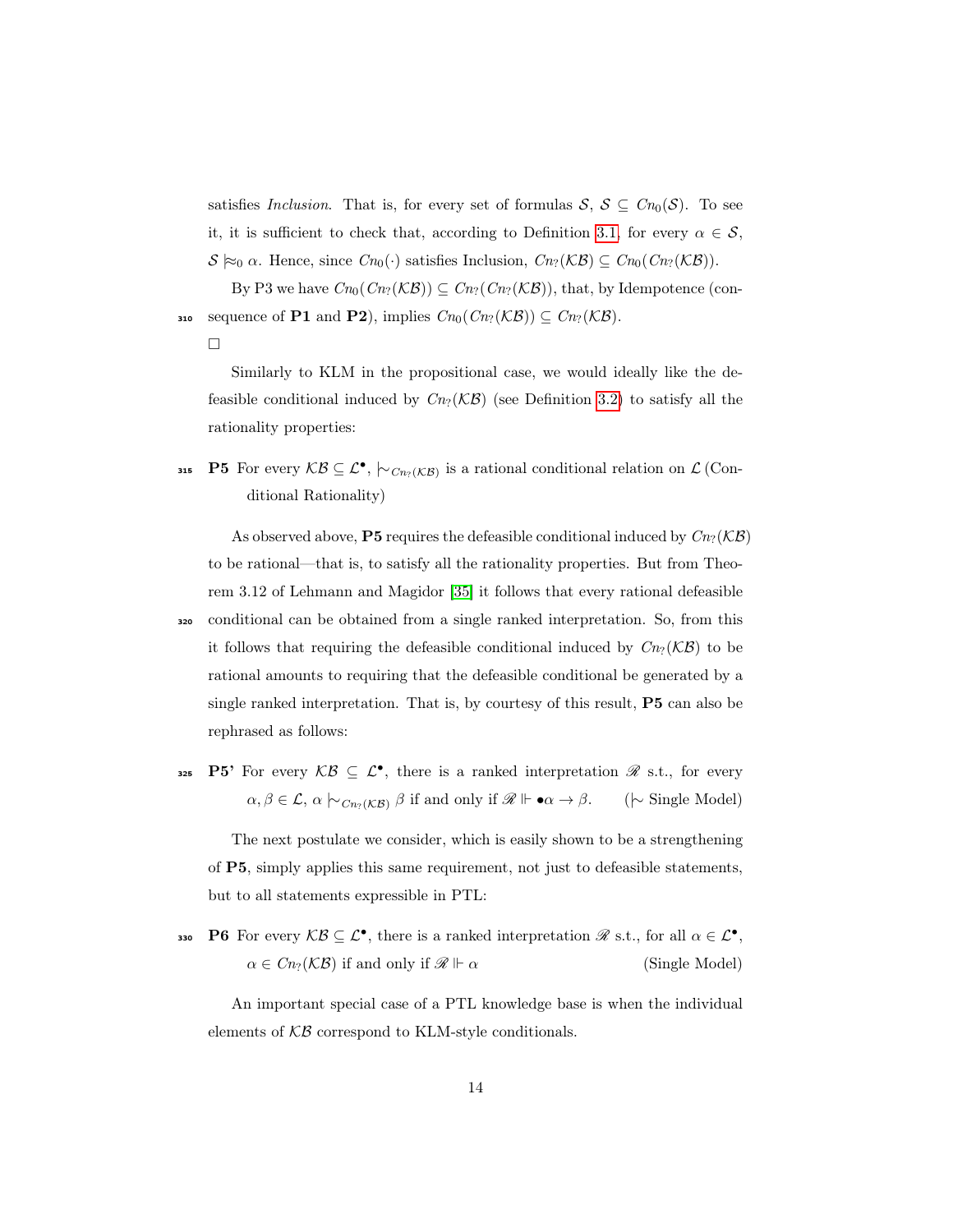satisfies *Inclusion*. That is, for every set of formulas $\mathcal{S}$, $\mathcal{S} \subseteq Cn_0(\mathcal{S})$. To see it, it is sufficient to check that, according to Definition 3.1, for every $\alpha \in \mathcal{S}$, $\mathcal{S} \approx_0 \alpha$. Hence, since $Cn_0(\cdot)$ satisfies Inclusion, $Cn_?(\mathcal{KB}) \subseteq Cn_0(Cn_?(\mathcal{KB}))$.

By P3 we have $Cn_0(Cn_?(\mathcal{KB})) \subseteq Cn_?(Cn_?(\mathcal{KB}))$, that, by Idempotence (consequence of **P1** and **P2**), implies $Cn_0(Cn_?(\mathcal{KB})) \subseteq Cn_?(\mathcal{KB})$.

□

Similarly to KLM in the propositional case, we would ideally like the defeasible conditional induced by $Cn_?(\mathcal{KB})$ (see Definition 3.2) to satisfy all the rationality properties:

**P5** For every $\mathcal{KB} \subseteq \mathcal{L}^\bullet$, $\mid\!\sim_{Cn_?(\mathcal{KB})}$ is a rational conditional relation on $\mathcal{L}$ (Conditional Rationality)

As observed above, **P5** requires the defeasible conditional induced by $Cn_?(\mathcal{KB})$ to be rational—that is, to satisfy all the rationality properties. But from Theorem 3.12 of Lehmann and Magidor [35] it follows that every rational defeasible conditional can be obtained from a single ranked interpretation. So, from this it follows that requiring the defeasible conditional induced by $Cn_?(\mathcal{KB})$ to be rational amounts to requiring that the defeasible conditional be generated by a single ranked interpretation. That is, by courtesy of this result, **P5** can also be rephrased as follows:

**P5'** For every $\mathcal{KB} \subseteq \mathcal{L}^\bullet$, there is a ranked interpretation $\mathscr{R}$ s.t., for every $\alpha, \beta \in \mathcal{L}$, $\alpha \mid\!\sim_{Cn_?(\mathcal{KB})} \beta$ if and only if $\mathscr{R} \Vdash \bullet\alpha \rightarrow \beta$. ($\mid\!\sim$ Single Model)

The next postulate we consider, which is easily shown to be a strengthening of **P5**, simply applies this same requirement, not just to defeasible statements, but to all statements expressible in PTL:

**P6** For every $\mathcal{KB} \subseteq \mathcal{L}^\bullet$, there is a ranked interpretation $\mathscr{R}$ s.t., for all $\alpha \in \mathcal{L}^\bullet$, $\alpha \in Cn_?(\mathcal{KB})$ if and only if $\mathscr{R} \Vdash \alpha$ (Single Model)

An important special case of a PTL knowledge base is when the individual elements of $\mathcal{KB}$ correspond to KLM-style conditionals.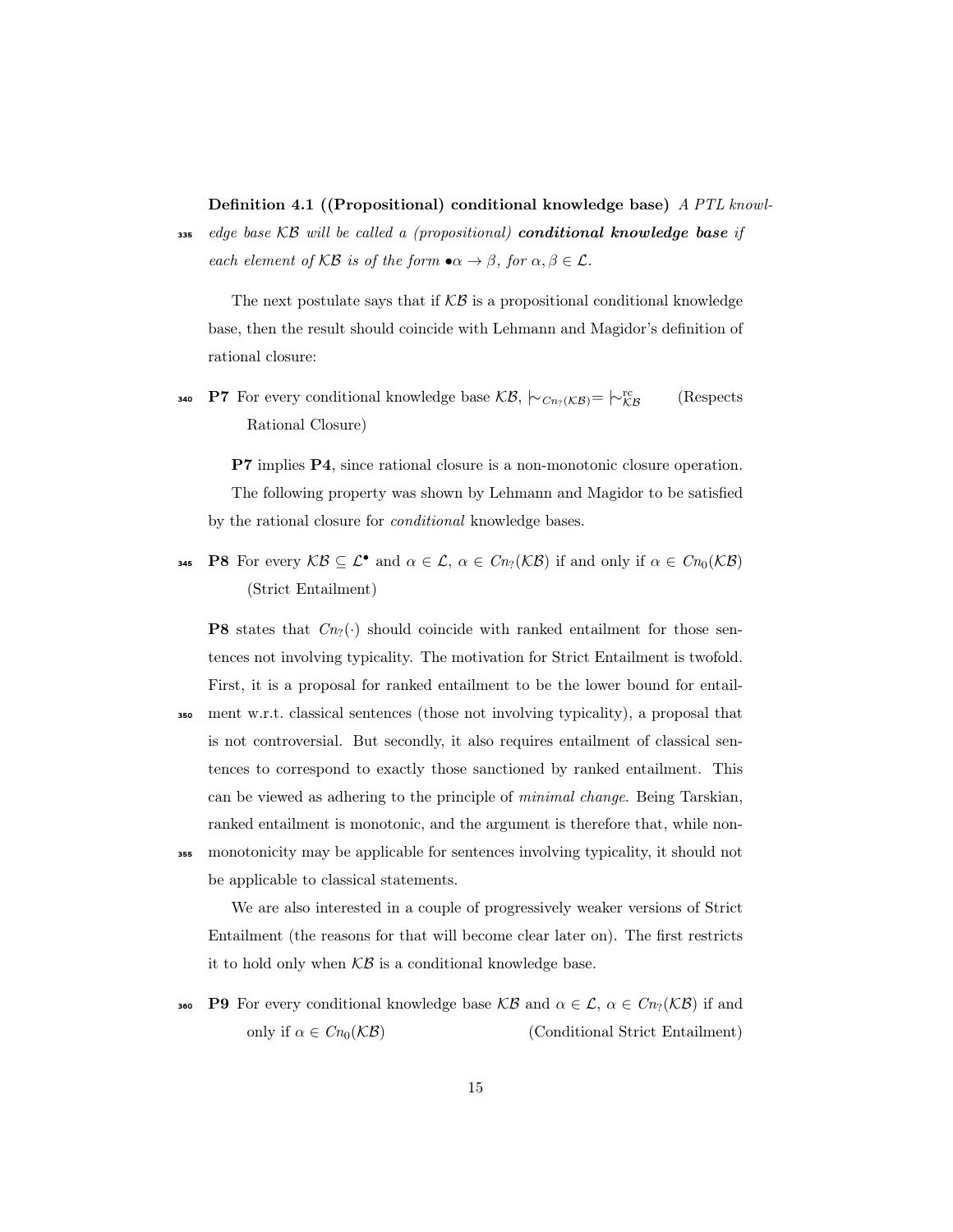**Definition 4.1 ((Propositional) conditional knowledge base)** *A PTL knowledge base $\mathcal{KB}$ will be called a (propositional)* ***conditional knowledge base*** *if each element of $\mathcal{KB}$ is of the form $\bullet\alpha \to \beta$, for $\alpha, \beta \in \mathcal{L}$.*

The next postulate says that if $\mathcal{KB}$ is a propositional conditional knowledge base, then the result should coincide with Lehmann and Magidor's definition of rational closure:

**P7** For every conditional knowledge base $\mathcal{KB}$, $\mid\!\sim_{Cn_?(\mathcal{KB})} = \mid\!\sim^{\text{rc}}_{\mathcal{KB}}$ (Respects Rational Closure)

**P7** implies **P4**, since rational closure is a non-monotonic closure operation.

The following property was shown by Lehmann and Magidor to be satisfied by the rational closure for *conditional* knowledge bases.

**P8** For every $\mathcal{KB} \subseteq \mathcal{L}^{\bullet}$ and $\alpha \in \mathcal{L}$, $\alpha \in Cn_?(\mathcal{KB})$ if and only if $\alpha \in Cn_0(\mathcal{KB})$ (Strict Entailment)

**P8** states that $Cn_?(\cdot)$ should coincide with ranked entailment for those sentences not involving typicality. The motivation for Strict Entailment is twofold. First, it is a proposal for ranked entailment to be the lower bound for entailment w.r.t. classical sentences (those not involving typicality), a proposal that is not controversial. But secondly, it also requires entailment of classical sentences to correspond to exactly those sanctioned by ranked entailment. This can be viewed as adhering to the principle of *minimal change*. Being Tarskian, ranked entailment is monotonic, and the argument is therefore that, while non-monotonicity may be applicable for sentences involving typicality, it should not be applicable to classical statements.

We are also interested in a couple of progressively weaker versions of Strict Entailment (the reasons for that will become clear later on). The first restricts it to hold only when $\mathcal{KB}$ is a conditional knowledge base.

**P9** For every conditional knowledge base $\mathcal{KB}$ and $\alpha \in \mathcal{L}$, $\alpha \in Cn_?(\mathcal{KB})$ if and only if $\alpha \in Cn_0(\mathcal{KB})$ (Conditional Strict Entailment)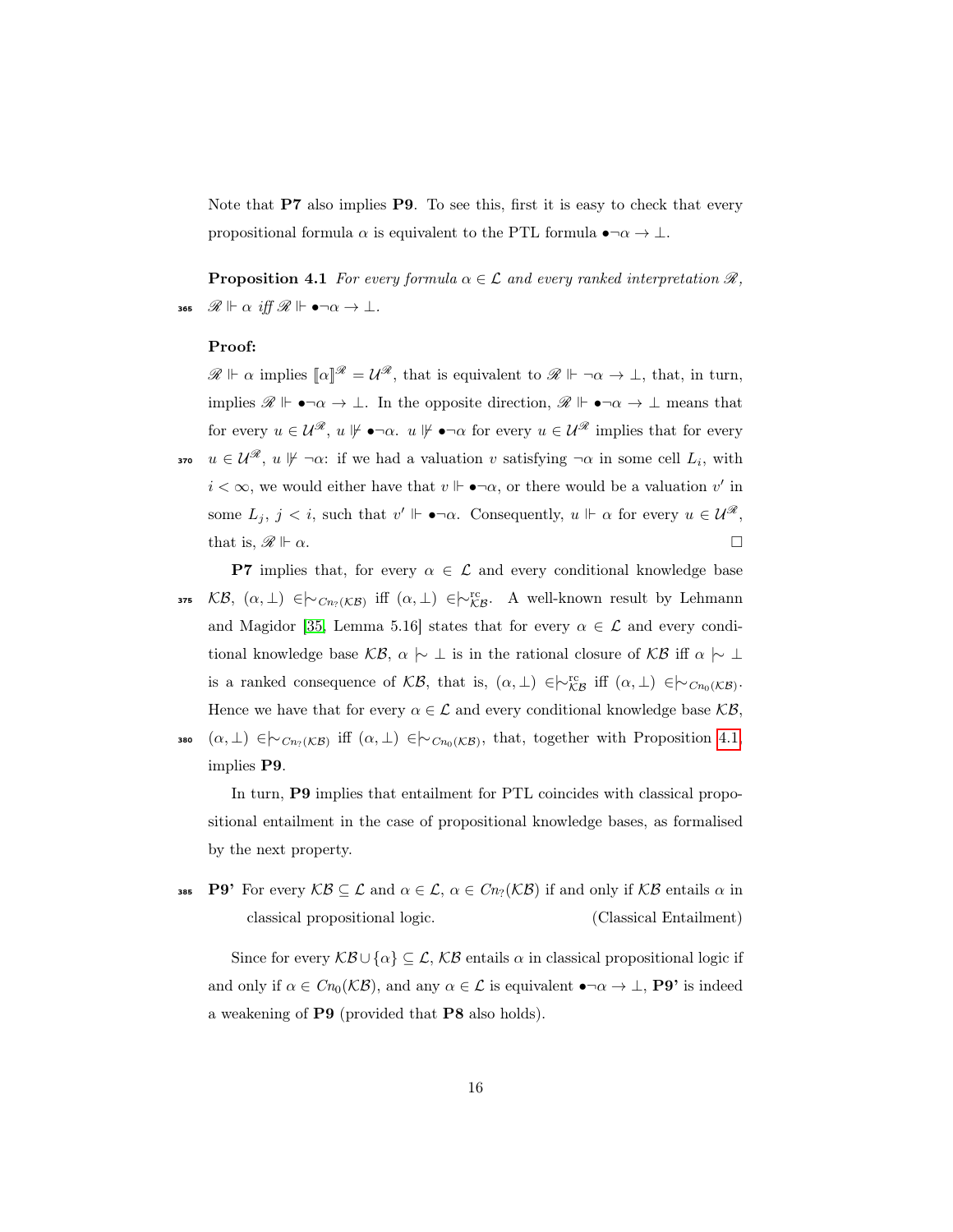Note that **P7** also implies **P9**. To see this, first it is easy to check that every propositional formula $\alpha$ is equivalent to the PTL formula $\bullet\neg\alpha \rightarrow \bot$.

**Proposition 4.1** *For every formula $\alpha \in \mathcal{L}$ and every ranked interpretation $\mathscr{R}$, $\mathscr{R} \Vdash \alpha$ iff $\mathscr{R} \Vdash \bullet\neg\alpha \rightarrow \bot$.*

**Proof:**

$\mathscr{R} \Vdash \alpha$ implies $[\![\alpha]\!]^{\mathscr{R}} = \mathcal{U}^{\mathscr{R}}$, that is equivalent to $\mathscr{R} \Vdash \neg\alpha \rightarrow \bot$, that, in turn, implies $\mathscr{R} \Vdash \bullet\neg\alpha \rightarrow \bot$. In the opposite direction, $\mathscr{R} \Vdash \bullet\neg\alpha \rightarrow \bot$ means that for every $u \in \mathcal{U}^{\mathscr{R}}$, $u \not\Vdash \bullet\neg\alpha$. $u \not\Vdash \bullet\neg\alpha$ for every $u \in \mathcal{U}^{\mathscr{R}}$ implies that for every $u \in \mathcal{U}^{\mathscr{R}}$, $u \not\Vdash \neg\alpha$: if we had a valuation $v$ satisfying $\neg\alpha$ in some cell $L_i$, with $i < \infty$, we would either have that $v \Vdash \bullet\neg\alpha$, or there would be a valuation $v'$ in some $L_j$, $j < i$, such that $v' \Vdash \bullet\neg\alpha$. Consequently, $u \Vdash \alpha$ for every $u \in \mathcal{U}^{\mathscr{R}}$, that is, $\mathscr{R} \Vdash \alpha$. $\square$

**P7** implies that, for every $\alpha \in \mathcal{L}$ and every conditional knowledge base $\mathcal{KB}$, $(\alpha, \bot) \in \mid\!\sim_{Cn_?(\mathcal{KB})}$ iff $(\alpha, \bot) \in \mid\!\sim^{\text{rc}}_{\mathcal{KB}}$. A well-known result by Lehmann and Magidor [35, Lemma 5.16] states that for every $\alpha \in \mathcal{L}$ and every conditional knowledge base $\mathcal{KB}$, $\alpha \mid\!\sim \bot$ is in the rational closure of $\mathcal{KB}$ iff $\alpha \mid\!\sim \bot$ is a ranked consequence of $\mathcal{KB}$, that is, $(\alpha, \bot) \in \mid\!\sim^{\text{rc}}_{\mathcal{KB}}$ iff $(\alpha, \bot) \in \mid\!\sim_{Cn_0(\mathcal{KB})}$. Hence we have that for every $\alpha \in \mathcal{L}$ and every conditional knowledge base $\mathcal{KB}$, $(\alpha, \bot) \in \mid\!\sim_{Cn_?(\mathcal{KB})}$ iff $(\alpha, \bot) \in \mid\!\sim_{Cn_0(\mathcal{KB})}$, that, together with Proposition 4.1, implies **P9**.

In turn, **P9** implies that entailment for PTL coincides with classical propositional entailment in the case of propositional knowledge bases, as formalised by the next property.

**P9'** For every $\mathcal{KB} \subseteq \mathcal{L}$ and $\alpha \in \mathcal{L}$, $\alpha \in Cn_?(\mathcal{KB})$ if and only if $\mathcal{KB}$ entails $\alpha$ in classical propositional logic. (Classical Entailment)

Since for every $\mathcal{KB} \cup \{\alpha\} \subseteq \mathcal{L}$, $\mathcal{KB}$ entails $\alpha$ in classical propositional logic if and only if $\alpha \in Cn_0(\mathcal{KB})$, and any $\alpha \in \mathcal{L}$ is equivalent $\bullet\neg\alpha \rightarrow \bot$, **P9'** is indeed a weakening of **P9** (provided that **P8** also holds).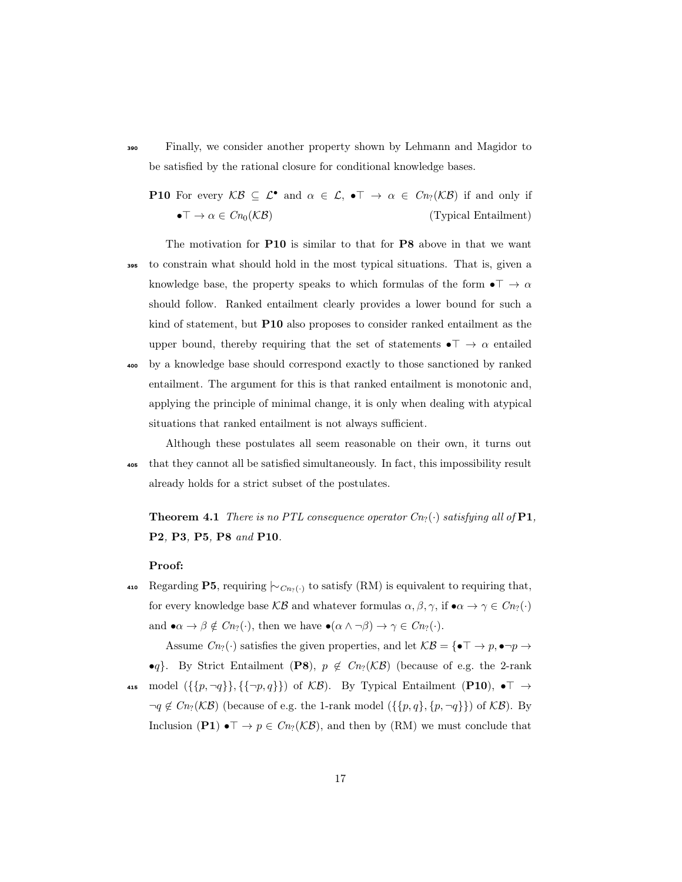Finally, we consider another property shown by Lehmann and Magidor to be satisfied by the rational closure for conditional knowledge bases.

**P10** For every $\mathcal{KB} \subseteq \mathcal{L}^{\bullet}$ and $\alpha \in \mathcal{L}$, $\bullet\top \to \alpha \in Cn_{?}(\mathcal{KB})$ if and only if $\bullet\top \to \alpha \in Cn_{0}(\mathcal{KB})$ (Typical Entailment)

The motivation for **P10** is similar to that for **P8** above in that we want to constrain what should hold in the most typical situations. That is, given a knowledge base, the property speaks to which formulas of the form $\bullet\top \to \alpha$ should follow. Ranked entailment clearly provides a lower bound for such a kind of statement, but **P10** also proposes to consider ranked entailment as the upper bound, thereby requiring that the set of statements $\bullet\top \to \alpha$ entailed by a knowledge base should correspond exactly to those sanctioned by ranked entailment. The argument for this is that ranked entailment is monotonic and, applying the principle of minimal change, it is only when dealing with atypical situations that ranked entailment is not always sufficient.

Although these postulates all seem reasonable on their own, it turns out that they cannot all be satisfied simultaneously. In fact, this impossibility result already holds for a strict subset of the postulates.

**Theorem 4.1** *There is no PTL consequence operator $Cn_{?}(\cdot)$ satisfying all of* **P1**, **P2**, **P3**, **P5**, **P8** *and* **P10**.

**Proof:**

Regarding **P5**, requiring $\mid\!\sim_{Cn_{?}(\cdot)}$ to satisfy (RM) is equivalent to requiring that, for every knowledge base $\mathcal{KB}$ and whatever formulas $\alpha, \beta, \gamma$, if $\bullet\alpha \to \gamma \in Cn_{?}(\cdot)$ and $\bullet\alpha \to \beta \notin Cn_{?}(\cdot)$, then we have $\bullet(\alpha \wedge \neg\beta) \to \gamma \in Cn_{?}(\cdot)$.

Assume $Cn_{?}(\cdot)$ satisfies the given properties, and let $\mathcal{KB} = \{\bullet\top \to p, \bullet\neg p \to \bullet q\}$. By Strict Entailment (**P8**), $p \notin Cn_{?}(\mathcal{KB})$ (because of e.g. the 2-rank model $(\{\{p, \neg q\}\}, \{\{\neg p, q\}\})$ of $\mathcal{KB}$). By Typical Entailment (**P10**), $\bullet\top \to \neg q \notin Cn_{?}(\mathcal{KB})$ (because of e.g. the 1-rank model $(\{\{p, q\}, \{p, \neg q\}\})$ of $\mathcal{KB}$). By Inclusion (**P1**) $\bullet\top \to p \in Cn_{?}(\mathcal{KB})$, and then by (RM) we must conclude that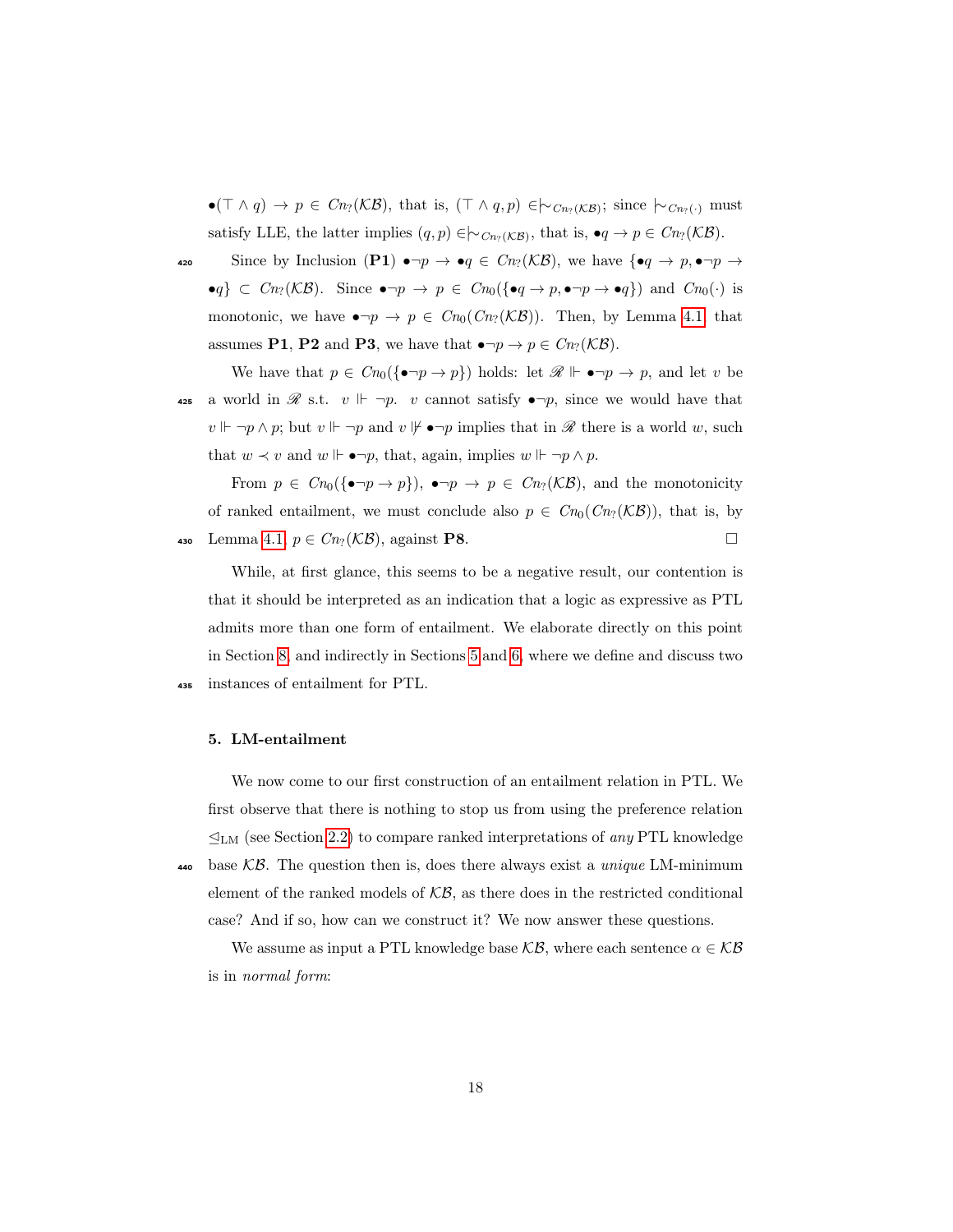$\bullet(\top \land q) \rightarrow p \in Cn_?(\mathcal{KB})$, that is, $(\top \land q, p) \in\mathrel{|\!\sim}_{Cn_?(\mathcal{KB})}$; since $\mathrel{|\!\sim}_{Cn_?(\cdot)}$ must satisfy LLE, the latter implies $(q,p) \in\mathrel{|\!\sim}_{Cn_?(\mathcal{KB})}$, that is, $\bullet q \rightarrow p \in Cn_?(\mathcal{KB})$.

Since by Inclusion (**P1**) $\bullet\neg p \rightarrow \bullet q \in Cn_?(\mathcal{KB})$, we have $\{\bullet q \rightarrow p, \bullet\neg p \rightarrow \bullet q\} \subset Cn_?(\mathcal{KB})$. Since $\bullet\neg p \rightarrow p \in Cn_0(\{\bullet q \rightarrow p, \bullet\neg p \rightarrow \bullet q\})$ and $Cn_0(\cdot)$ is monotonic, we have $\bullet\neg p \rightarrow p \in Cn_0(Cn_?(\mathcal{KB}))$. Then, by Lemma 4.1, that assumes **P1**, **P2** and **P3**, we have that $\bullet\neg p \rightarrow p \in Cn_?(\mathcal{KB})$.

We have that $p \in Cn_0(\{\bullet\neg p \rightarrow p\})$ holds: let $\mathscr{R} \Vdash \bullet\neg p \rightarrow p$, and let $v$ be a world in $\mathscr{R}$ s.t. $v \Vdash \neg p$. $v$ cannot satisfy $\bullet\neg p$, since we would have that $v \Vdash \neg p \land p$; but $v \Vdash \neg p$ and $v \not\Vdash \bullet\neg p$ implies that in $\mathscr{R}$ there is a world $w$, such that $w \prec v$ and $w \Vdash \bullet\neg p$, that, again, implies $w \Vdash \neg p \land p$.

From $p \in Cn_0(\{\bullet\neg p \rightarrow p\})$, $\bullet\neg p \rightarrow p \in Cn_?(\mathcal{KB})$, and the monotonicity of ranked entailment, we must conclude also $p \in Cn_0(Cn_?(\mathcal{KB}))$, that is, by Lemma 4.1, $p \in Cn_?(\mathcal{KB})$, against **P8**. □

While, at first glance, this seems to be a negative result, our contention is that it should be interpreted as an indication that a logic as expressive as PTL admits more than one form of entailment. We elaborate directly on this point in Section 8, and indirectly in Sections 5 and 6, where we define and discuss two instances of entailment for PTL.

## 5. LM-entailment

We now come to our first construction of an entailment relation in PTL. We first observe that there is nothing to stop us from using the preference relation $\trianglelefteq_{\text{LM}}$ (see Section 2.2) to compare ranked interpretations of *any* PTL knowledge base $\mathcal{KB}$. The question then is, does there always exist a *unique* LM-minimum element of the ranked models of $\mathcal{KB}$, as there does in the restricted conditional case? And if so, how can we construct it? We now answer these questions.

We assume as input a PTL knowledge base $\mathcal{KB}$, where each sentence $\alpha \in \mathcal{KB}$ is in *normal form*: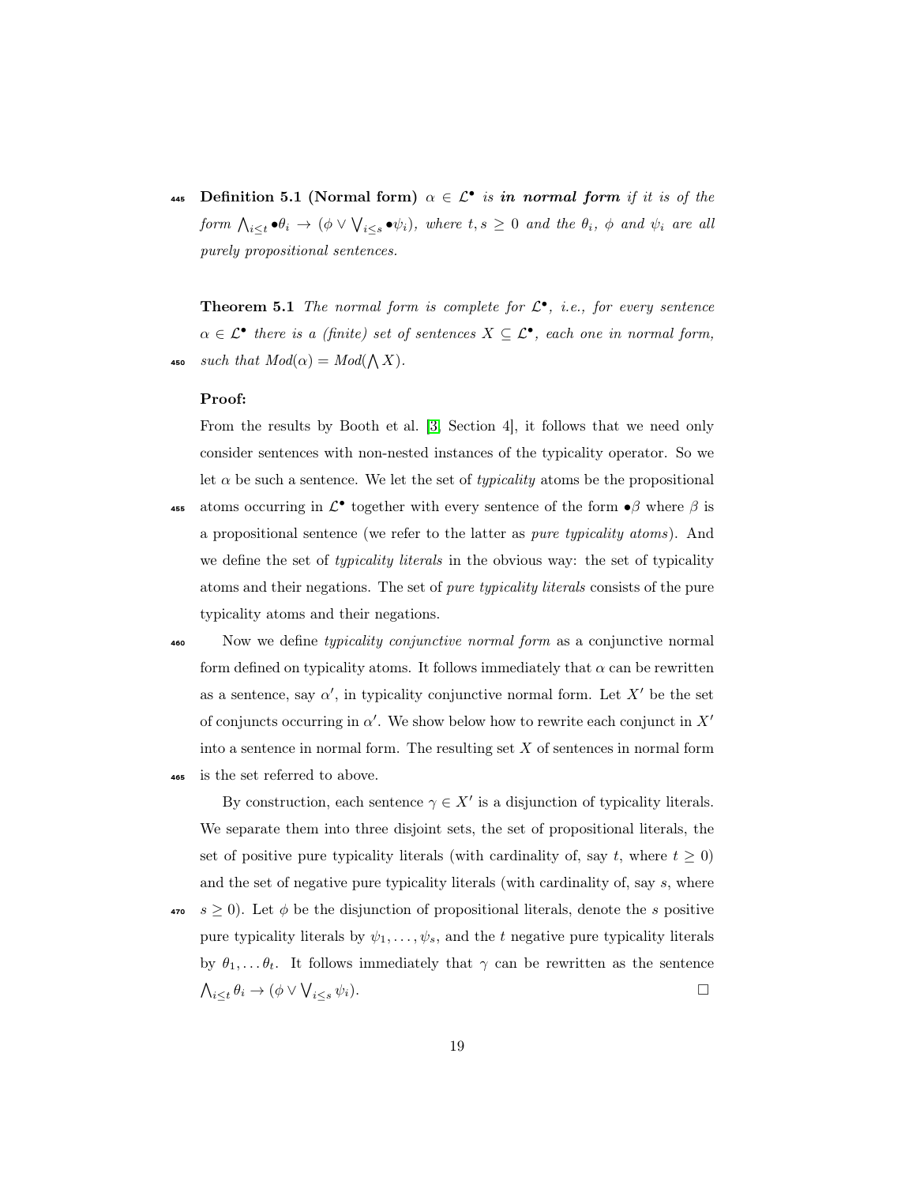**Definition 5.1 (Normal form)** *$\alpha \in \mathcal{L}^\bullet$ is **in normal form** if it is of the form $\bigwedge_{i \leq t} \bullet\theta_i \rightarrow (\phi \vee \bigvee_{i \leq s} \bullet\psi_i)$, where $t, s \geq 0$ and the $\theta_i$, $\phi$ and $\psi_i$ are all purely propositional sentences.*

**Theorem 5.1** *The normal form is complete for $\mathcal{L}^\bullet$, i.e., for every sentence $\alpha \in \mathcal{L}^\bullet$ there is a (finite) set of sentences $X \subseteq \mathcal{L}^\bullet$, each one in normal form, such that $Mod(\alpha) = Mod(\bigwedge X)$.*

**Proof:**

From the results by Booth et al. [3, Section 4], it follows that we need only consider sentences with non-nested instances of the typicality operator. So we let $\alpha$ be such a sentence. We let the set of *typicality* atoms be the propositional atoms occurring in $\mathcal{L}^\bullet$ together with every sentence of the form $\bullet\beta$ where $\beta$ is a propositional sentence (we refer to the latter as *pure typicality atoms*). And we define the set of *typicality literals* in the obvious way: the set of typicality atoms and their negations. The set of *pure typicality literals* consists of the pure typicality atoms and their negations.

Now we define *typicality conjunctive normal form* as a conjunctive normal form defined on typicality atoms. It follows immediately that $\alpha$ can be rewritten as a sentence, say $\alpha'$, in typicality conjunctive normal form. Let $X'$ be the set of conjuncts occurring in $\alpha'$. We show below how to rewrite each conjunct in $X'$ into a sentence in normal form. The resulting set $X$ of sentences in normal form is the set referred to above.

By construction, each sentence $\gamma \in X'$ is a disjunction of typicality literals. We separate them into three disjoint sets, the set of propositional literals, the set of positive pure typicality literals (with cardinality of, say $t$, where $t \geq 0$) and the set of negative pure typicality literals (with cardinality of, say $s$, where $s \geq 0$). Let $\phi$ be the disjunction of propositional literals, denote the $s$ positive pure typicality literals by $\psi_1, \ldots, \psi_s$, and the $t$ negative pure typicality literals by $\theta_1, \ldots \theta_t$. It follows immediately that $\gamma$ can be rewritten as the sentence $\bigwedge_{i \leq t} \theta_i \rightarrow (\phi \vee \bigvee_{i \leq s} \psi_i)$. $\square$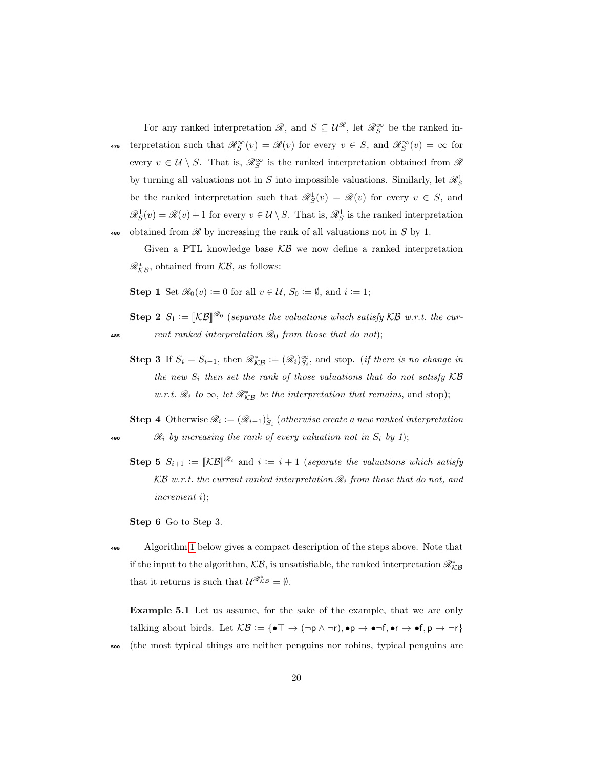For any ranked interpretation $\mathscr{R}$, and $S \subseteq \mathcal{U}^{\mathscr{R}}$, let $\mathscr{R}_S^\infty$ be the ranked interpretation such that $\mathscr{R}_S^\infty(v) = \mathscr{R}(v)$ for every $v \in S$, and $\mathscr{R}_S^\infty(v) = \infty$ for every $v \in \mathcal{U} \setminus S$. That is, $\mathscr{R}_S^\infty$ is the ranked interpretation obtained from $\mathscr{R}$ by turning all valuations not in $S$ into impossible valuations. Similarly, let $\mathscr{R}_S^1$ be the ranked interpretation such that $\mathscr{R}_S^1(v) = \mathscr{R}(v)$ for every $v \in S$, and $\mathscr{R}_S^1(v) = \mathscr{R}(v) + 1$ for every $v \in \mathcal{U} \setminus S$. That is, $\mathscr{R}_S^1$ is the ranked interpretation obtained from $\mathscr{R}$ by increasing the rank of all valuations not in $S$ by 1.

Given a PTL knowledge base $\mathcal{KB}$ we now define a ranked interpretation $\mathscr{R}_{\mathcal{KB}}^*$, obtained from $\mathcal{KB}$, as follows:

**Step 1** Set $\mathscr{R}_0(v) := 0$ for all $v \in \mathcal{U}$, $S_0 := \emptyset$, and $i := 1$;

**Step 2** $S_1 := [\![\mathcal{KB}]\!]^{\mathscr{R}_0}$ (*separate the valuations which satisfy $\mathcal{KB}$ w.r.t. the current ranked interpretation $\mathscr{R}_0$ from those that do not*);

**Step 3** If $S_i = S_{i-1}$, then $\mathscr{R}_{\mathcal{KB}}^* := (\mathscr{R}_i)_{S_i}^\infty$, and stop. (*if there is no change in the new $S_i$ then set the rank of those valuations that do not satisfy $\mathcal{KB}$ w.r.t. $\mathscr{R}_i$ to $\infty$, let $\mathscr{R}_{\mathcal{KB}}^*$ be the interpretation that remains*, and stop);

**Step 4** Otherwise $\mathscr{R}_i := (\mathscr{R}_{i-1})_{S_i}^1$ (*otherwise create a new ranked interpretation $\mathscr{R}_i$ by increasing the rank of every valuation not in $S_i$ by 1*);

**Step 5** $S_{i+1} := [\![\mathcal{KB}]\!]^{\mathscr{R}_i}$ and $i := i + 1$ (*separate the valuations which satisfy $\mathcal{KB}$ w.r.t. the current ranked interpretation $\mathscr{R}_i$ from those that do not, and increment $i$*);

**Step 6** Go to Step 3.

Algorithm 1 below gives a compact description of the steps above. Note that if the input to the algorithm, $\mathcal{KB}$, is unsatisfiable, the ranked interpretation $\mathscr{R}_{\mathcal{KB}}^*$ that it returns is such that $\mathcal{U}^{\mathscr{R}_{\mathcal{KB}}^*} = \emptyset$.

**Example 5.1** Let us assume, for the sake of the example, that we are only talking about birds. Let $\mathcal{KB} := \{\bullet\top \rightarrow (\neg \mathsf{p} \wedge \neg \mathsf{r}), \bullet \mathsf{p} \rightarrow \bullet\neg \mathsf{f}, \bullet \mathsf{r} \rightarrow \bullet \mathsf{f}, \mathsf{p} \rightarrow \neg \mathsf{r}\}$ (the most typical things are neither penguins nor robins, typical penguins are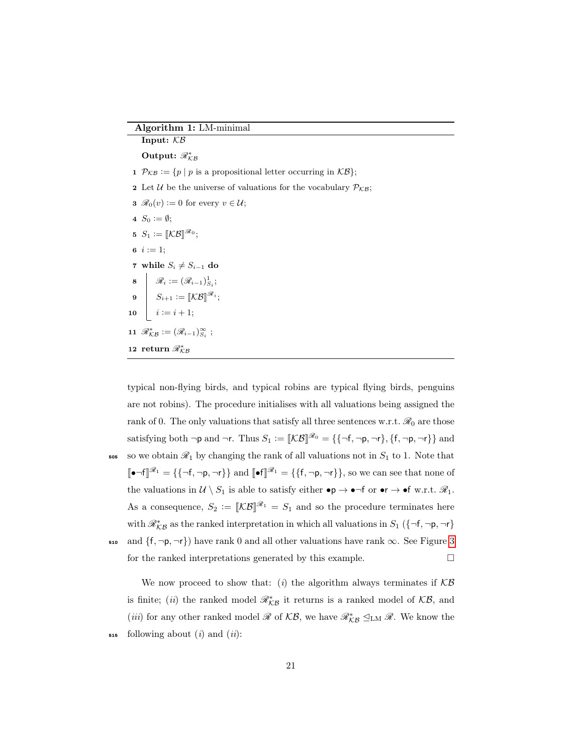**Algorithm 1:** LM-minimal

**Input:** $\mathcal{KB}$

**Output:** $\mathscr{R}^*_{\mathcal{KB}}$

```
1  P_KB := {p | p is a propositional letter occurring in KB};
2  Let U be the universe of valuations for the vocabulary P_KB;
3  R_0(v) := 0 for every v ∈ U;
4  S_0 := ∅;
5  S_1 := [[KB]]^{R_0};
6  i := 1;
7  while S_i ≠ S_{i-1} do
8      R_i := (R_{i-1})^1_{S_i};
9      S_{i+1} := [[KB]]^{R_i};
10     i := i + 1;
11 R*_KB := (R_{i-1})^∞_{S_i} ;
12 return R*_KB
```

typical non-flying birds, and typical robins are typical flying birds, penguins are not robins). The procedure initialises with all valuations being assigned the rank of 0. The only valuations that satisfy all three sentences w.r.t. $\mathscr{R}_0$ are those satisfying both $\neg\mathsf{p}$ and $\neg\mathsf{r}$. Thus $S_1 := [\![\mathcal{KB}]\!]^{\mathscr{R}_0} = \{\{\neg\mathsf{f}, \neg\mathsf{p}, \neg\mathsf{r}\}, \{\mathsf{f}, \neg\mathsf{p}, \neg\mathsf{r}\}\}$ and so we obtain $\mathscr{R}_1$ by changing the rank of all valuations not in $S_1$ to 1. Note that $[\![\bullet\neg\mathsf{f}]\!]^{\mathscr{R}_1} = \{\{\neg\mathsf{f}, \neg\mathsf{p}, \neg\mathsf{r}\}\}$ and $[\![\bullet\mathsf{f}]\!]^{\mathscr{R}_1} = \{\{\mathsf{f}, \neg\mathsf{p}, \neg\mathsf{r}\}\}$, so we can see that none of the valuations in $\mathcal{U} \setminus S_1$ is able to satisfy either $\bullet\mathsf{p} \rightarrow \bullet\neg\mathsf{f}$ or $\bullet\mathsf{r} \rightarrow \bullet\mathsf{f}$ w.r.t. $\mathscr{R}_1$. As a consequence, $S_2 := [\![\mathcal{KB}]\!]^{\mathscr{R}_1} = S_1$ and so the procedure terminates here with $\mathscr{R}^*_{\mathcal{KB}}$ as the ranked interpretation in which all valuations in $S_1$ ($\{\neg\mathsf{f}, \neg\mathsf{p}, \neg\mathsf{r}\}$ and $\{\mathsf{f}, \neg\mathsf{p}, \neg\mathsf{r}\}$) have rank 0 and all other valuations have rank $\infty$. See Figure 3 for the ranked interpretations generated by this example. □

We now proceed to show that: (*i*) the algorithm always terminates if $\mathcal{KB}$ is finite; (*ii*) the ranked model $\mathscr{R}^*_{\mathcal{KB}}$ it returns is a ranked model of $\mathcal{KB}$, and (*iii*) for any other ranked model $\mathscr{R}$ of $\mathcal{KB}$, we have $\mathscr{R}^*_{\mathcal{KB}} \trianglelefteq_{\text{LM}} \mathscr{R}$. We know the following about (*i*) and (*ii*):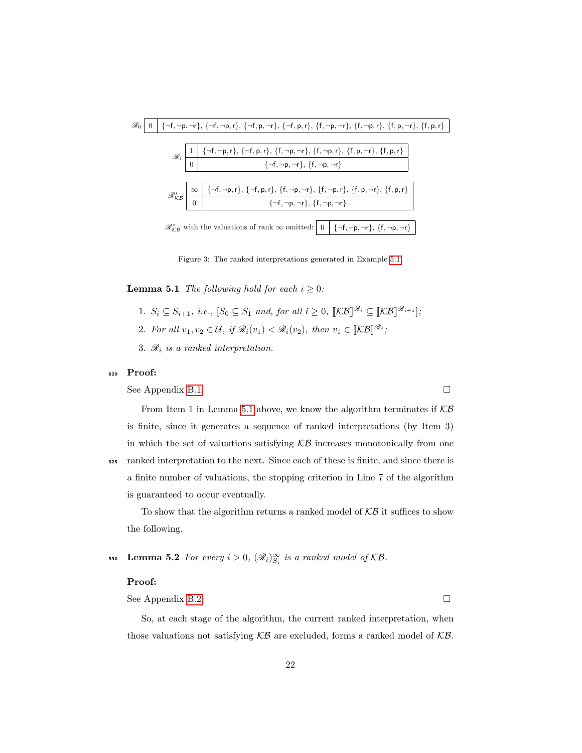$\mathscr{R}_0$

| 0 | {¬f, ¬p, ¬r}, {¬f, ¬p, r}, {¬f, p, ¬r}, {¬f, p, r}, {f, ¬p, ¬r}, {f, ¬p, r}, {f, p, ¬r}, {f, p, r} |
|---|---|

$\mathscr{R}_1$

| 1 | {¬f, ¬p, r}, {¬f, p, r}, {f, ¬p, ¬r}, {f, ¬p, r}, {f, p, ¬r}, {f, p, r} |
|---|---|
| 0 | {¬f, ¬p, ¬r}, {f, ¬p, ¬r} |

$\mathscr{R}^*_{\mathcal{KB}}$

| $\infty$ | {¬f, ¬p, r}, {¬f, p, r}, {f, ¬p, ¬r}, {f, ¬p, r}, {f, p, ¬r}, {f, p, r} |
|---|---|
| 0 | {¬f, ¬p, ¬r}, {f, ¬p, ¬r} |

$\mathscr{R}^*_{\mathcal{KB}}$ with the valuations of rank $\infty$ omitted:

| 0 | {¬f, ¬p, ¬r}, {f, ¬p, ¬r} |
|---|---|

Figure 3: The ranked interpretations generated in Example 5.1

**Lemma 5.1** *The following hold for each $i \geq 0$:*

1. *$S_i \subseteq S_{i+1}$, i.e., [$S_0 \subseteq S_1$ and, for all $i \geq 0$, $[\![\mathcal{KB}]\!]^{\mathscr{R}_i} \subseteq [\![\mathcal{KB}]\!]^{\mathscr{R}_{i+1}}$];*
2. *For all $v_1, v_2 \in \mathcal{U}$, if $\mathscr{R}_i(v_1) < \mathscr{R}_i(v_2)$, then $v_1 \in [\![\mathcal{KB}]\!]^{\mathscr{R}_i}$;*
3. *$\mathscr{R}_i$ is a ranked interpretation.*

**Proof:**

See Appendix B.1. □

From Item 1 in Lemma 5.1 above, we know the algorithm terminates if $\mathcal{KB}$ is finite, since it generates a sequence of ranked interpretations (by Item 3) in which the set of valuations satisfying $\mathcal{KB}$ increases monotonically from one ranked interpretation to the next. Since each of these is finite, and since there is a finite number of valuations, the stopping criterion in Line 7 of the algorithm is guaranteed to occur eventually.

To show that the algorithm returns a ranked model of $\mathcal{KB}$ it suffices to show the following.

**Lemma 5.2** *For every $i > 0$, $(\mathscr{R}_i)^{\infty}_{S_i}$ is a ranked model of $\mathcal{KB}$.*

**Proof:**

See Appendix B.2. □

So, at each stage of the algorithm, the current ranked interpretation, when those valuations not satisfying $\mathcal{KB}$ are excluded, forms a ranked model of $\mathcal{KB}$.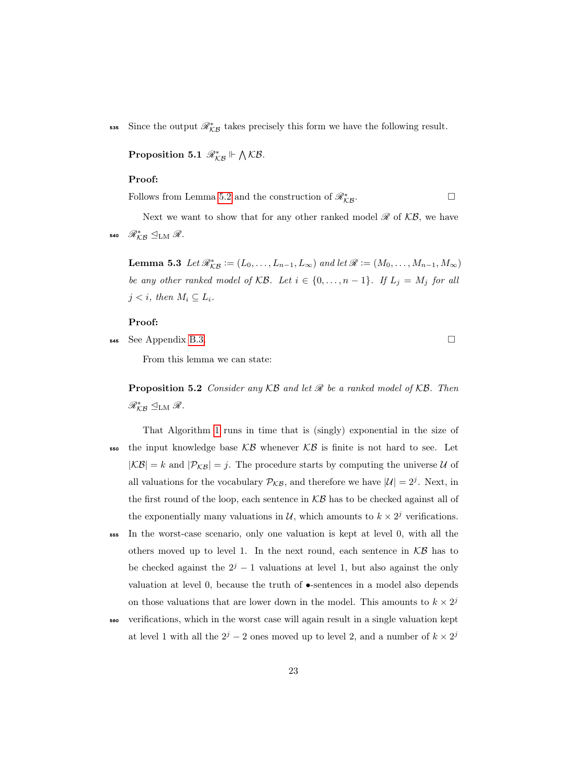Since the output $\mathscr{R}^*_{\mathcal{KB}}$ takes precisely this form we have the following result.

**Proposition 5.1** $\mathscr{R}^*_{\mathcal{KB}} \Vdash \bigwedge \mathcal{KB}$.

**Proof:**

Follows from Lemma 5.2 and the construction of $\mathscr{R}^*_{\mathcal{KB}}$. □

Next we want to show that for any other ranked model $\mathscr{R}$ of $\mathcal{KB}$, we have $\mathscr{R}^*_{\mathcal{KB}} \trianglelefteq_{\text{LM}} \mathscr{R}$.

**Lemma 5.3** *Let $\mathscr{R}^*_{\mathcal{KB}} := (L_0, \ldots, L_{n-1}, L_\infty)$ and let $\mathscr{R} := (M_0, \ldots, M_{n-1}, M_\infty)$ be any other ranked model of $\mathcal{KB}$. Let $i \in \{0, \ldots, n-1\}$. If $L_j = M_j$ for all $j < i$, then $M_i \subseteq L_i$.*

**Proof:**

See Appendix B.3. □

From this lemma we can state:

**Proposition 5.2** *Consider any $\mathcal{KB}$ and let $\mathscr{R}$ be a ranked model of $\mathcal{KB}$. Then $\mathscr{R}^*_{\mathcal{KB}} \trianglelefteq_{\text{LM}} \mathscr{R}$.*

That Algorithm 1 runs in time that is (singly) exponential in the size of the input knowledge base $\mathcal{KB}$ whenever $\mathcal{KB}$ is finite is not hard to see. Let $|\mathcal{KB}| = k$ and $|\mathcal{P}_{\mathcal{KB}}| = j$. The procedure starts by computing the universe $\mathcal{U}$ of all valuations for the vocabulary $\mathcal{P}_{\mathcal{KB}}$, and therefore we have $|\mathcal{U}| = 2^j$. Next, in the first round of the loop, each sentence in $\mathcal{KB}$ has to be checked against all of the exponentially many valuations in $\mathcal{U}$, which amounts to $k \times 2^j$ verifications. In the worst-case scenario, only one valuation is kept at level 0, with all the others moved up to level 1. In the next round, each sentence in $\mathcal{KB}$ has to be checked against the $2^j - 1$ valuations at level 1, but also against the only valuation at level 0, because the truth of $\bullet$-sentences in a model also depends on those valuations that are lower down in the model. This amounts to $k \times 2^j$ verifications, which in the worst case will again result in a single valuation kept at level 1 with all the $2^j - 2$ ones moved up to level 2, and a number of $k \times 2^j$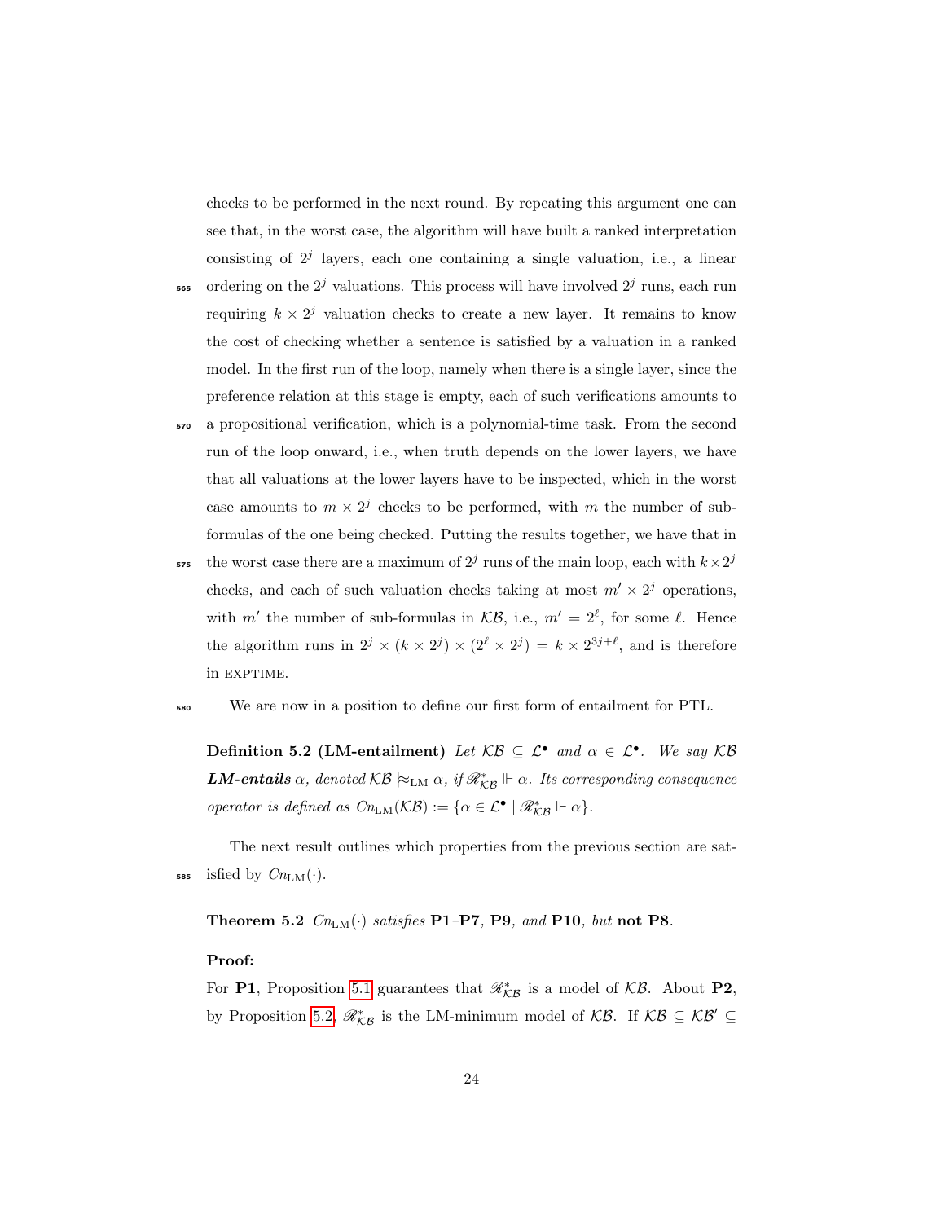checks to be performed in the next round. By repeating this argument one can see that, in the worst case, the algorithm will have built a ranked interpretation consisting of $2^j$ layers, each one containing a single valuation, i.e., a linear ordering on the $2^j$ valuations. This process will have involved $2^j$ runs, each run requiring $k \times 2^j$ valuation checks to create a new layer. It remains to know the cost of checking whether a sentence is satisfied by a valuation in a ranked model. In the first run of the loop, namely when there is a single layer, since the preference relation at this stage is empty, each of such verifications amounts to a propositional verification, which is a polynomial-time task. From the second run of the loop onward, i.e., when truth depends on the lower layers, we have that all valuations at the lower layers have to be inspected, which in the worst case amounts to $m \times 2^j$ checks to be performed, with $m$ the number of sub-formulas of the one being checked. Putting the results together, we have that in the worst case there are a maximum of $2^j$ runs of the main loop, each with $k \times 2^j$ checks, and each of such valuation checks taking at most $m' \times 2^j$ operations, with $m'$ the number of sub-formulas in $\mathcal{KB}$, i.e., $m' = 2^\ell$, for some $\ell$. Hence the algorithm runs in $2^j \times (k \times 2^j) \times (2^\ell \times 2^j) = k \times 2^{3j+\ell}$, and is therefore in EXPTIME.

We are now in a position to define our first form of entailment for PTL.

**Definition 5.2 (LM-entailment)** *Let $\mathcal{KB} \subseteq \mathcal{L}^\bullet$ and $\alpha \in \mathcal{L}^\bullet$. We say $\mathcal{KB}$* ***LM-entails*** *$\alpha$, denoted $\mathcal{KB} \approx_{\text{LM}} \alpha$, if $\mathscr{R}^*_{\mathcal{KB}} \Vdash \alpha$. Its corresponding consequence operator is defined as $Cn_{\text{LM}}(\mathcal{KB}) := \{\alpha \in \mathcal{L}^\bullet \mid \mathscr{R}^*_{\mathcal{KB}} \Vdash \alpha\}$.*

The next result outlines which properties from the previous section are satisfied by $Cn_{\text{LM}}(\cdot)$.

**Theorem 5.2** *$Cn_{\text{LM}}(\cdot)$ satisfies* **P1**–**P7**, **P9**, *and* **P10**, *but* **not P8**.

**Proof:**

For **P1**, Proposition 5.1 guarantees that $\mathscr{R}^*_{\mathcal{KB}}$ is a model of $\mathcal{KB}$. About **P2**, by Proposition 5.2, $\mathscr{R}^*_{\mathcal{KB}}$ is the LM-minimum model of $\mathcal{KB}$. If $\mathcal{KB} \subseteq \mathcal{KB}' \subseteq$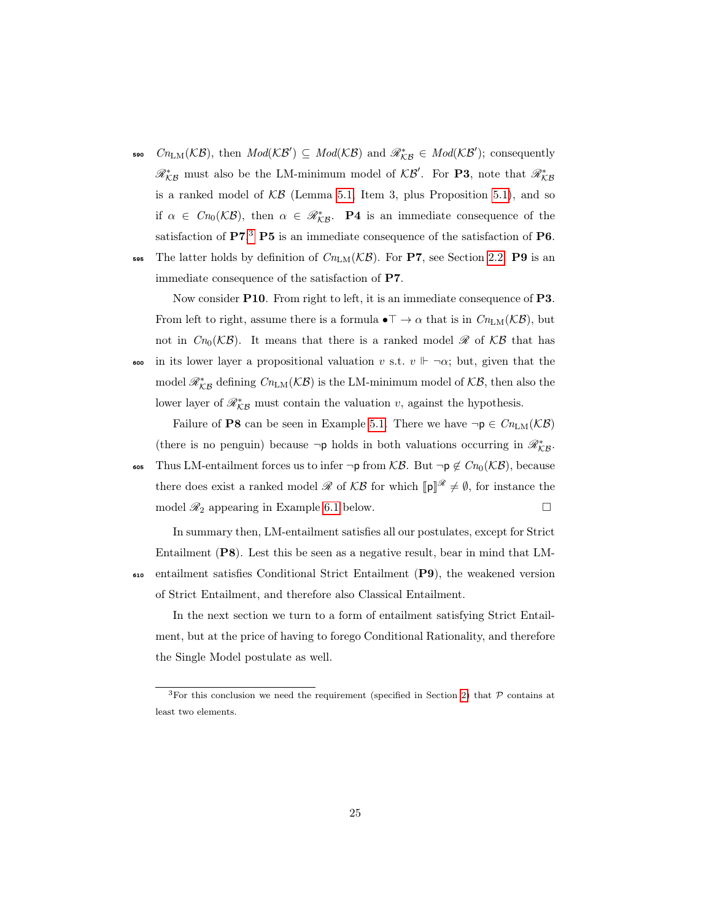$Cn_{\mathrm{LM}}(\mathcal{KB})$, then $Mod(\mathcal{KB}') \subseteq Mod(\mathcal{KB})$ and $\mathscr{R}^*_{\mathcal{KB}} \in Mod(\mathcal{KB}')$; consequently $\mathscr{R}^*_{\mathcal{KB}}$ must also be the LM-minimum model of $\mathcal{KB}'$. For **P3**, note that $\mathscr{R}^*_{\mathcal{KB}}$ is a ranked model of $\mathcal{KB}$ (Lemma 5.1, Item 3, plus Proposition 5.1), and so if $\alpha \in Cn_0(\mathcal{KB})$, then $\alpha \in \mathscr{R}^*_{\mathcal{KB}}$. **P4** is an immediate consequence of the satisfaction of **P7**.[3] **P5** is an immediate consequence of the satisfaction of **P6**. The latter holds by definition of $Cn_{\mathrm{LM}}(\mathcal{KB})$. For **P7**, see Section 2.2. **P9** is an immediate consequence of the satisfaction of **P7**.

Now consider **P10**. From right to left, it is an immediate consequence of **P3**. From left to right, assume there is a formula $\bullet\top \rightarrow \alpha$ that is in $Cn_{\mathrm{LM}}(\mathcal{KB})$, but not in $Cn_0(\mathcal{KB})$. It means that there is a ranked model $\mathscr{R}$ of $\mathcal{KB}$ that has in its lower layer a propositional valuation $v$ s.t. $v \Vdash \neg\alpha$; but, given that the model $\mathscr{R}^*_{\mathcal{KB}}$ defining $Cn_{\mathrm{LM}}(\mathcal{KB})$ is the LM-minimum model of $\mathcal{KB}$, then also the lower layer of $\mathscr{R}^*_{\mathcal{KB}}$ must contain the valuation $v$, against the hypothesis.

Failure of **P8** can be seen in Example 5.1. There we have $\neg\mathsf{p} \in Cn_{\mathrm{LM}}(\mathcal{KB})$ (there is no penguin) because $\neg\mathsf{p}$ holds in both valuations occurring in $\mathscr{R}^*_{\mathcal{KB}}$. Thus LM-entailment forces us to infer $\neg\mathsf{p}$ from $\mathcal{KB}$. But $\neg\mathsf{p} \notin Cn_0(\mathcal{KB})$, because there does exist a ranked model $\mathscr{R}$ of $\mathcal{KB}$ for which $[\![\mathsf{p}]\!]^{\mathscr{R}} \neq \emptyset$, for instance the model $\mathscr{R}_2$ appearing in Example 6.1 below. □

In summary then, LM-entailment satisfies all our postulates, except for Strict Entailment (**P8**). Lest this be seen as a negative result, bear in mind that LM-entailment satisfies Conditional Strict Entailment (**P9**), the weakened version of Strict Entailment, and therefore also Classical Entailment.

In the next section we turn to a form of entailment satisfying Strict Entailment, but at the price of having to forego Conditional Rationality, and therefore the Single Model postulate as well.

[3] For this conclusion we need the requirement (specified in Section 2) that $\mathcal{P}$ contains at least two elements.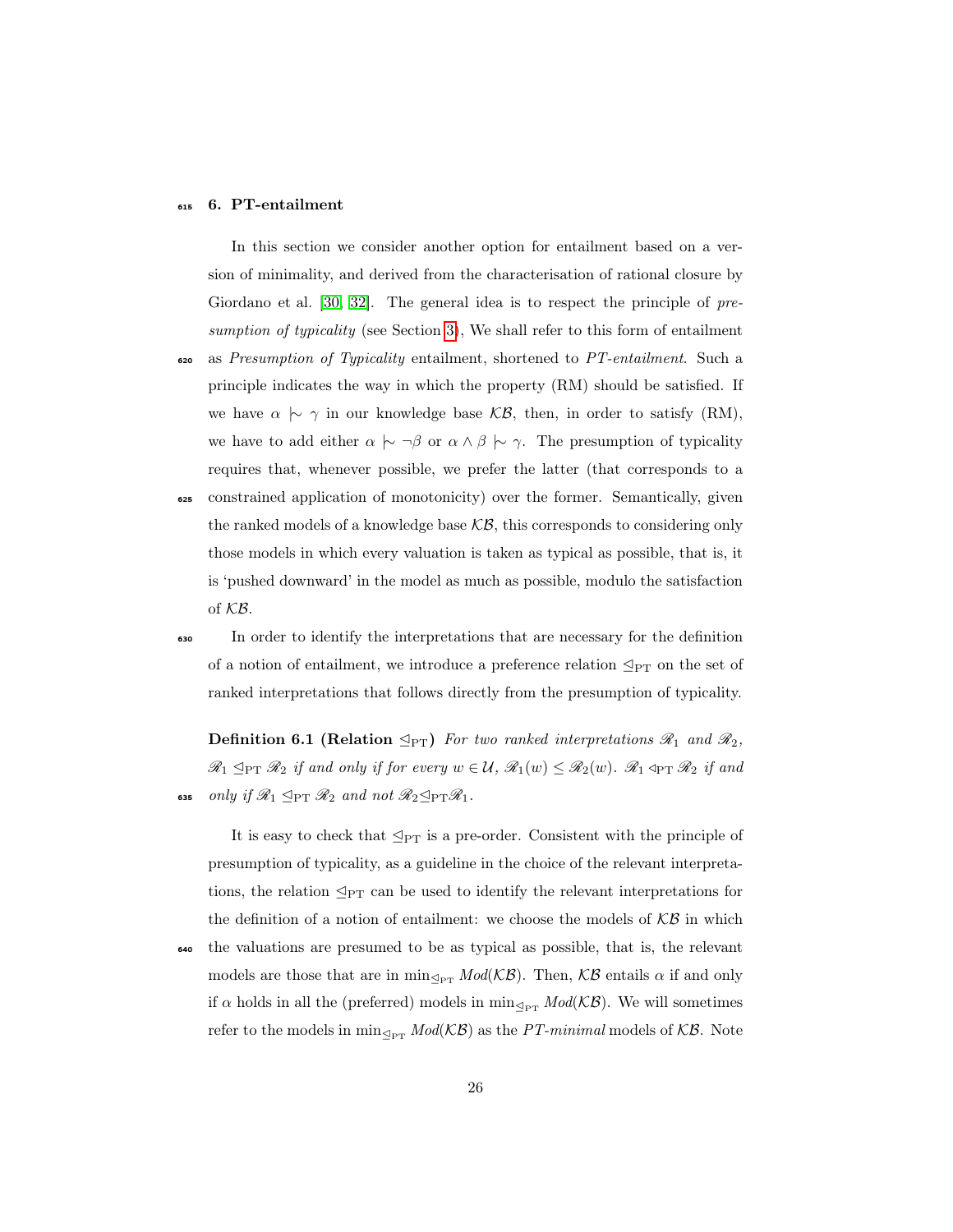## 6. PT-entailment

In this section we consider another option for entailment based on a version of minimality, and derived from the characterisation of rational closure by Giordano et al. [30, 32]. The general idea is to respect the principle of *presumption of typicality* (see Section 3), We shall refer to this form of entailment as *Presumption of Typicality* entailment, shortened to *PT-entailment*. Such a principle indicates the way in which the property (RM) should be satisfied. If we have $\alpha \mid\sim \gamma$ in our knowledge base $\mathcal{KB}$, then, in order to satisfy (RM), we have to add either $\alpha \mid\sim \neg\beta$ or $\alpha \wedge \beta \mid\sim \gamma$. The presumption of typicality requires that, whenever possible, we prefer the latter (that corresponds to a constrained application of monotonicity) over the former. Semantically, given the ranked models of a knowledge base $\mathcal{KB}$, this corresponds to considering only those models in which every valuation is taken as typical as possible, that is, it is 'pushed downward' in the model as much as possible, modulo the satisfaction of $\mathcal{KB}$.

In order to identify the interpretations that are necessary for the definition of a notion of entailment, we introduce a preference relation $\trianglelefteq_{\mathrm{PT}}$ on the set of ranked interpretations that follows directly from the presumption of typicality.

**Definition 6.1 (Relation $\trianglelefteq_{\mathrm{PT}}$)** *For two ranked interpretations $\mathscr{R}_1$ and $\mathscr{R}_2$, $\mathscr{R}_1 \trianglelefteq_{\mathrm{PT}} \mathscr{R}_2$ if and only if for every $w \in \mathcal{U}$, $\mathscr{R}_1(w) \leq \mathscr{R}_2(w)$. $\mathscr{R}_1 \triangleleft_{\mathrm{PT}} \mathscr{R}_2$ if and only if $\mathscr{R}_1 \trianglelefteq_{\mathrm{PT}} \mathscr{R}_2$ and not $\mathscr{R}_2 \trianglelefteq_{\mathrm{PT}} \mathscr{R}_1$.*

It is easy to check that $\trianglelefteq_{\mathrm{PT}}$ is a pre-order. Consistent with the principle of presumption of typicality, as a guideline in the choice of the relevant interpretations, the relation $\trianglelefteq_{\mathrm{PT}}$ can be used to identify the relevant interpretations for the definition of a notion of entailment: we choose the models of $\mathcal{KB}$ in which the valuations are presumed to be as typical as possible, that is, the relevant models are those that are in $\min_{\trianglelefteq_{\mathrm{PT}}} \mathit{Mod}(\mathcal{KB})$. Then, $\mathcal{KB}$ entails $\alpha$ if and only if $\alpha$ holds in all the (preferred) models in $\min_{\trianglelefteq_{\mathrm{PT}}} \mathit{Mod}(\mathcal{KB})$. We will sometimes refer to the models in $\min_{\trianglelefteq_{\mathrm{PT}}} \mathit{Mod}(\mathcal{KB})$ as the *PT-minimal* models of $\mathcal{KB}$. Note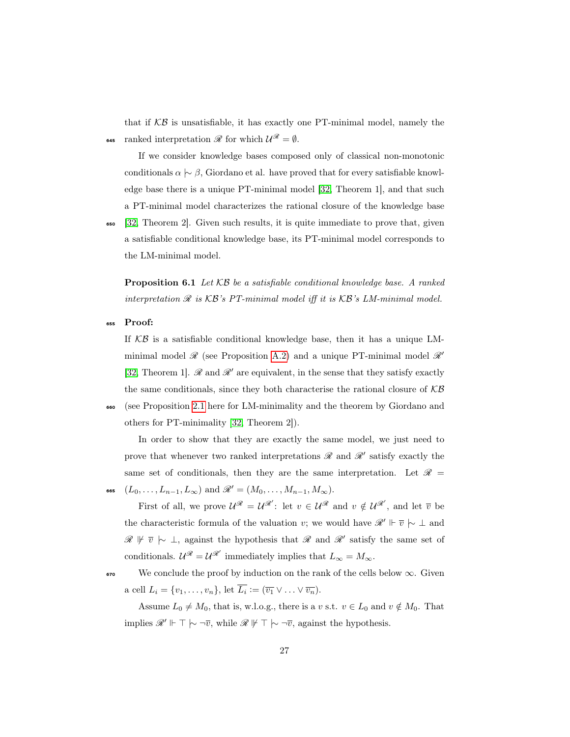that if $\mathcal{KB}$ is unsatisfiable, it has exactly one PT-minimal model, namely the ranked interpretation $\mathscr{R}$ for which $\mathcal{U}^{\mathscr{R}} = \emptyset$.

If we consider knowledge bases composed only of classical non-monotonic conditionals $\alpha \mathrel{|\!\sim} \beta$, Giordano et al. have proved that for every satisfiable knowledge base there is a unique PT-minimal model [32, Theorem 1], and that such a PT-minimal model characterizes the rational closure of the knowledge base [32, Theorem 2]. Given such results, it is quite immediate to prove that, given a satisfiable conditional knowledge base, its PT-minimal model corresponds to the LM-minimal model.

**Proposition 6.1** *Let $\mathcal{KB}$ be a satisfiable conditional knowledge base. A ranked interpretation $\mathscr{R}$ is $\mathcal{KB}$'s PT-minimal model iff it is $\mathcal{KB}$'s LM-minimal model.*

**Proof:**

If $\mathcal{KB}$ is a satisfiable conditional knowledge base, then it has a unique LM-minimal model $\mathscr{R}$ (see Proposition A.2) and a unique PT-minimal model $\mathscr{R}'$ [32, Theorem 1]. $\mathscr{R}$ and $\mathscr{R}'$ are equivalent, in the sense that they satisfy exactly the same conditionals, since they both characterise the rational closure of $\mathcal{KB}$ (see Proposition 2.1 here for LM-minimality and the theorem by Giordano and others for PT-minimality [32, Theorem 2]).

In order to show that they are exactly the same model, we just need to prove that whenever two ranked interpretations $\mathscr{R}$ and $\mathscr{R}'$ satisfy exactly the same set of conditionals, then they are the same interpretation. Let $\mathscr{R} = (L_0, \ldots, L_{n-1}, L_\infty)$ and $\mathscr{R}' = (M_0, \ldots, M_{n-1}, M_\infty)$.

First of all, we prove $\mathcal{U}^{\mathscr{R}} = \mathcal{U}^{\mathscr{R}'}$: let $v \in \mathcal{U}^{\mathscr{R}}$ and $v \notin \mathcal{U}^{\mathscr{R}'}$, and let $\overline{v}$ be the characteristic formula of the valuation $v$; we would have $\mathscr{R}' \Vdash \overline{v} \mathrel{|\!\sim} \bot$ and $\mathscr{R} \nVdash \overline{v} \mathrel{|\!\sim} \bot$, against the hypothesis that $\mathscr{R}$ and $\mathscr{R}'$ satisfy the same set of conditionals. $\mathcal{U}^{\mathscr{R}} = \mathcal{U}^{\mathscr{R}'}$ immediately implies that $L_\infty = M_\infty$.

We conclude the proof by induction on the rank of the cells below $\infty$. Given a cell $L_i = \{v_1, \ldots, v_n\}$, let $\overline{L_i} := (\overline{v_1} \vee \ldots \vee \overline{v_n})$.

Assume $L_0 \neq M_0$, that is, w.l.o.g., there is a $v$ s.t. $v \in L_0$ and $v \notin M_0$. That implies $\mathscr{R}' \Vdash \top \mathrel{|\!\sim} \neg\overline{v}$, while $\mathscr{R} \nVdash \top \mathrel{|\!\sim} \neg\overline{v}$, against the hypothesis.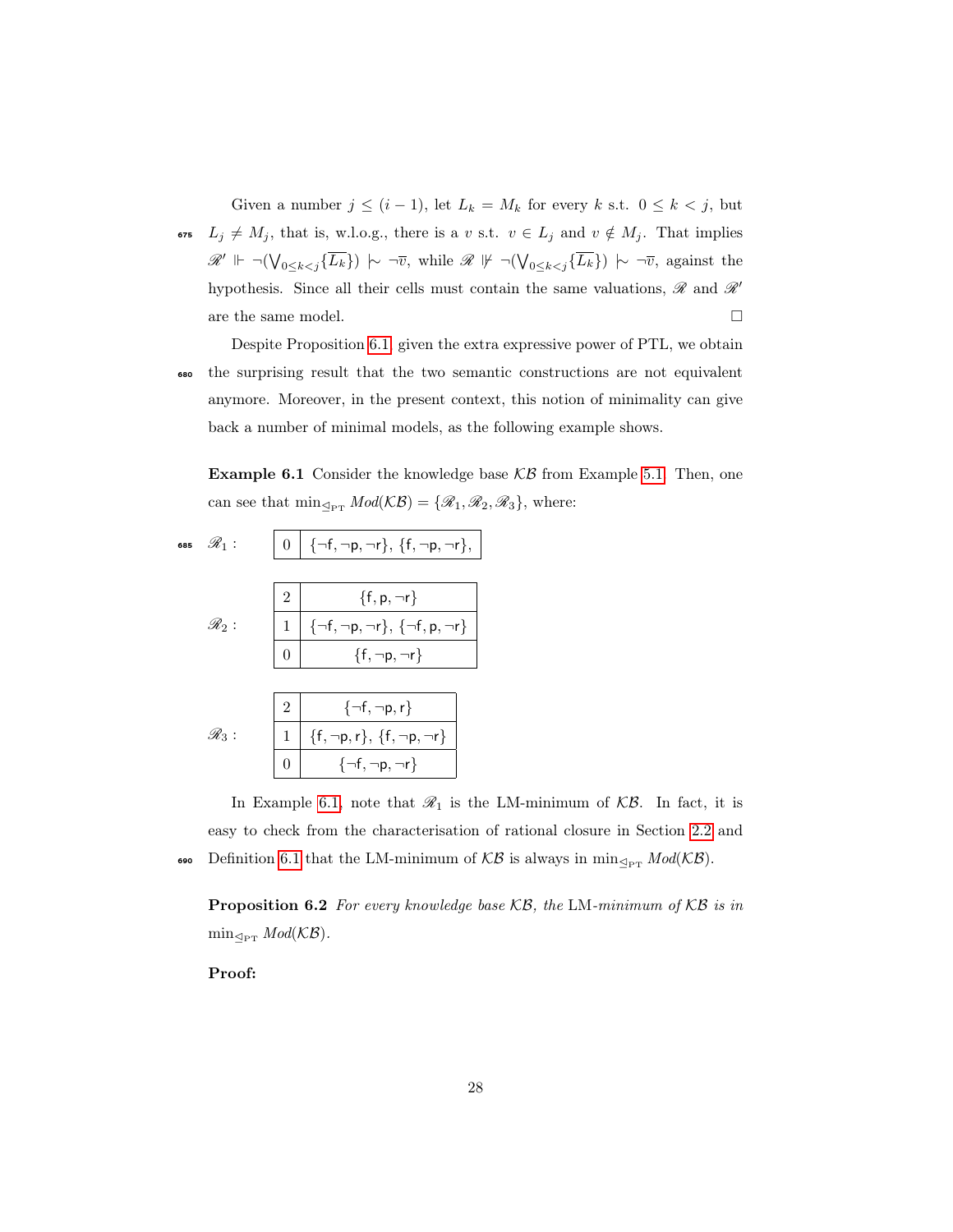Given a number $j \leq (i-1)$, let $L_k = M_k$ for every $k$ s.t. $0 \leq k < j$, but $L_j \neq M_j$, that is, w.l.o.g., there is a $v$ s.t. $v \in L_j$ and $v \notin M_j$. That implies $\mathscr{R}' \Vdash \neg(\bigvee_{0 \leq k < j}\{\overline{L_k}\}) \mid\sim \neg\overline{v}$, while $\mathscr{R} \nVdash \neg(\bigvee_{0 \leq k < j}\{\overline{L_k}\}) \mid\sim \neg\overline{v}$, against the hypothesis. Since all their cells must contain the same valuations, $\mathscr{R}$ and $\mathscr{R}'$ are the same model. □

Despite Proposition 6.1, given the extra expressive power of PTL, we obtain the surprising result that the two semantic constructions are not equivalent anymore. Moreover, in the present context, this notion of minimality can give back a number of minimal models, as the following example shows.

**Example 6.1** Consider the knowledge base $\mathcal{KB}$ from Example 5.1. Then, one can see that $\min_{\trianglelefteq_{\text{PT}}} \mathit{Mod}(\mathcal{KB}) = \{\mathscr{R}_1, \mathscr{R}_2, \mathscr{R}_3\}$, where:

$\mathscr{R}_1$ :

| | |
|---|---|
| 0 | $\{\neg\mathsf{f}, \neg\mathsf{p}, \neg\mathsf{r}\}$, $\{\mathsf{f}, \neg\mathsf{p}, \neg\mathsf{r}\}$, |

$\mathscr{R}_2$ :

| | |
|---|---|
| 2 | $\{\mathsf{f}, \mathsf{p}, \neg\mathsf{r}\}$ |
| 1 | $\{\neg\mathsf{f}, \neg\mathsf{p}, \neg\mathsf{r}\}$, $\{\neg\mathsf{f}, \mathsf{p}, \neg\mathsf{r}\}$ |
| 0 | $\{\mathsf{f}, \neg\mathsf{p}, \neg\mathsf{r}\}$ |

$\mathscr{R}_3$ :

| | |
|---|---|
| 2 | $\{\neg\mathsf{f}, \neg\mathsf{p}, \mathsf{r}\}$ |
| 1 | $\{\mathsf{f}, \neg\mathsf{p}, \mathsf{r}\}$, $\{\mathsf{f}, \neg\mathsf{p}, \neg\mathsf{r}\}$ |
| 0 | $\{\neg\mathsf{f}, \neg\mathsf{p}, \neg\mathsf{r}\}$ |

In Example 6.1, note that $\mathscr{R}_1$ is the LM-minimum of $\mathcal{KB}$. In fact, it is easy to check from the characterisation of rational closure in Section 2.2 and Definition 6.1 that the LM-minimum of $\mathcal{KB}$ is always in $\min_{\trianglelefteq_{\text{PT}}} \mathit{Mod}(\mathcal{KB})$.

**Proposition 6.2** *For every knowledge base $\mathcal{KB}$, the* LM*-minimum of $\mathcal{KB}$ is in $\min_{\trianglelefteq_{\text{PT}}} \mathit{Mod}(\mathcal{KB})$.*

**Proof:**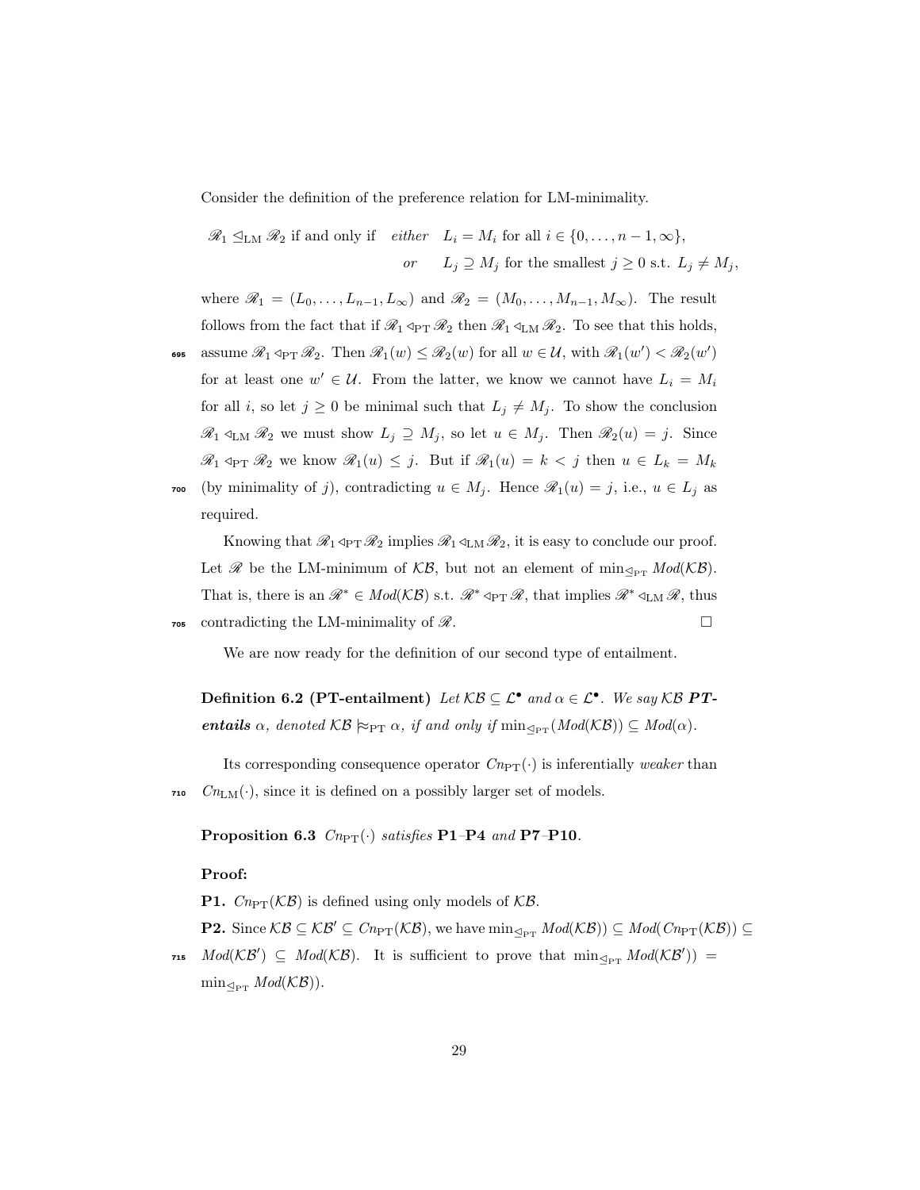Consider the definition of the preference relation for LM-minimality.

$$\mathscr{R}_1 \trianglelefteq_{\text{LM}} \mathscr{R}_2 \text{ if and only if } \quad \begin{array}{ll} \textit{either} & L_i = M_i \text{ for all } i \in \{0, \ldots, n-1, \infty\}, \\ \textit{or} & L_j \supseteq M_j \text{ for the smallest } j \geq 0 \text{ s.t. } L_j \neq M_j, \end{array}$$

where $\mathscr{R}_1 = (L_0, \ldots, L_{n-1}, L_\infty)$ and $\mathscr{R}_2 = (M_0, \ldots, M_{n-1}, M_\infty)$. The result follows from the fact that if $\mathscr{R}_1 \triangleleft_{\text{PT}} \mathscr{R}_2$ then $\mathscr{R}_1 \triangleleft_{\text{LM}} \mathscr{R}_2$. To see that this holds, assume $\mathscr{R}_1 \triangleleft_{\text{PT}} \mathscr{R}_2$. Then $\mathscr{R}_1(w) \leq \mathscr{R}_2(w)$ for all $w \in \mathcal{U}$, with $\mathscr{R}_1(w') < \mathscr{R}_2(w')$ for at least one $w' \in \mathcal{U}$. From the latter, we know we cannot have $L_i = M_i$ for all $i$, so let $j \geq 0$ be minimal such that $L_j \neq M_j$. To show the conclusion $\mathscr{R}_1 \triangleleft_{\text{LM}} \mathscr{R}_2$ we must show $L_j \supseteq M_j$, so let $u \in M_j$. Then $\mathscr{R}_2(u) = j$. Since $\mathscr{R}_1 \triangleleft_{\text{PT}} \mathscr{R}_2$ we know $\mathscr{R}_1(u) \leq j$. But if $\mathscr{R}_1(u) = k < j$ then $u \in L_k = M_k$ (by minimality of $j$), contradicting $u \in M_j$. Hence $\mathscr{R}_1(u) = j$, i.e., $u \in L_j$ as required.

Knowing that $\mathscr{R}_1 \triangleleft_{\text{PT}} \mathscr{R}_2$ implies $\mathscr{R}_1 \triangleleft_{\text{LM}} \mathscr{R}_2$, it is easy to conclude our proof. Let $\mathscr{R}$ be the LM-minimum of $\mathcal{KB}$, but not an element of $\min_{\trianglelefteq_{\text{PT}}} \mathit{Mod}(\mathcal{KB})$. That is, there is an $\mathscr{R}^* \in \mathit{Mod}(\mathcal{KB})$ s.t. $\mathscr{R}^* \triangleleft_{\text{PT}} \mathscr{R}$, that implies $\mathscr{R}^* \triangleleft_{\text{LM}} \mathscr{R}$, thus contradicting the LM-minimality of $\mathscr{R}$. $\square$

We are now ready for the definition of our second type of entailment.

**Definition 6.2 (PT-entailment)** *Let $\mathcal{KB} \subseteq \mathcal{L}^\bullet$ and $\alpha \in \mathcal{L}^\bullet$. We say $\mathcal{KB}$* ***PT-entails*** *$\alpha$, denoted $\mathcal{KB} \approx_{\text{PT}} \alpha$, if and only if $\min_{\trianglelefteq_{\text{PT}}}(\mathit{Mod}(\mathcal{KB})) \subseteq \mathit{Mod}(\alpha)$.*

Its corresponding consequence operator $\mathit{Cn}_{\text{PT}}(\cdot)$ is inferentially *weaker* than $\mathit{Cn}_{\text{LM}}(\cdot)$, since it is defined on a possibly larger set of models.

**Proposition 6.3** *$\mathit{Cn}_{\text{PT}}(\cdot)$ satisfies* **P1**–**P4** *and* **P7**–**P10**.

**Proof:**

**P1.** $\mathit{Cn}_{\text{PT}}(\mathcal{KB})$ is defined using only models of $\mathcal{KB}$.

**P2.** Since $\mathcal{KB} \subseteq \mathcal{KB}' \subseteq \mathit{Cn}_{\text{PT}}(\mathcal{KB})$, we have $\min_{\trianglelefteq_{\text{PT}}} \mathit{Mod}(\mathcal{KB})) \subseteq \mathit{Mod}(\mathit{Cn}_{\text{PT}}(\mathcal{KB})) \subseteq \mathit{Mod}(\mathcal{KB}') \subseteq \mathit{Mod}(\mathcal{KB})$. It is sufficient to prove that $\min_{\trianglelefteq_{\text{PT}}} \mathit{Mod}(\mathcal{KB}')) = \min_{\trianglelefteq_{\text{PT}}} \mathit{Mod}(\mathcal{KB}))$.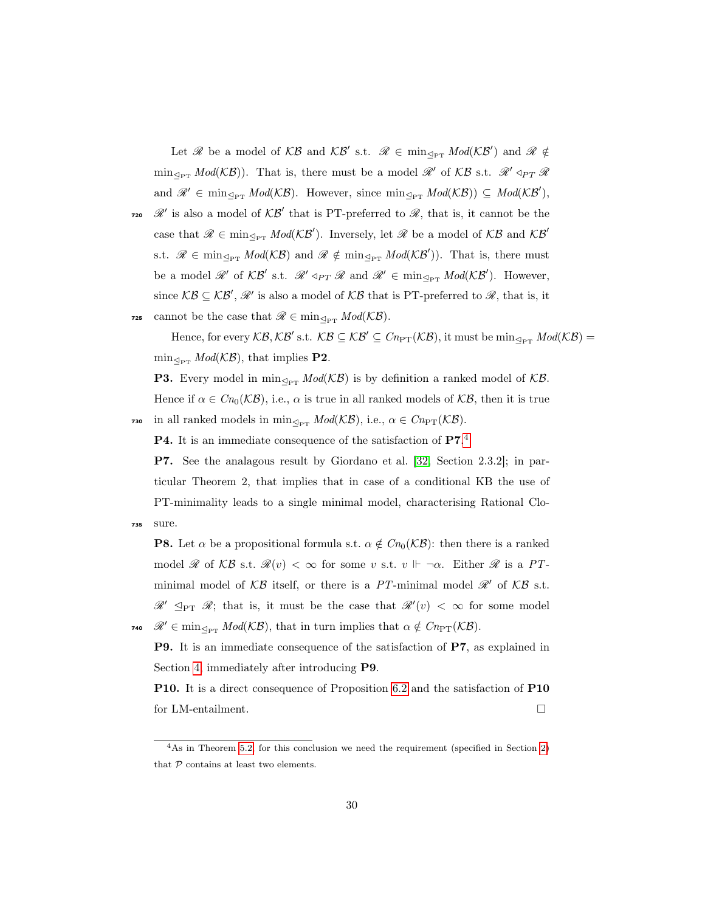Let $\mathscr{R}$ be a model of $\mathcal{KB}$ and $\mathcal{KB}'$ s.t. $\mathscr{R} \in \min_{\trianglelefteq_{\text{PT}}} \mathit{Mod}(\mathcal{KB}')$ and $\mathscr{R} \notin \min_{\trianglelefteq_{\text{PT}}} \mathit{Mod}(\mathcal{KB}))$. That is, there must be a model $\mathscr{R}'$ of $\mathcal{KB}$ s.t. $\mathscr{R}' \triangleleft_{PT} \mathscr{R}$ and $\mathscr{R}' \in \min_{\trianglelefteq_{\text{PT}}} \mathit{Mod}(\mathcal{KB})$. However, since $\min_{\trianglelefteq_{\text{PT}}} \mathit{Mod}(\mathcal{KB})) \subseteq \mathit{Mod}(\mathcal{KB}')$, $\mathscr{R}'$ is also a model of $\mathcal{KB}'$ that is PT-preferred to $\mathscr{R}$, that is, it cannot be the case that $\mathscr{R} \in \min_{\trianglelefteq_{\text{PT}}} \mathit{Mod}(\mathcal{KB}')$. Inversely, let $\mathscr{R}$ be a model of $\mathcal{KB}$ and $\mathcal{KB}'$ s.t. $\mathscr{R} \in \min_{\trianglelefteq_{\text{PT}}} \mathit{Mod}(\mathcal{KB})$ and $\mathscr{R} \notin \min_{\trianglelefteq_{\text{PT}}} \mathit{Mod}(\mathcal{KB}'))$. That is, there must be a model $\mathscr{R}'$ of $\mathcal{KB}'$ s.t. $\mathscr{R}' \triangleleft_{PT} \mathscr{R}$ and $\mathscr{R}' \in \min_{\trianglelefteq_{\text{PT}}} \mathit{Mod}(\mathcal{KB}')$. However, since $\mathcal{KB} \subseteq \mathcal{KB}'$, $\mathscr{R}'$ is also a model of $\mathcal{KB}$ that is PT-preferred to $\mathscr{R}$, that is, it cannot be the case that $\mathscr{R} \in \min_{\trianglelefteq_{\text{PT}}} \mathit{Mod}(\mathcal{KB})$.

Hence, for every $\mathcal{KB}, \mathcal{KB}'$ s.t. $\mathcal{KB} \subseteq \mathcal{KB}' \subseteq \mathit{Cn}_{\text{PT}}(\mathcal{KB})$, it must be $\min_{\trianglelefteq_{\text{PT}}} \mathit{Mod}(\mathcal{KB}) = \min_{\trianglelefteq_{\text{PT}}} \mathit{Mod}(\mathcal{KB})$, that implies **P2**.

**P3.** Every model in $\min_{\trianglelefteq_{\text{PT}}} \mathit{Mod}(\mathcal{KB})$ is by definition a ranked model of $\mathcal{KB}$. Hence if $\alpha \in \mathit{Cn}_0(\mathcal{KB})$, i.e., $\alpha$ is true in all ranked models of $\mathcal{KB}$, then it is true in all ranked models in $\min_{\trianglelefteq_{\text{PT}}} \mathit{Mod}(\mathcal{KB})$, i.e., $\alpha \in \mathit{Cn}_{\text{PT}}(\mathcal{KB})$.

**P4.** It is an immediate consequence of the satisfaction of **P7**.[4]

**P7.** See the analagous result by Giordano et al. [32, Section 2.3.2]; in particular Theorem 2, that implies that in case of a conditional KB the use of PT-minimality leads to a single minimal model, characterising Rational Closure.

**P8.** Let $\alpha$ be a propositional formula s.t. $\alpha \notin \mathit{Cn}_0(\mathcal{KB})$: then there is a ranked model $\mathscr{R}$ of $\mathcal{KB}$ s.t. $\mathscr{R}(v) < \infty$ for some $v$ s.t. $v \Vdash \neg\alpha$. Either $\mathscr{R}$ is a *PT*-minimal model of $\mathcal{KB}$ itself, or there is a *PT*-minimal model $\mathscr{R}'$ of $\mathcal{KB}$ s.t. $\mathscr{R}' \trianglelefteq_{\text{PT}} \mathscr{R}$; that is, it must be the case that $\mathscr{R}'(v) < \infty$ for some model $\mathscr{R}' \in \min_{\trianglelefteq_{\text{PT}}} \mathit{Mod}(\mathcal{KB})$, that in turn implies that $\alpha \notin \mathit{Cn}_{\text{PT}}(\mathcal{KB})$.

**P9.** It is an immediate consequence of the satisfaction of **P7**, as explained in Section 4, immediately after introducing **P9**.

**P10.** It is a direct consequence of Proposition 6.2 and the satisfaction of **P10** for LM-entailment. □

[4] As in Theorem 5.2, for this conclusion we need the requirement (specified in Section 2) that $\mathcal{P}$ contains at least two elements.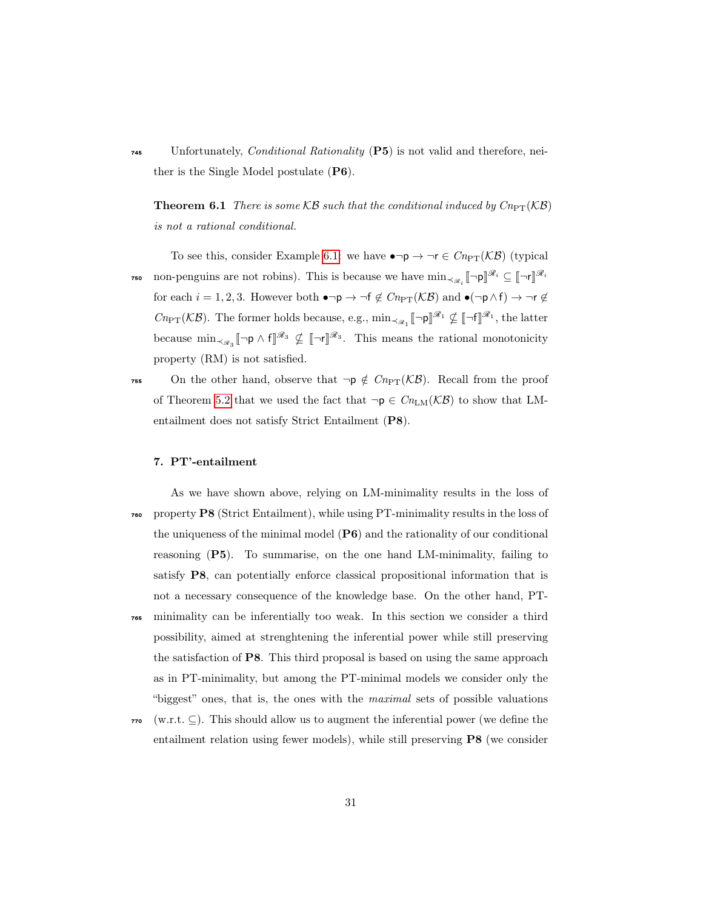Unfortunately, *Conditional Rationality* (**P5**) is not valid and therefore, neither is the Single Model postulate (**P6**).

**Theorem 6.1** *There is some $\mathcal{KB}$ such that the conditional induced by $Cn_{\mathrm{PT}}(\mathcal{KB})$ is not a rational conditional.*

To see this, consider Example 6.1: we have $\bullet\neg \mathsf{p} \rightarrow \neg \mathsf{r} \in Cn_{\mathrm{PT}}(\mathcal{KB})$ (typical non-penguins are not robins). This is because we have $\min_{\prec_{\mathscr{R}_i}} [\![\neg \mathsf{p}]\!]^{\mathscr{R}_i} \subseteq [\![\neg \mathsf{r}]\!]^{\mathscr{R}_i}$ for each $i = 1, 2, 3$. However both $\bullet\neg \mathsf{p} \rightarrow \neg \mathsf{f} \notin Cn_{\mathrm{PT}}(\mathcal{KB})$ and $\bullet(\neg \mathsf{p} \wedge \mathsf{f}) \rightarrow \neg \mathsf{r} \notin Cn_{\mathrm{PT}}(\mathcal{KB})$. The former holds because, e.g., $\min_{\prec_{\mathscr{R}_1}} [\![\neg \mathsf{p}]\!]^{\mathscr{R}_1} \not\subseteq [\![\neg \mathsf{f}]\!]^{\mathscr{R}_1}$, the latter because $\min_{\prec_{\mathscr{R}_3}} [\![\neg \mathsf{p} \wedge \mathsf{f}]\!]^{\mathscr{R}_3} \not\subseteq [\![\neg \mathsf{r}]\!]^{\mathscr{R}_3}$. This means the rational monotonicity property (RM) is not satisfied.

On the other hand, observe that $\neg \mathsf{p} \notin Cn_{\mathrm{PT}}(\mathcal{KB})$. Recall from the proof of Theorem 5.2 that we used the fact that $\neg \mathsf{p} \in Cn_{\mathrm{LM}}(\mathcal{KB})$ to show that LM-entailment does not satisfy Strict Entailment (**P8**).

## 7. PT'-entailment

As we have shown above, relying on LM-minimality results in the loss of property **P8** (Strict Entailment), while using PT-minimality results in the loss of the uniqueness of the minimal model (**P6**) and the rationality of our conditional reasoning (**P5**). To summarise, on the one hand LM-minimality, failing to satisfy **P8**, can potentially enforce classical propositional information that is not a necessary consequence of the knowledge base. On the other hand, PT-minimality can be inferentially too weak. In this section we consider a third possibility, aimed at strenghtening the inferential power while still preserving the satisfaction of **P8**. This third proposal is based on using the same approach as in PT-minimality, but among the PT-minimal models we consider only the "biggest" ones, that is, the ones with the *maximal* sets of possible valuations (w.r.t. $\subseteq$). This should allow us to augment the inferential power (we define the entailment relation using fewer models), while still preserving **P8** (we consider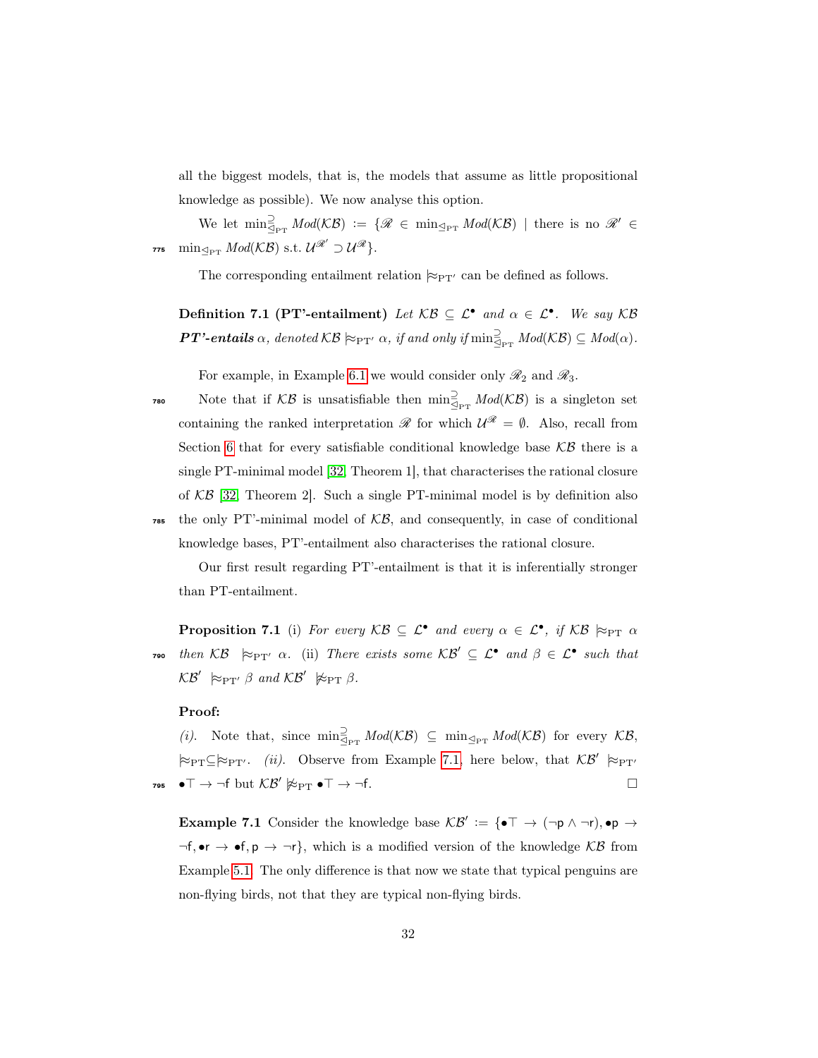all the biggest models, that is, the models that assume as little propositional knowledge as possible). We now analyse this option.

We let $\min^{\supseteq}_{\trianglelefteq_{\mathrm{PT}}} \mathit{Mod}(\mathcal{KB}) := \{\mathscr{R} \in \min_{\trianglelefteq_{\mathrm{PT}}} \mathit{Mod}(\mathcal{KB}) \mid \text{there is no } \mathscr{R}' \in \min_{\trianglelefteq_{\mathrm{PT}}} \mathit{Mod}(\mathcal{KB}) \text{ s.t. } \mathcal{U}^{\mathscr{R}'} \supset \mathcal{U}^{\mathscr{R}}\}$.

The corresponding entailment relation $\approx_{\mathrm{PT}'}$ can be defined as follows.

**Definition 7.1 (PT'-entailment)** *Let $\mathcal{KB} \subseteq \mathcal{L}^\bullet$ and $\alpha \in \mathcal{L}^\bullet$. We say $\mathcal{KB}$* ***PT'-entails*** *$\alpha$, denoted $\mathcal{KB} \approx_{\mathrm{PT}'} \alpha$, if and only if $\min^{\supseteq}_{\trianglelefteq_{\mathrm{PT}}} \mathit{Mod}(\mathcal{KB}) \subseteq \mathit{Mod}(\alpha)$.*

For example, in Example 6.1 we would consider only $\mathscr{R}_2$ and $\mathscr{R}_3$.

Note that if $\mathcal{KB}$ is unsatisfiable then $\min^{\supseteq}_{\trianglelefteq_{\mathrm{PT}}} \mathit{Mod}(\mathcal{KB})$ is a singleton set containing the ranked interpretation $\mathscr{R}$ for which $\mathcal{U}^{\mathscr{R}} = \emptyset$. Also, recall from Section 6 that for every satisfiable conditional knowledge base $\mathcal{KB}$ there is a single PT-minimal model [32, Theorem 1], that characterises the rational closure of $\mathcal{KB}$ [32, Theorem 2]. Such a single PT-minimal model is by definition also the only PT'-minimal model of $\mathcal{KB}$, and consequently, in case of conditional knowledge bases, PT'-entailment also characterises the rational closure.

Our first result regarding PT'-entailment is that it is inferentially stronger than PT-entailment.

**Proposition 7.1** (i) *For every $\mathcal{KB} \subseteq \mathcal{L}^\bullet$ and every $\alpha \in \mathcal{L}^\bullet$, if $\mathcal{KB} \approx_{\mathrm{PT}} \alpha$ then $\mathcal{KB} \approx_{\mathrm{PT}'} \alpha$.* (ii) *There exists some $\mathcal{KB}' \subseteq \mathcal{L}^\bullet$ and $\beta \in \mathcal{L}^\bullet$ such that $\mathcal{KB}' \approx_{\mathrm{PT}'} \beta$ and $\mathcal{KB}' \not\approx_{\mathrm{PT}} \beta$.*

**Proof:**

*(i).* Note that, since $\min^{\supseteq}_{\trianglelefteq_{\mathrm{PT}}} \mathit{Mod}(\mathcal{KB}) \subseteq \min_{\trianglelefteq_{\mathrm{PT}}} \mathit{Mod}(\mathcal{KB})$ for every $\mathcal{KB}$, $\approx_{\mathrm{PT}} \subseteq \approx_{\mathrm{PT}'}$. *(ii).* Observe from Example 7.1, here below, that $\mathcal{KB}' \approx_{\mathrm{PT}'} \bullet\top \rightarrow \neg\mathsf{f}$ but $\mathcal{KB}' \not\approx_{\mathrm{PT}} \bullet\top \rightarrow \neg\mathsf{f}$. $\square$

**Example 7.1** Consider the knowledge base $\mathcal{KB}' := \{\bullet\top \rightarrow (\neg\mathsf{p} \wedge \neg\mathsf{r}), \bullet\mathsf{p} \rightarrow \neg\mathsf{f}, \bullet\mathsf{r} \rightarrow \bullet\mathsf{f}, \mathsf{p} \rightarrow \neg\mathsf{r}\}$, which is a modified version of the knowledge $\mathcal{KB}$ from Example 5.1. The only difference is that now we state that typical penguins are non-flying birds, not that they are typical non-flying birds.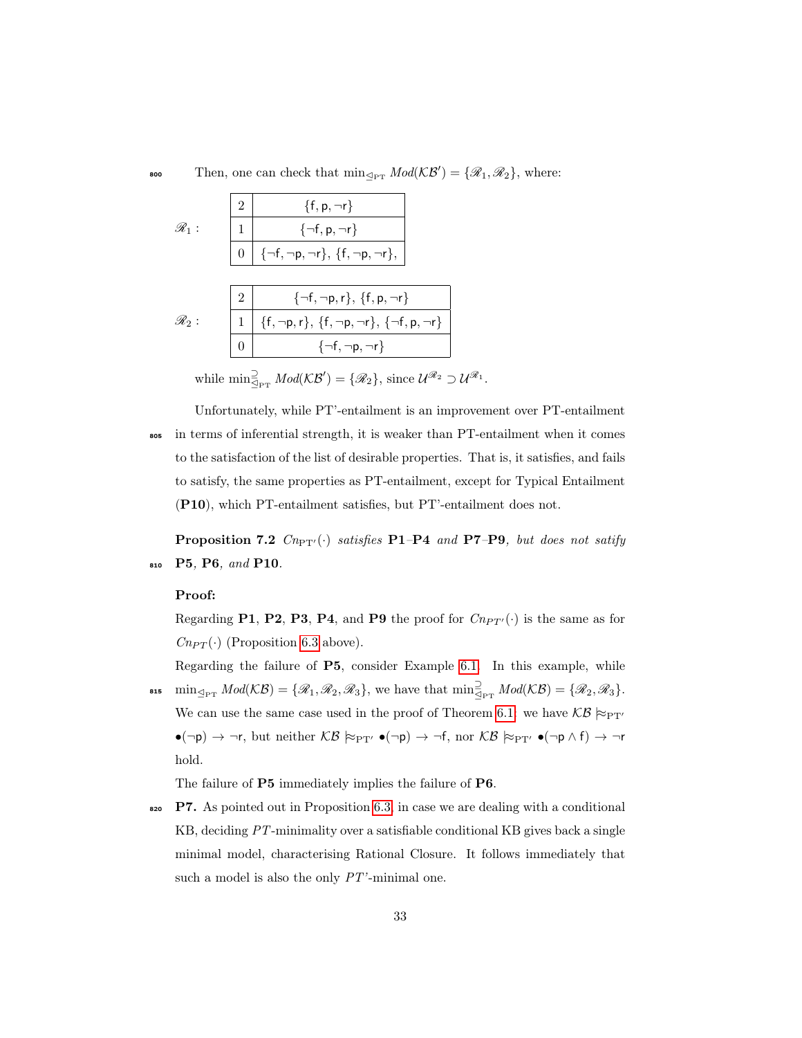Then, one can check that $\min_{\trianglelefteq_{\mathrm{PT}}} Mod(\mathcal{KB}') = \{\mathscr{R}_1, \mathscr{R}_2\}$, where:

$\mathscr{R}_1$ :

| | |
|---|---|
| 2 | $\{\mathsf{f}, \mathsf{p}, \neg\mathsf{r}\}$ |
| 1 | $\{\neg\mathsf{f}, \mathsf{p}, \neg\mathsf{r}\}$ |
| 0 | $\{\neg\mathsf{f}, \neg\mathsf{p}, \neg\mathsf{r}\}$, $\{\mathsf{f}, \neg\mathsf{p}, \neg\mathsf{r}\}$, |

$\mathscr{R}_2$ :

| | |
|---|---|
| 2 | $\{\neg\mathsf{f}, \neg\mathsf{p}, \mathsf{r}\}$, $\{\mathsf{f}, \mathsf{p}, \neg\mathsf{r}\}$ |
| 1 | $\{\mathsf{f}, \neg\mathsf{p}, \mathsf{r}\}$, $\{\mathsf{f}, \neg\mathsf{p}, \neg\mathsf{r}\}$, $\{\neg\mathsf{f}, \mathsf{p}, \neg\mathsf{r}\}$ |
| 0 | $\{\neg\mathsf{f}, \neg\mathsf{p}, \neg\mathsf{r}\}$ |

while $\min^{\supseteq}_{\trianglelefteq_{\mathrm{PT}}} Mod(\mathcal{KB}') = \{\mathscr{R}_2\}$, since $\mathcal{U}^{\mathscr{R}_2} \supset \mathcal{U}^{\mathscr{R}_1}$.

Unfortunately, while PT'-entailment is an improvement over PT-entailment in terms of inferential strength, it is weaker than PT-entailment when it comes to the satisfaction of the list of desirable properties. That is, it satisfies, and fails to satisfy, the same properties as PT-entailment, except for Typical Entailment (**P10**), which PT-entailment satisfies, but PT'-entailment does not.

**Proposition 7.2** *$Cn_{\mathrm{PT}'}(\cdot)$ satisfies* **P1**–**P4** *and* **P7**–**P9***, but does not satify* **P5***,* **P6***, and* **P10***.*

**Proof:**

Regarding **P1**, **P2**, **P3**, **P4**, and **P9** the proof for $Cn_{PT'}(\cdot)$ is the same as for $Cn_{PT}(\cdot)$ (Proposition 6.3 above).

Regarding the failure of **P5**, consider Example 6.1. In this example, while $\min_{\trianglelefteq_{\mathrm{PT}}} Mod(\mathcal{KB}) = \{\mathscr{R}_1, \mathscr{R}_2, \mathscr{R}_3\}$, we have that $\min^{\supseteq}_{\trianglelefteq_{\mathrm{PT}}} Mod(\mathcal{KB}) = \{\mathscr{R}_2, \mathscr{R}_3\}$. We can use the same case used in the proof of Theorem 6.1: we have $\mathcal{KB} \approx_{\mathrm{PT}'} \bullet(\neg\mathsf{p}) \rightarrow \neg\mathsf{r}$, but neither $\mathcal{KB} \approx_{\mathrm{PT}'} \bullet(\neg\mathsf{p}) \rightarrow \neg\mathsf{f}$, nor $\mathcal{KB} \approx_{\mathrm{PT}'} \bullet(\neg\mathsf{p} \land \mathsf{f}) \rightarrow \neg\mathsf{r}$ hold.

The failure of **P5** immediately implies the failure of **P6**.

**P7.** As pointed out in Proposition 6.3, in case we are dealing with a conditional KB, deciding $PT$-minimality over a satisfiable conditional KB gives back a single minimal model, characterising Rational Closure. It follows immediately that such a model is also the only $PT'$-minimal one.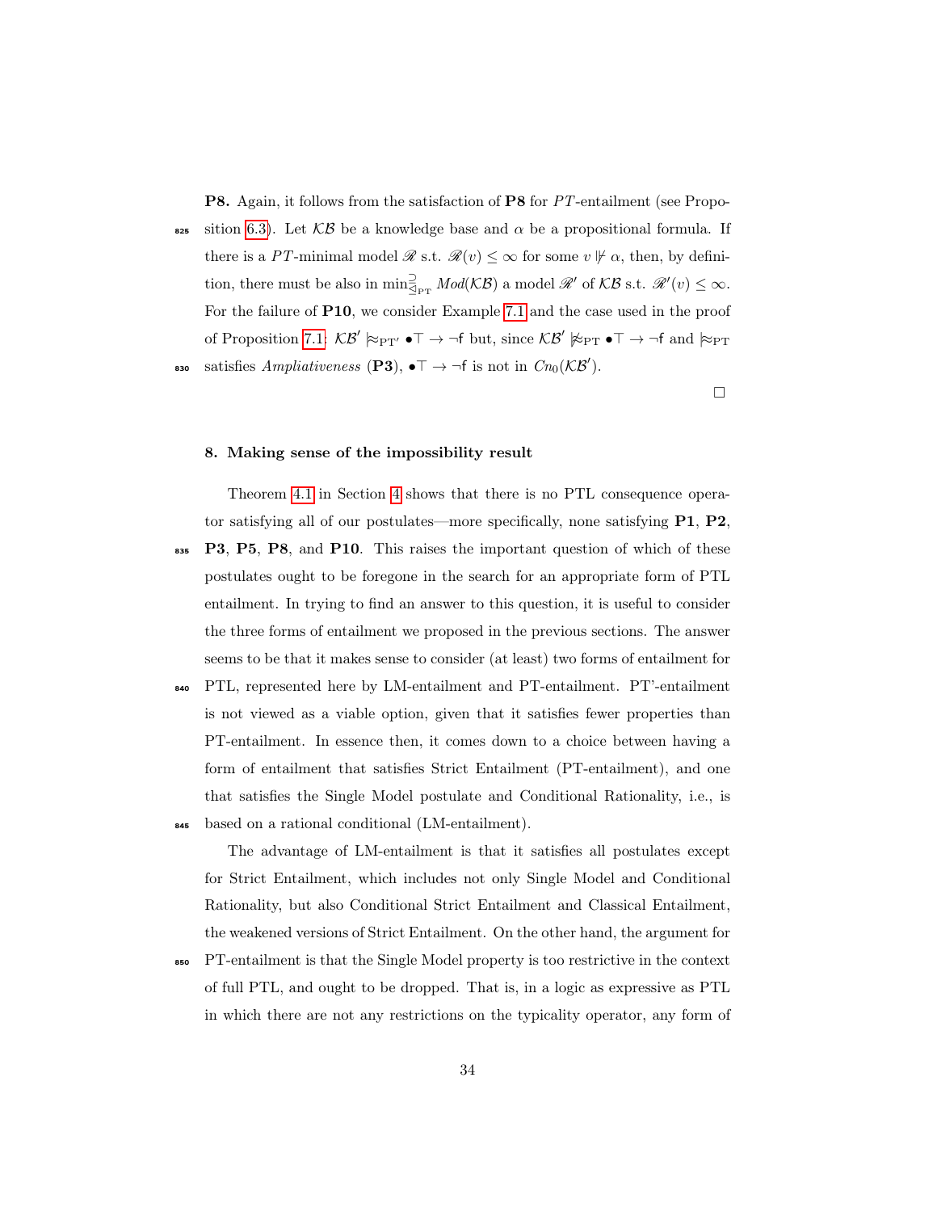**P8.** Again, it follows from the satisfaction of **P8** for $PT$-entailment (see Proposition 6.3). Let $\mathcal{KB}$ be a knowledge base and $\alpha$ be a propositional formula. If there is a $PT$-minimal model $\mathscr{R}$ s.t. $\mathscr{R}(v) \leq \infty$ for some $v \not\Vdash \alpha$, then, by definition, there must be also in $\min^{\supseteq}_{\trianglelefteq_{\mathrm{PT}}} \mathit{Mod}(\mathcal{KB})$ a model $\mathscr{R}'$ of $\mathcal{KB}$ s.t. $\mathscr{R}'(v) \leq \infty$. For the failure of **P10**, we consider Example 7.1 and the case used in the proof of Proposition 7.1: $\mathcal{KB}' \mathrel{|\!\approx}_{\mathrm{PT}'} \bullet\top \to \neg\mathsf{f}$ but, since $\mathcal{KB}' \mathrel{|\!\not\approx}_{\mathrm{PT}} \bullet\top \to \neg\mathsf{f}$ and $\mathrel{|\!\approx}_{\mathrm{PT}}$ satisfies *Ampliativeness* (**P3**), $\bullet\top \to \neg\mathsf{f}$ is not in $\mathit{Cn}_0(\mathcal{KB}')$.

□

## 8. Making sense of the impossibility result

Theorem 4.1 in Section 4 shows that there is no PTL consequence operator satisfying all of our postulates—more specifically, none satisfying **P1**, **P2**, **P3**, **P5**, **P8**, and **P10**. This raises the important question of which of these postulates ought to be foregone in the search for an appropriate form of PTL entailment. In trying to find an answer to this question, it is useful to consider the three forms of entailment we proposed in the previous sections. The answer seems to be that it makes sense to consider (at least) two forms of entailment for PTL, represented here by LM-entailment and PT-entailment. PT'-entailment is not viewed as a viable option, given that it satisfies fewer properties than PT-entailment. In essence then, it comes down to a choice between having a form of entailment that satisfies Strict Entailment (PT-entailment), and one that satisfies the Single Model postulate and Conditional Rationality, i.e., is based on a rational conditional (LM-entailment).

The advantage of LM-entailment is that it satisfies all postulates except for Strict Entailment, which includes not only Single Model and Conditional Rationality, but also Conditional Strict Entailment and Classical Entailment, the weakened versions of Strict Entailment. On the other hand, the argument for PT-entailment is that the Single Model property is too restrictive in the context of full PTL, and ought to be dropped. That is, in a logic as expressive as PTL in which there are not any restrictions on the typicality operator, any form of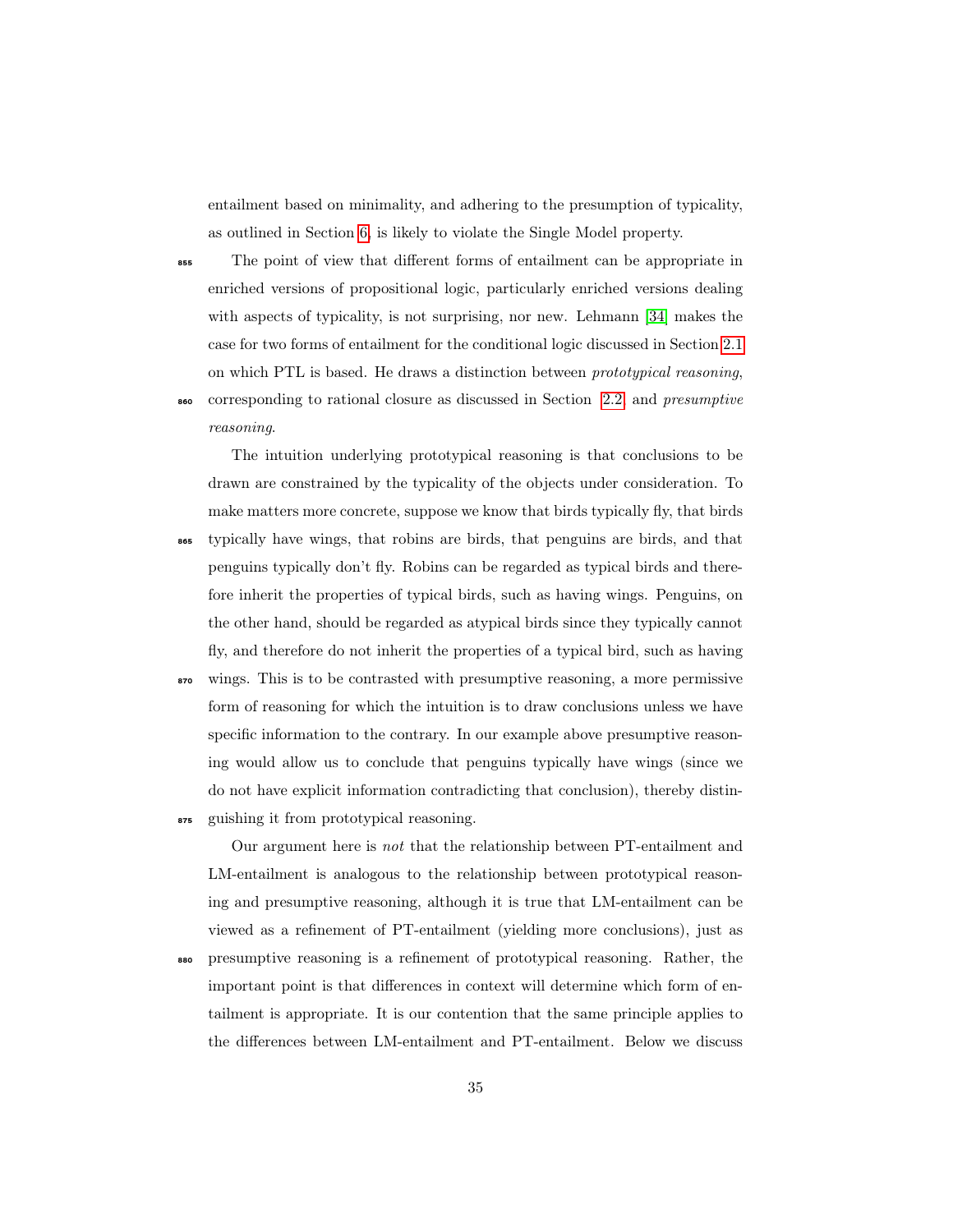entailment based on minimality, and adhering to the presumption of typicality, as outlined in Section 6, is likely to violate the Single Model property.

The point of view that different forms of entailment can be appropriate in enriched versions of propositional logic, particularly enriched versions dealing with aspects of typicality, is not surprising, nor new. Lehmann [34] makes the case for two forms of entailment for the conditional logic discussed in Section 2.1 on which PTL is based. He draws a distinction between *prototypical reasoning*, corresponding to rational closure as discussed in Section 2.2 and *presumptive reasoning*.

The intuition underlying prototypical reasoning is that conclusions to be drawn are constrained by the typicality of the objects under consideration. To make matters more concrete, suppose we know that birds typically fly, that birds typically have wings, that robins are birds, that penguins are birds, and that penguins typically don't fly. Robins can be regarded as typical birds and therefore inherit the properties of typical birds, such as having wings. Penguins, on the other hand, should be regarded as atypical birds since they typically cannot fly, and therefore do not inherit the properties of a typical bird, such as having wings. This is to be contrasted with presumptive reasoning, a more permissive form of reasoning for which the intuition is to draw conclusions unless we have specific information to the contrary. In our example above presumptive reasoning would allow us to conclude that penguins typically have wings (since we do not have explicit information contradicting that conclusion), thereby distinguishing it from prototypical reasoning.

Our argument here is *not* that the relationship between PT-entailment and LM-entailment is analogous to the relationship between prototypical reasoning and presumptive reasoning, although it is true that LM-entailment can be viewed as a refinement of PT-entailment (yielding more conclusions), just as presumptive reasoning is a refinement of prototypical reasoning. Rather, the important point is that differences in context will determine which form of entailment is appropriate. It is our contention that the same principle applies to the differences between LM-entailment and PT-entailment. Below we discuss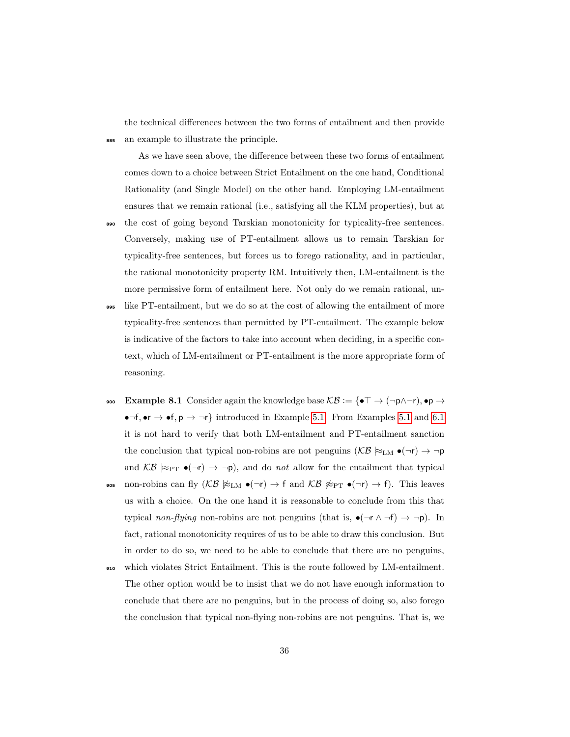the technical differences between the two forms of entailment and then provide an example to illustrate the principle.

As we have seen above, the difference between these two forms of entailment comes down to a choice between Strict Entailment on the one hand, Conditional Rationality (and Single Model) on the other hand. Employing LM-entailment ensures that we remain rational (i.e., satisfying all the KLM properties), but at the cost of going beyond Tarskian monotonicity for typicality-free sentences. Conversely, making use of PT-entailment allows us to remain Tarskian for typicality-free sentences, but forces us to forego rationality, and in particular, the rational monotonicity property RM. Intuitively then, LM-entailment is the more permissive form of entailment here. Not only do we remain rational, unlike PT-entailment, but we do so at the cost of allowing the entailment of more typicality-free sentences than permitted by PT-entailment. The example below is indicative of the factors to take into account when deciding, in a specific context, which of LM-entailment or PT-entailment is the more appropriate form of reasoning.

**Example 8.1** Consider again the knowledge base $\mathcal{KB} := \{\bullet\top \rightarrow (\neg\mathsf{p}\wedge\neg\mathsf{r}), \bullet\mathsf{p} \rightarrow \bullet\neg\mathsf{f}, \bullet\mathsf{r} \rightarrow \bullet\mathsf{f}, \mathsf{p} \rightarrow \neg\mathsf{r}\}$ introduced in Example 5.1. From Examples 5.1 and 6.1 it is not hard to verify that both LM-entailment and PT-entailment sanction the conclusion that typical non-robins are not penguins ($\mathcal{KB} \models\!\!\!\approx_{\mathrm{LM}} \bullet(\neg\mathsf{r}) \rightarrow \neg\mathsf{p}$ and $\mathcal{KB} \models\!\!\!\approx_{\mathrm{PT}} \bullet(\neg\mathsf{r}) \rightarrow \neg\mathsf{p}$), and do *not* allow for the entailment that typical non-robins can fly ($\mathcal{KB} \not\models\!\!\!\approx_{\mathrm{LM}} \bullet(\neg\mathsf{r}) \rightarrow \mathsf{f}$ and $\mathcal{KB} \not\models\!\!\!\approx_{\mathrm{PT}} \bullet(\neg\mathsf{r}) \rightarrow \mathsf{f}$). This leaves us with a choice. On the one hand it is reasonable to conclude from this that typical *non-flying* non-robins are not penguins (that is, $\bullet(\neg\mathsf{r} \wedge \neg\mathsf{f}) \rightarrow \neg\mathsf{p}$). In fact, rational monotonicity requires of us to be able to draw this conclusion. But in order to do so, we need to be able to conclude that there are no penguins, which violates Strict Entailment. This is the route followed by LM-entailment. The other option would be to insist that we do not have enough information to conclude that there are no penguins, but in the process of doing so, also forego the conclusion that typical non-flying non-robins are not penguins. That is, we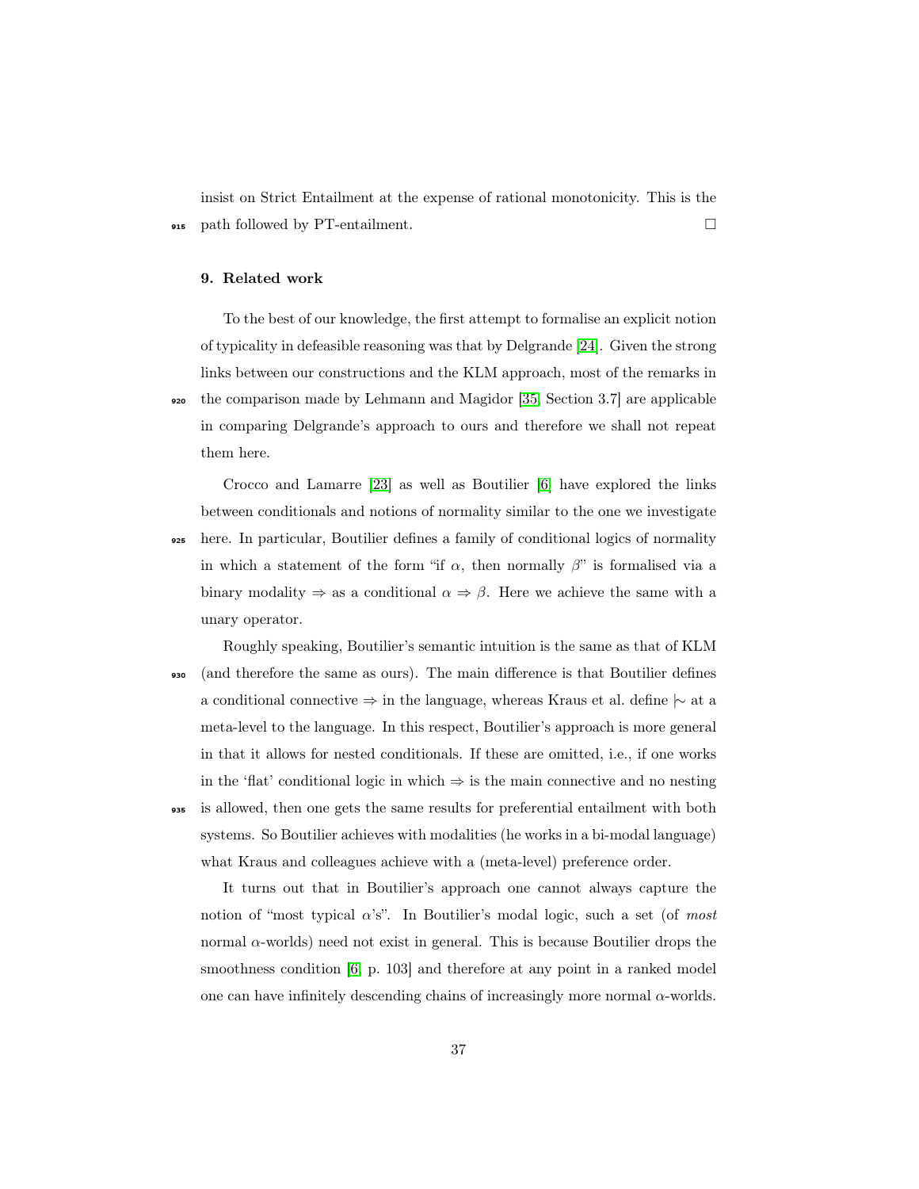insist on Strict Entailment at the expense of rational monotonicity. This is the path followed by PT-entailment. □

## 9. Related work

To the best of our knowledge, the first attempt to formalise an explicit notion of typicality in defeasible reasoning was that by Delgrande [24]. Given the strong links between our constructions and the KLM approach, most of the remarks in the comparison made by Lehmann and Magidor [35, Section 3.7] are applicable in comparing Delgrande's approach to ours and therefore we shall not repeat them here.

Crocco and Lamarre [23] as well as Boutilier [6] have explored the links between conditionals and notions of normality similar to the one we investigate here. In particular, Boutilier defines a family of conditional logics of normality in which a statement of the form "if $\alpha$, then normally $\beta$" is formalised via a binary modality $\Rightarrow$ as a conditional $\alpha \Rightarrow \beta$. Here we achieve the same with a unary operator.

Roughly speaking, Boutilier's semantic intuition is the same as that of KLM (and therefore the same as ours). The main difference is that Boutilier defines a conditional connective $\Rightarrow$ in the language, whereas Kraus et al. define $\mid\!\sim$ at a meta-level to the language. In this respect, Boutilier's approach is more general in that it allows for nested conditionals. If these are omitted, i.e., if one works in the 'flat' conditional logic in which $\Rightarrow$ is the main connective and no nesting is allowed, then one gets the same results for preferential entailment with both systems. So Boutilier achieves with modalities (he works in a bi-modal language) what Kraus and colleagues achieve with a (meta-level) preference order.

It turns out that in Boutilier's approach one cannot always capture the notion of "most typical $\alpha$'s". In Boutilier's modal logic, such a set (of *most* normal $\alpha$-worlds) need not exist in general. This is because Boutilier drops the smoothness condition [6, p. 103] and therefore at any point in a ranked model one can have infinitely descending chains of increasingly more normal $\alpha$-worlds.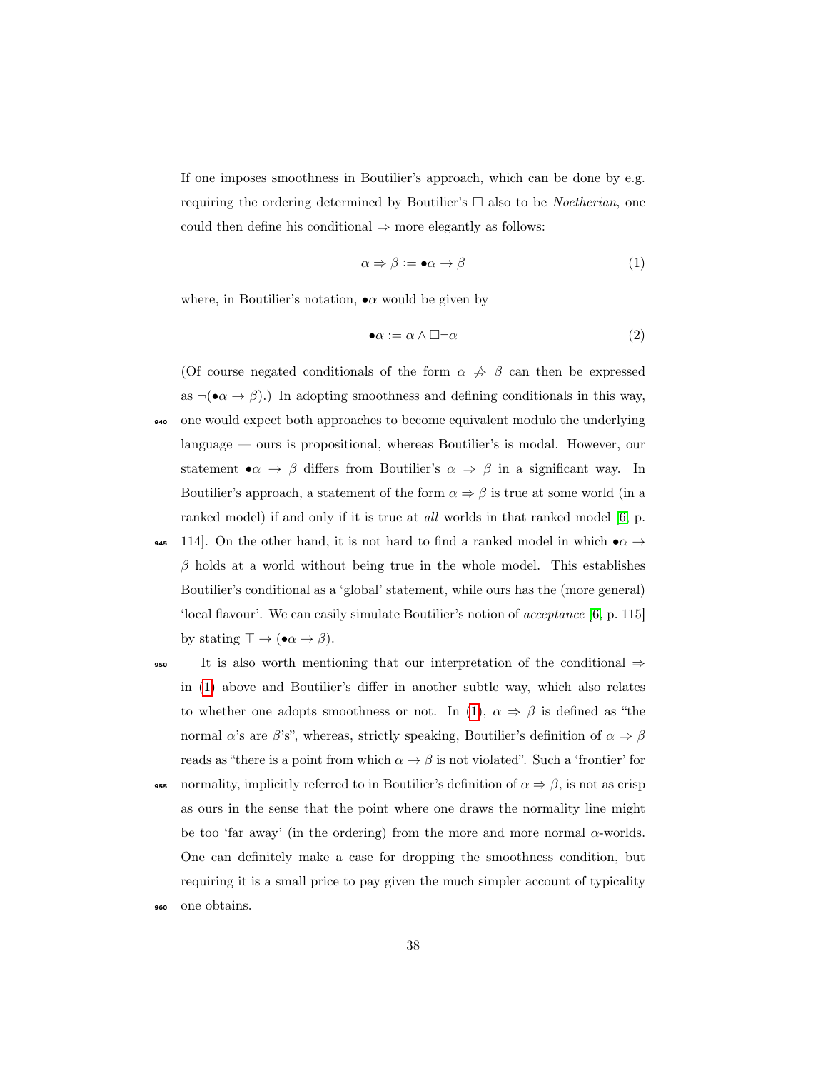If one imposes smoothness in Boutilier's approach, which can be done by e.g. requiring the ordering determined by Boutilier's $\Box$ also to be *Noetherian*, one could then define his conditional $\Rightarrow$ more elegantly as follows:

$$\alpha \Rightarrow \beta := \bullet\alpha \rightarrow \beta \tag{1}$$

where, in Boutilier's notation, $\bullet\alpha$ would be given by

$$\bullet\alpha := \alpha \wedge \Box\neg\alpha \tag{2}$$

(Of course negated conditionals of the form $\alpha \not\Rightarrow \beta$ can then be expressed as $\neg(\bullet\alpha \rightarrow \beta)$.) In adopting smoothness and defining conditionals in this way, one would expect both approaches to become equivalent modulo the underlying language — ours is propositional, whereas Boutilier's is modal. However, our statement $\bullet\alpha \rightarrow \beta$ differs from Boutilier's $\alpha \Rightarrow \beta$ in a significant way. In Boutilier's approach, a statement of the form $\alpha \Rightarrow \beta$ is true at some world (in a ranked model) if and only if it is true at *all* worlds in that ranked model [6, p. 114]. On the other hand, it is not hard to find a ranked model in which $\bullet\alpha \rightarrow \beta$ holds at a world without being true in the whole model. This establishes Boutilier's conditional as a 'global' statement, while ours has the (more general) 'local flavour'. We can easily simulate Boutilier's notion of *acceptance* [6, p. 115] by stating $\top \rightarrow (\bullet\alpha \rightarrow \beta)$.

It is also worth mentioning that our interpretation of the conditional $\Rightarrow$ in (1) above and Boutilier's differ in another subtle way, which also relates to whether one adopts smoothness or not. In (1), $\alpha \Rightarrow \beta$ is defined as "the normal $\alpha$'s are $\beta$'s", whereas, strictly speaking, Boutilier's definition of $\alpha \Rightarrow \beta$ reads as "there is a point from which $\alpha \rightarrow \beta$ is not violated". Such a 'frontier' for normality, implicitly referred to in Boutilier's definition of $\alpha \Rightarrow \beta$, is not as crisp as ours in the sense that the point where one draws the normality line might be too 'far away' (in the ordering) from the more and more normal $\alpha$-worlds. One can definitely make a case for dropping the smoothness condition, but requiring it is a small price to pay given the much simpler account of typicality one obtains.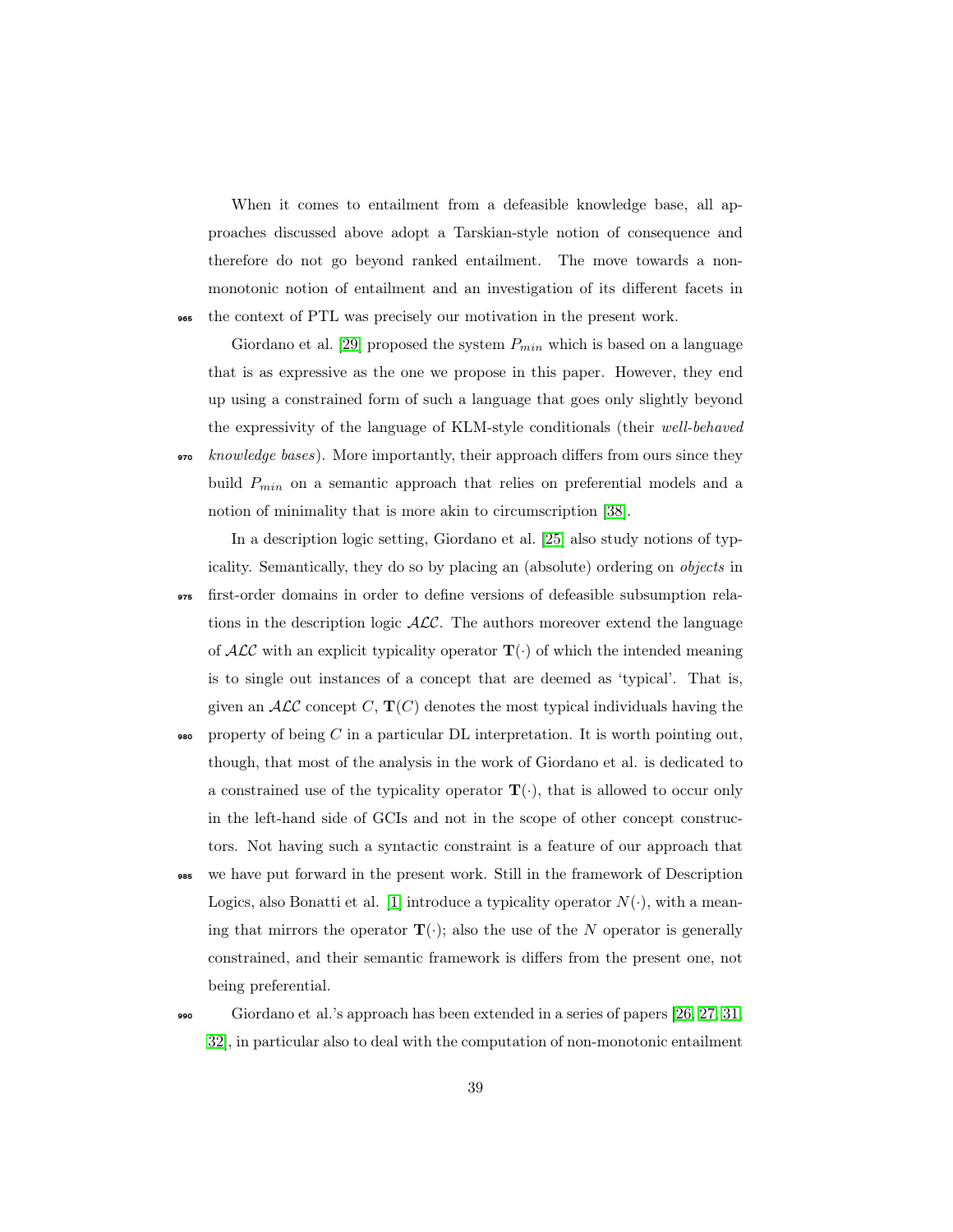When it comes to entailment from a defeasible knowledge base, all approaches discussed above adopt a Tarskian-style notion of consequence and therefore do not go beyond ranked entailment. The move towards a non-monotonic notion of entailment and an investigation of its different facets in the context of PTL was precisely our motivation in the present work.

Giordano et al. [29] proposed the system $P_{min}$ which is based on a language that is as expressive as the one we propose in this paper. However, they end up using a constrained form of such a language that goes only slightly beyond the expressivity of the language of KLM-style conditionals (their *well-behaved knowledge bases*). More importantly, their approach differs from ours since they build $P_{min}$ on a semantic approach that relies on preferential models and a notion of minimality that is more akin to circumscription [38].

In a description logic setting, Giordano et al. [25] also study notions of typicality. Semantically, they do so by placing an (absolute) ordering on *objects* in first-order domains in order to define versions of defeasible subsumption relations in the description logic $\mathcal{ALC}$. The authors moreover extend the language of $\mathcal{ALC}$ with an explicit typicality operator $\mathbf{T}(\cdot)$ of which the intended meaning is to single out instances of a concept that are deemed as 'typical'. That is, given an $\mathcal{ALC}$ concept $C$, $\mathbf{T}(C)$ denotes the most typical individuals having the property of being $C$ in a particular DL interpretation. It is worth pointing out, though, that most of the analysis in the work of Giordano et al. is dedicated to a constrained use of the typicality operator $\mathbf{T}(\cdot)$, that is allowed to occur only in the left-hand side of GCIs and not in the scope of other concept constructors. Not having such a syntactic constraint is a feature of our approach that we have put forward in the present work. Still in the framework of Description Logics, also Bonatti et al. [1] introduce a typicality operator $N(\cdot)$, with a meaning that mirrors the operator $\mathbf{T}(\cdot)$; also the use of the $N$ operator is generally constrained, and their semantic framework is differs from the present one, not being preferential.

Giordano et al.'s approach has been extended in a series of papers [26, 27, 31, 32], in particular also to deal with the computation of non-monotonic entailment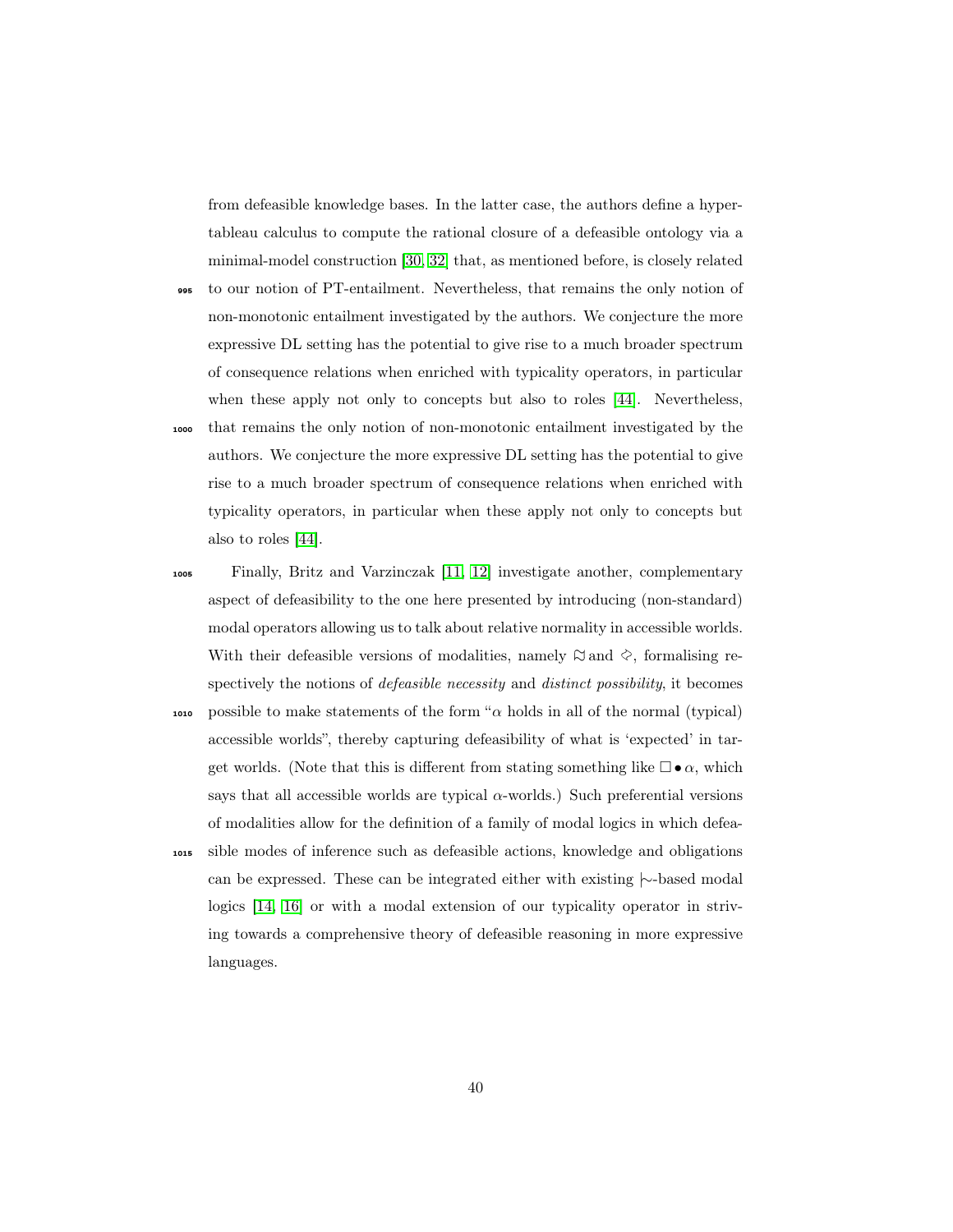from defeasible knowledge bases. In the latter case, the authors define a hypertableau calculus to compute the rational closure of a defeasible ontology via a minimal-model construction [30, 32] that, as mentioned before, is closely related to our notion of PT-entailment. Nevertheless, that remains the only notion of non-monotonic entailment investigated by the authors. We conjecture the more expressive DL setting has the potential to give rise to a much broader spectrum of consequence relations when enriched with typicality operators, in particular when these apply not only to concepts but also to roles [44]. Nevertheless, that remains the only notion of non-monotonic entailment investigated by the authors. We conjecture the more expressive DL setting has the potential to give rise to a much broader spectrum of consequence relations when enriched with typicality operators, in particular when these apply not only to concepts but also to roles [44].

Finally, Britz and Varzinczak [11, 12] investigate another, complementary aspect of defeasibility to the one here presented by introducing (non-standard) modal operators allowing us to talk about relative normality in accessible worlds. With their defeasible versions of modalities, namely $\approx\!\!\!\!\!\!\square$ and $\diamond\!\!\!\!\sim$, formalising respectively the notions of *defeasible necessity* and *distinct possibility*, it becomes possible to make statements of the form "$\alpha$ holds in all of the normal (typical) accessible worlds", thereby capturing defeasibility of what is 'expected' in target worlds. (Note that this is different from stating something like $\Box \bullet \alpha$, which says that all accessible worlds are typical $\alpha$-worlds.) Such preferential versions of modalities allow for the definition of a family of modal logics in which defeasible modes of inference such as defeasible actions, knowledge and obligations can be expressed. These can be integrated either with existing $\mid\!\sim$-based modal logics [14, 16] or with a modal extension of our typicality operator in striving towards a comprehensive theory of defeasible reasoning in more expressive languages.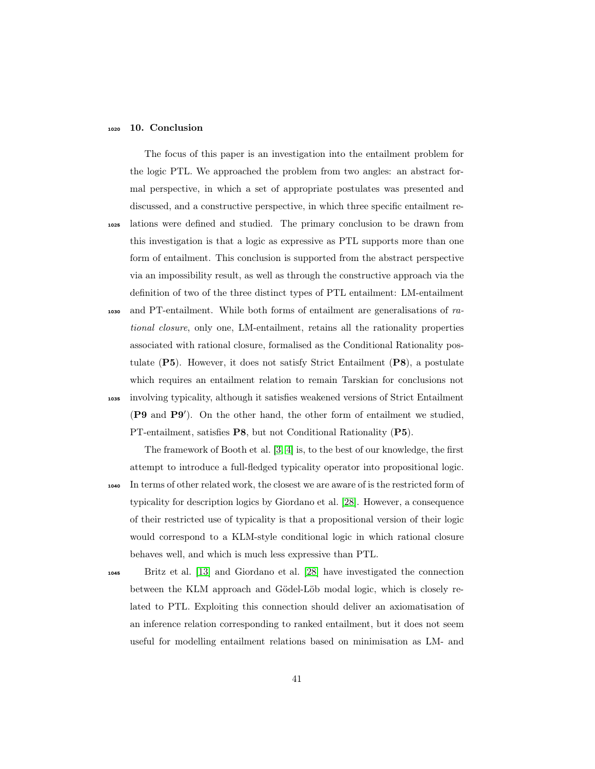## 10. Conclusion

The focus of this paper is an investigation into the entailment problem for the logic PTL. We approached the problem from two angles: an abstract formal perspective, in which a set of appropriate postulates was presented and discussed, and a constructive perspective, in which three specific entailment relations were defined and studied. The primary conclusion to be drawn from this investigation is that a logic as expressive as PTL supports more than one form of entailment. This conclusion is supported from the abstract perspective via an impossibility result, as well as through the constructive approach via the definition of two of the three distinct types of PTL entailment: LM-entailment and PT-entailment. While both forms of entailment are generalisations of *rational closure*, only one, LM-entailment, retains all the rationality properties associated with rational closure, formalised as the Conditional Rationality postulate (**P5**). However, it does not satisfy Strict Entailment (**P8**), a postulate which requires an entailment relation to remain Tarskian for conclusions not involving typicality, although it satisfies weakened versions of Strict Entailment (**P9** and **P9′**). On the other hand, the other form of entailment we studied, PT-entailment, satisfies **P8**, but not Conditional Rationality (**P5**).

The framework of Booth et al. [3, 4] is, to the best of our knowledge, the first attempt to introduce a full-fledged typicality operator into propositional logic. In terms of other related work, the closest we are aware of is the restricted form of typicality for description logics by Giordano et al. [28]. However, a consequence of their restricted use of typicality is that a propositional version of their logic would correspond to a KLM-style conditional logic in which rational closure behaves well, and which is much less expressive than PTL.

Britz et al. [13] and Giordano et al. [28] have investigated the connection between the KLM approach and Gödel-Löb modal logic, which is closely related to PTL. Exploiting this connection should deliver an axiomatisation of an inference relation corresponding to ranked entailment, but it does not seem useful for modelling entailment relations based on minimisation as LM- and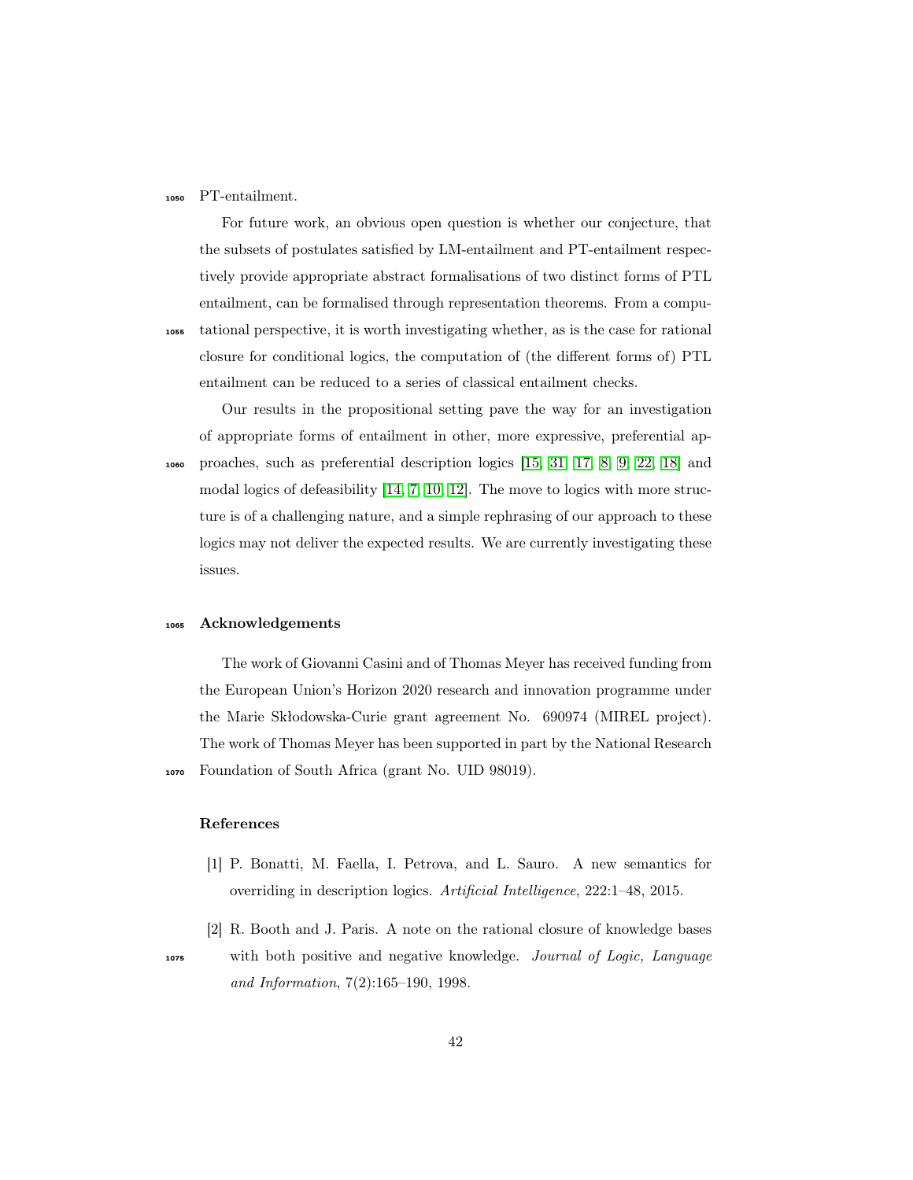PT-entailment.

For future work, an obvious open question is whether our conjecture, that the subsets of postulates satisfied by LM-entailment and PT-entailment respectively provide appropriate abstract formalisations of two distinct forms of PTL entailment, can be formalised through representation theorems. From a computational perspective, it is worth investigating whether, as is the case for rational closure for conditional logics, the computation of (the different forms of) PTL entailment can be reduced to a series of classical entailment checks.

Our results in the propositional setting pave the way for an investigation of appropriate forms of entailment in other, more expressive, preferential approaches, such as preferential description logics [15, 31, 17, 8, 9, 22, 18] and modal logics of defeasibility [14, 7, 10, 12]. The move to logics with more structure is of a challenging nature, and a simple rephrasing of our approach to these logics may not deliver the expected results. We are currently investigating these issues.

## Acknowledgements

The work of Giovanni Casini and of Thomas Meyer has received funding from the European Union's Horizon 2020 research and innovation programme under the Marie Skłodowska-Curie grant agreement No. 690974 (MIREL project). The work of Thomas Meyer has been supported in part by the National Research Foundation of South Africa (grant No. UID 98019).

## References

[1] P. Bonatti, M. Faella, I. Petrova, and L. Sauro. A new semantics for overriding in description logics. *Artificial Intelligence*, 222:1–48, 2015.

[2] R. Booth and J. Paris. A note on the rational closure of knowledge bases with both positive and negative knowledge. *Journal of Logic, Language and Information*, 7(2):165–190, 1998.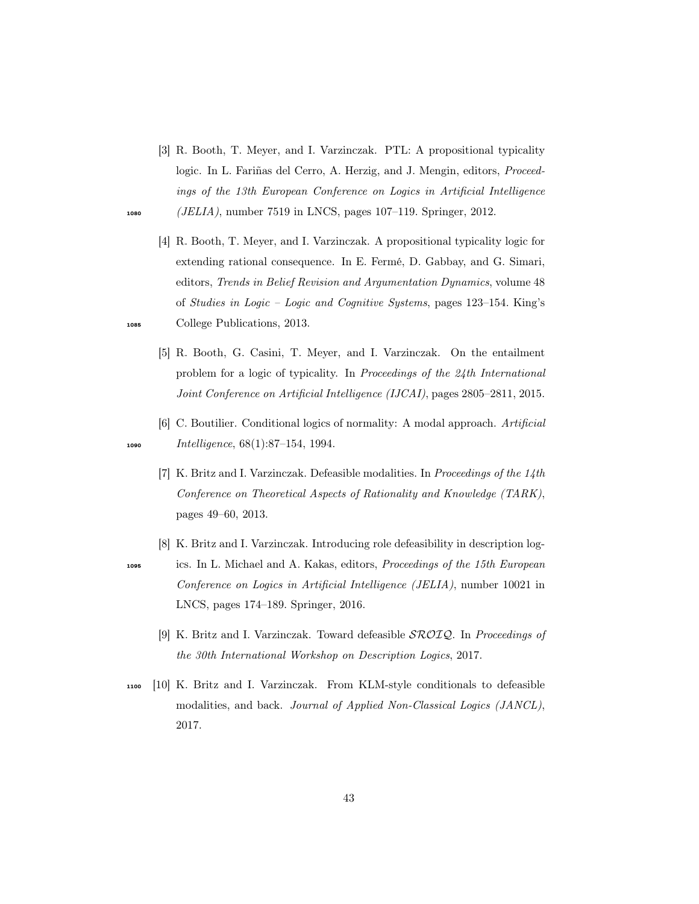[3] R. Booth, T. Meyer, and I. Varzinczak. PTL: A propositional typicality logic. In L. Fariñas del Cerro, A. Herzig, and J. Mengin, editors, *Proceedings of the 13th European Conference on Logics in Artificial Intelligence (JELIA)*, number 7519 in LNCS, pages 107–119. Springer, 2012.

[4] R. Booth, T. Meyer, and I. Varzinczak. A propositional typicality logic for extending rational consequence. In E. Fermé, D. Gabbay, and G. Simari, editors, *Trends in Belief Revision and Argumentation Dynamics*, volume 48 of *Studies in Logic – Logic and Cognitive Systems*, pages 123–154. King's College Publications, 2013.

[5] R. Booth, G. Casini, T. Meyer, and I. Varzinczak. On the entailment problem for a logic of typicality. In *Proceedings of the 24th International Joint Conference on Artificial Intelligence (IJCAI)*, pages 2805–2811, 2015.

[6] C. Boutilier. Conditional logics of normality: A modal approach. *Artificial Intelligence*, 68(1):87–154, 1994.

[7] K. Britz and I. Varzinczak. Defeasible modalities. In *Proceedings of the 14th Conference on Theoretical Aspects of Rationality and Knowledge (TARK)*, pages 49–60, 2013.

[8] K. Britz and I. Varzinczak. Introducing role defeasibility in description logics. In L. Michael and A. Kakas, editors, *Proceedings of the 15th European Conference on Logics in Artificial Intelligence (JELIA)*, number 10021 in LNCS, pages 174–189. Springer, 2016.

[9] K. Britz and I. Varzinczak. Toward defeasible $\mathcal{SROIQ}$. In *Proceedings of the 30th International Workshop on Description Logics*, 2017.

[10] K. Britz and I. Varzinczak. From KLM-style conditionals to defeasible modalities, and back. *Journal of Applied Non-Classical Logics (JANCL)*, 2017.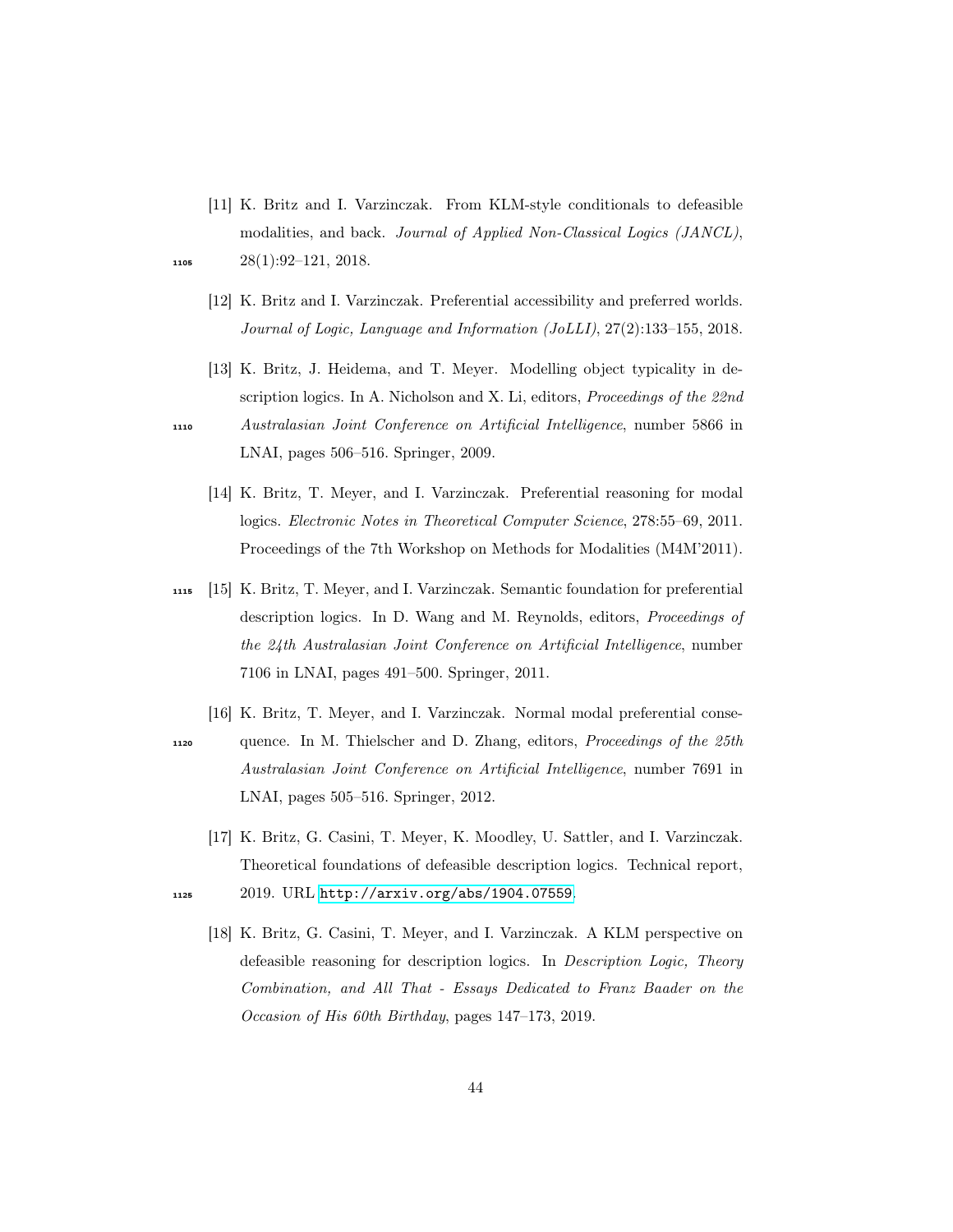[11] K. Britz and I. Varzinczak. From KLM-style conditionals to defeasible modalities, and back. *Journal of Applied Non-Classical Logics (JANCL)*, 28(1):92–121, 2018.

[12] K. Britz and I. Varzinczak. Preferential accessibility and preferred worlds. *Journal of Logic, Language and Information (JoLLI)*, 27(2):133–155, 2018.

[13] K. Britz, J. Heidema, and T. Meyer. Modelling object typicality in description logics. In A. Nicholson and X. Li, editors, *Proceedings of the 22nd Australasian Joint Conference on Artificial Intelligence*, number 5866 in LNAI, pages 506–516. Springer, 2009.

[14] K. Britz, T. Meyer, and I. Varzinczak. Preferential reasoning for modal logics. *Electronic Notes in Theoretical Computer Science*, 278:55–69, 2011. Proceedings of the 7th Workshop on Methods for Modalities (M4M'2011).

[15] K. Britz, T. Meyer, and I. Varzinczak. Semantic foundation for preferential description logics. In D. Wang and M. Reynolds, editors, *Proceedings of the 24th Australasian Joint Conference on Artificial Intelligence*, number 7106 in LNAI, pages 491–500. Springer, 2011.

[16] K. Britz, T. Meyer, and I. Varzinczak. Normal modal preferential consequence. In M. Thielscher and D. Zhang, editors, *Proceedings of the 25th Australasian Joint Conference on Artificial Intelligence*, number 7691 in LNAI, pages 505–516. Springer, 2012.

[17] K. Britz, G. Casini, T. Meyer, K. Moodley, U. Sattler, and I. Varzinczak. Theoretical foundations of defeasible description logics. Technical report, 2019. URL http://arxiv.org/abs/1904.07559.

[18] K. Britz, G. Casini, T. Meyer, and I. Varzinczak. A KLM perspective on defeasible reasoning for description logics. In *Description Logic, Theory Combination, and All That - Essays Dedicated to Franz Baader on the Occasion of His 60th Birthday*, pages 147–173, 2019.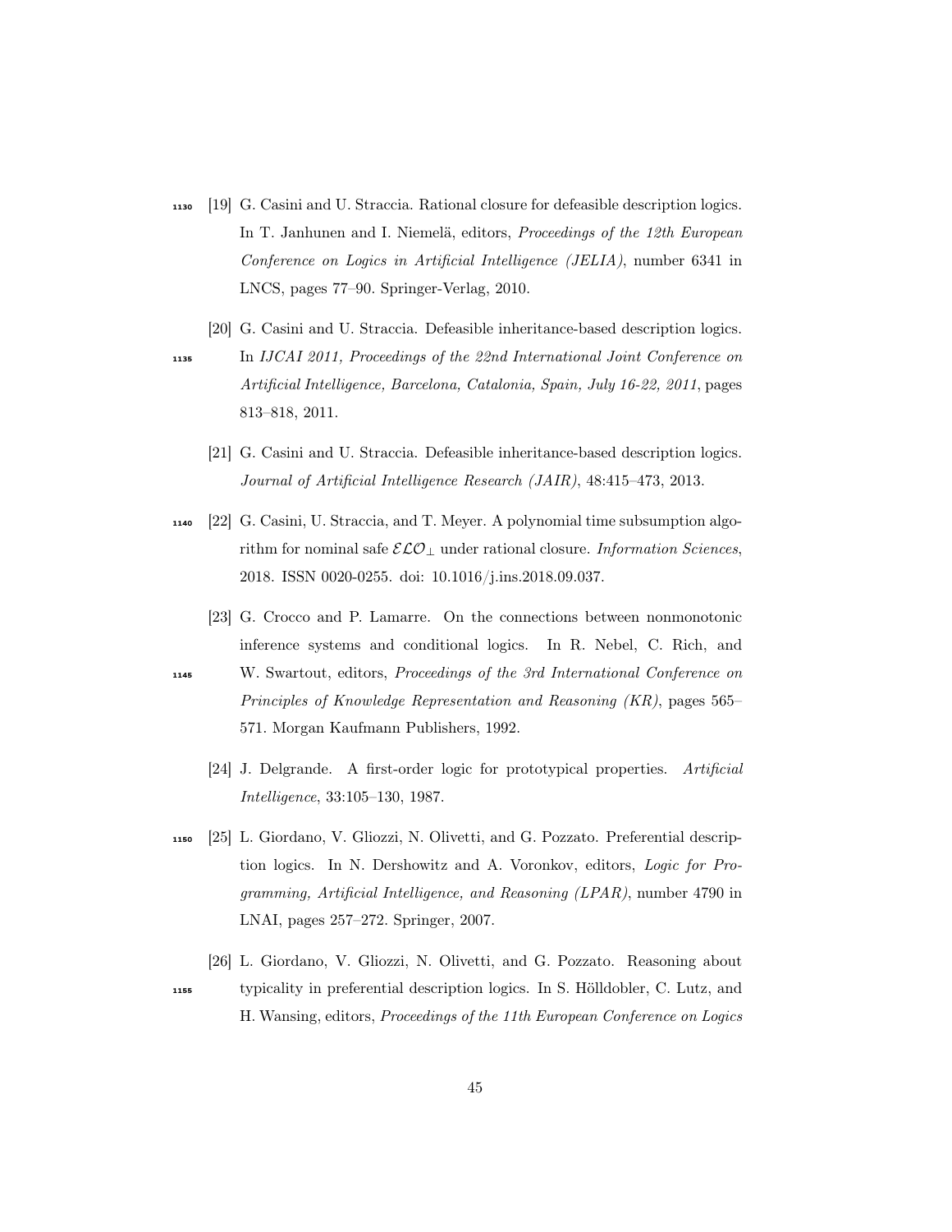[19] G. Casini and U. Straccia. Rational closure for defeasible description logics. In T. Janhunen and I. Niemelä, editors, *Proceedings of the 12th European Conference on Logics in Artificial Intelligence (JELIA)*, number 6341 in LNCS, pages 77–90. Springer-Verlag, 2010.

[20] G. Casini and U. Straccia. Defeasible inheritance-based description logics. In *IJCAI 2011, Proceedings of the 22nd International Joint Conference on Artificial Intelligence, Barcelona, Catalonia, Spain, July 16-22, 2011*, pages 813–818, 2011.

[21] G. Casini and U. Straccia. Defeasible inheritance-based description logics. *Journal of Artificial Intelligence Research (JAIR)*, 48:415–473, 2013.

[22] G. Casini, U. Straccia, and T. Meyer. A polynomial time subsumption algorithm for nominal safe $\mathcal{ELO}_{\bot}$ under rational closure. *Information Sciences*, 2018. ISSN 0020-0255. doi: 10.1016/j.ins.2018.09.037.

[23] G. Crocco and P. Lamarre. On the connections between nonmonotonic inference systems and conditional logics. In R. Nebel, C. Rich, and W. Swartout, editors, *Proceedings of the 3rd International Conference on Principles of Knowledge Representation and Reasoning (KR)*, pages 565–571. Morgan Kaufmann Publishers, 1992.

[24] J. Delgrande. A first-order logic for prototypical properties. *Artificial Intelligence*, 33:105–130, 1987.

[25] L. Giordano, V. Gliozzi, N. Olivetti, and G. Pozzato. Preferential description logics. In N. Dershowitz and A. Voronkov, editors, *Logic for Programming, Artificial Intelligence, and Reasoning (LPAR)*, number 4790 in LNAI, pages 257–272. Springer, 2007.

[26] L. Giordano, V. Gliozzi, N. Olivetti, and G. Pozzato. Reasoning about typicality in preferential description logics. In S. Hölldobler, C. Lutz, and H. Wansing, editors, *Proceedings of the 11th European Conference on Logics*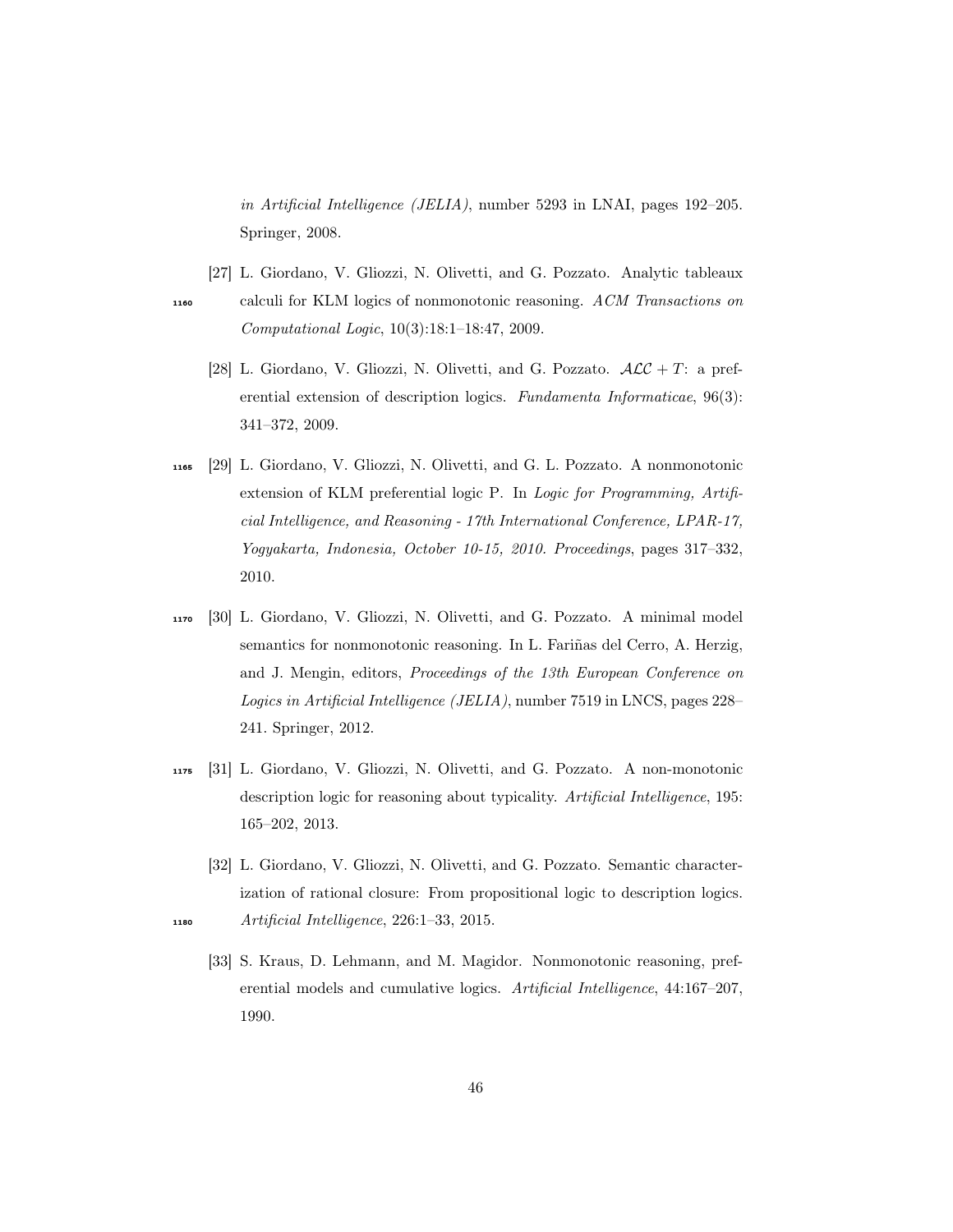in *Artificial Intelligence (JELIA)*, number 5293 in LNAI, pages 192–205. Springer, 2008.

[27] L. Giordano, V. Gliozzi, N. Olivetti, and G. Pozzato. Analytic tableaux calculi for KLM logics of nonmonotonic reasoning. *ACM Transactions on Computational Logic*, 10(3):18:1–18:47, 2009.

[28] L. Giordano, V. Gliozzi, N. Olivetti, and G. Pozzato. $\mathcal{ALC} + T$: a preferential extension of description logics. *Fundamenta Informaticae*, 96(3): 341–372, 2009.

[29] L. Giordano, V. Gliozzi, N. Olivetti, and G. L. Pozzato. A nonmonotonic extension of KLM preferential logic P. In *Logic for Programming, Artificial Intelligence, and Reasoning - 17th International Conference, LPAR-17, Yogyakarta, Indonesia, October 10-15, 2010. Proceedings*, pages 317–332, 2010.

[30] L. Giordano, V. Gliozzi, N. Olivetti, and G. Pozzato. A minimal model semantics for nonmonotonic reasoning. In L. Fariñas del Cerro, A. Herzig, and J. Mengin, editors, *Proceedings of the 13th European Conference on Logics in Artificial Intelligence (JELIA)*, number 7519 in LNCS, pages 228–241. Springer, 2012.

[31] L. Giordano, V. Gliozzi, N. Olivetti, and G. Pozzato. A non-monotonic description logic for reasoning about typicality. *Artificial Intelligence*, 195: 165–202, 2013.

[32] L. Giordano, V. Gliozzi, N. Olivetti, and G. Pozzato. Semantic characterization of rational closure: From propositional logic to description logics. *Artificial Intelligence*, 226:1–33, 2015.

[33] S. Kraus, D. Lehmann, and M. Magidor. Nonmonotonic reasoning, preferential models and cumulative logics. *Artificial Intelligence*, 44:167–207, 1990.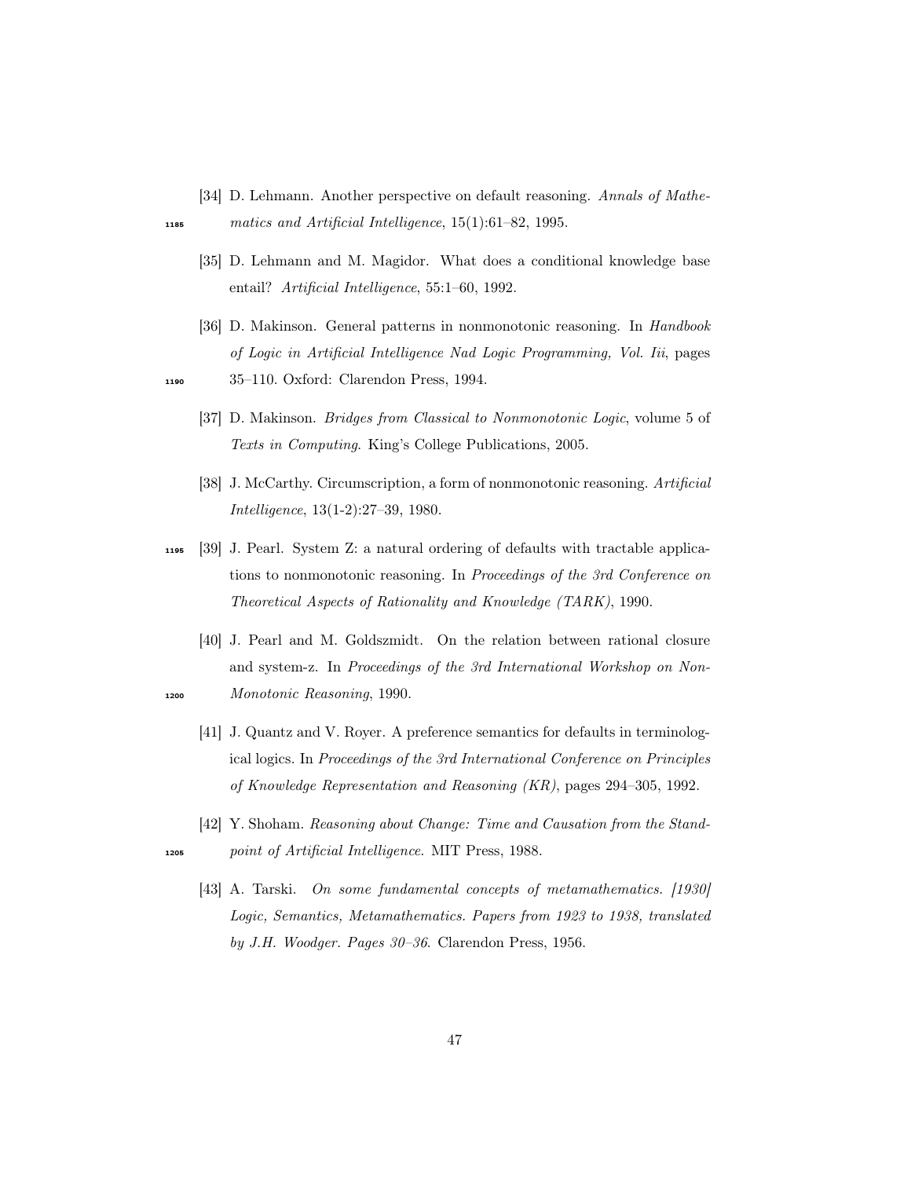[34] D. Lehmann. Another perspective on default reasoning. *Annals of Mathematics and Artificial Intelligence*, 15(1):61–82, 1995.

[35] D. Lehmann and M. Magidor. What does a conditional knowledge base entail? *Artificial Intelligence*, 55:1–60, 1992.

[36] D. Makinson. General patterns in nonmonotonic reasoning. In *Handbook of Logic in Artificial Intelligence Nad Logic Programming, Vol. Iii*, pages 35–110. Oxford: Clarendon Press, 1994.

[37] D. Makinson. *Bridges from Classical to Nonmonotonic Logic*, volume 5 of *Texts in Computing*. King's College Publications, 2005.

[38] J. McCarthy. Circumscription, a form of nonmonotonic reasoning. *Artificial Intelligence*, 13(1-2):27–39, 1980.

[39] J. Pearl. System Z: a natural ordering of defaults with tractable applications to nonmonotonic reasoning. In *Proceedings of the 3rd Conference on Theoretical Aspects of Rationality and Knowledge (TARK)*, 1990.

[40] J. Pearl and M. Goldszmidt. On the relation between rational closure and system-z. In *Proceedings of the 3rd International Workshop on Non-Monotonic Reasoning*, 1990.

[41] J. Quantz and V. Royer. A preference semantics for defaults in terminological logics. In *Proceedings of the 3rd International Conference on Principles of Knowledge Representation and Reasoning (KR)*, pages 294–305, 1992.

[42] Y. Shoham. *Reasoning about Change: Time and Causation from the Standpoint of Artificial Intelligence*. MIT Press, 1988.

[43] A. Tarski. *On some fundamental concepts of metamathematics. [1930] Logic, Semantics, Metamathematics. Papers from 1923 to 1938, translated by J.H. Woodger. Pages 30–36*. Clarendon Press, 1956.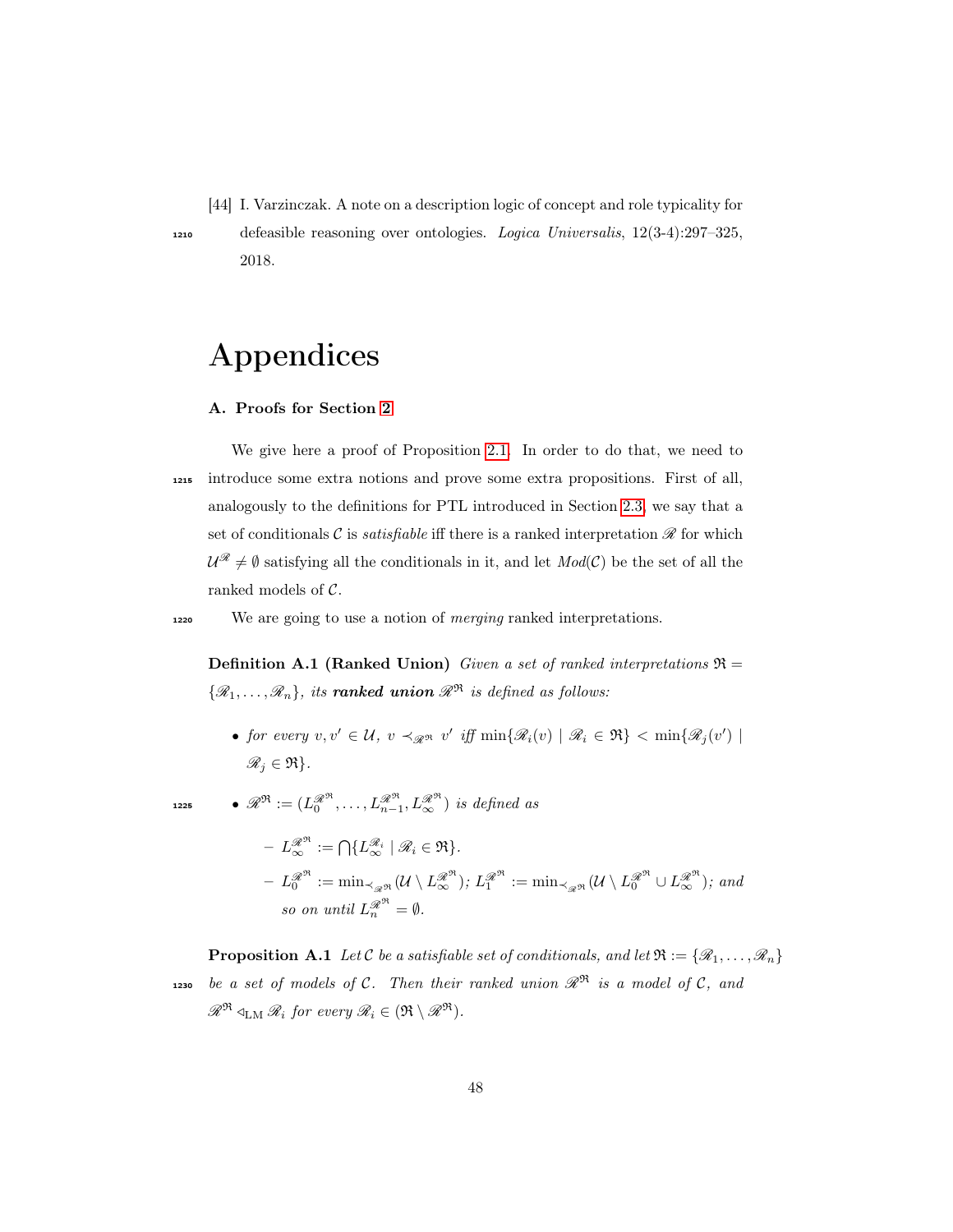[44] I. Varzinczak. A note on a description logic of concept and role typicality for defeasible reasoning over ontologies. *Logica Universalis*, 12(3-4):297–325, 2018.

# Appendices

## A. Proofs for Section 2

We give here a proof of Proposition 2.1. In order to do that, we need to introduce some extra notions and prove some extra propositions. First of all, analogously to the definitions for PTL introduced in Section 2.3, we say that a set of conditionals $\mathcal{C}$ is *satisfiable* iff there is a ranked interpretation $\mathscr{R}$ for which $\mathcal{U}^{\mathscr{R}} \neq \emptyset$ satisfying all the conditionals in it, and let $Mod(\mathcal{C})$ be the set of all the ranked models of $\mathcal{C}$.

We are going to use a notion of *merging* ranked interpretations.

**Definition A.1 (Ranked Union)** *Given a set of ranked interpretations $\mathfrak{R} = \{\mathscr{R}_1, \ldots, \mathscr{R}_n\}$, its **ranked union** $\mathscr{R}^{\mathfrak{R}}$ is defined as follows:*

- *for every $v, v' \in \mathcal{U}$, $v \prec_{\mathscr{R}^{\mathfrak{R}}} v'$ iff $\min\{\mathscr{R}_i(v) \mid \mathscr{R}_i \in \mathfrak{R}\} < \min\{\mathscr{R}_j(v') \mid \mathscr{R}_j \in \mathfrak{R}\}$.*
- *$\mathscr{R}^{\mathfrak{R}} := (L_0^{\mathscr{R}^{\mathfrak{R}}}, \ldots, L_{n-1}^{\mathscr{R}^{\mathfrak{R}}}, L_\infty^{\mathscr{R}^{\mathfrak{R}}})$ is defined as*
  - *$L_\infty^{\mathscr{R}^{\mathfrak{R}}} := \bigcap\{L_\infty^{\mathscr{R}_i} \mid \mathscr{R}_i \in \mathfrak{R}\}$.*
  - *$L_0^{\mathscr{R}^{\mathfrak{R}}} := \min_{\prec_{\mathscr{R}^{\mathfrak{R}}}}(\mathcal{U} \setminus L_\infty^{\mathscr{R}^{\mathfrak{R}}})$; $L_1^{\mathscr{R}^{\mathfrak{R}}} := \min_{\prec_{\mathscr{R}^{\mathfrak{R}}}}(\mathcal{U} \setminus L_0^{\mathscr{R}^{\mathfrak{R}}} \cup L_\infty^{\mathscr{R}^{\mathfrak{R}}})$; and so on until $L_n^{\mathscr{R}^{\mathfrak{R}}} = \emptyset$.*

**Proposition A.1** *Let $\mathcal{C}$ be a satisfiable set of conditionals, and let $\mathfrak{R} := \{\mathscr{R}_1, \ldots, \mathscr{R}_n\}$ be a set of models of $\mathcal{C}$. Then their ranked union $\mathscr{R}^{\mathfrak{R}}$ is a model of $\mathcal{C}$, and $\mathscr{R}^{\mathfrak{R}} \trianglelefteq_{\mathrm{LM}} \mathscr{R}_i$ for every $\mathscr{R}_i \in (\mathfrak{R} \setminus \mathscr{R}^{\mathfrak{R}})$.*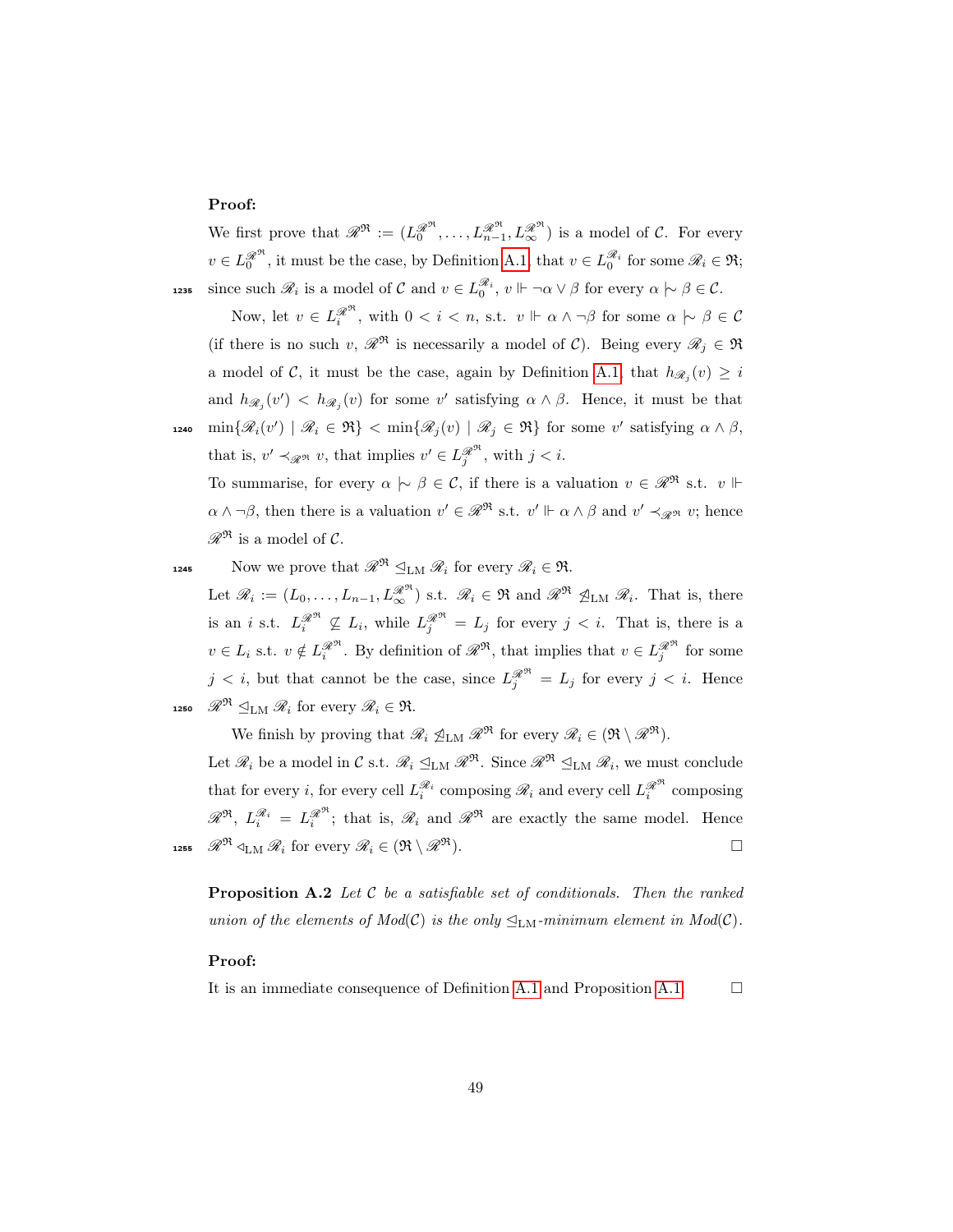**Proof:**

We first prove that $\mathscr{R}^{\mathfrak{R}} := (L_0^{\mathscr{R}^{\mathfrak{R}}}, \ldots, L_{n-1}^{\mathscr{R}^{\mathfrak{R}}}, L_\infty^{\mathscr{R}^{\mathfrak{R}}})$ is a model of $\mathcal{C}$. For every $v \in L_0^{\mathscr{R}^{\mathfrak{R}}}$, it must be the case, by Definition A.1, that $v \in L_0^{\mathscr{R}_i}$ for some $\mathscr{R}_i \in \mathfrak{R}$; since such $\mathscr{R}_i$ is a model of $\mathcal{C}$ and $v \in L_0^{\mathscr{R}_i}$, $v \Vdash \neg\alpha \vee \beta$ for every $\alpha \mathrel{|\!\sim} \beta \in \mathcal{C}$.

Now, let $v \in L_i^{\mathscr{R}^{\mathfrak{R}}}$, with $0 < i < n$, s.t. $v \Vdash \alpha \wedge \neg\beta$ for some $\alpha \mathrel{|\!\sim} \beta \in \mathcal{C}$ (if there is no such $v$, $\mathscr{R}^{\mathfrak{R}}$ is necessarily a model of $\mathcal{C}$). Being every $\mathscr{R}_j \in \mathfrak{R}$ a model of $\mathcal{C}$, it must be the case, again by Definition A.1, that $h_{\mathscr{R}_j}(v) \geq i$ and $h_{\mathscr{R}_j}(v') < h_{\mathscr{R}_j}(v)$ for some $v'$ satisfying $\alpha \wedge \beta$. Hence, it must be that $\min\{\mathscr{R}_i(v') \mid \mathscr{R}_i \in \mathfrak{R}\} < \min\{\mathscr{R}_j(v) \mid \mathscr{R}_j \in \mathfrak{R}\}$ for some $v'$ satisfying $\alpha \wedge \beta$, that is, $v' \prec_{\mathscr{R}^{\mathfrak{R}}} v$, that implies $v' \in L_j^{\mathscr{R}^{\mathfrak{R}}}$, with $j < i$.

To summarise, for every $\alpha \mathrel{|\!\sim} \beta \in \mathcal{C}$, if there is a valuation $v \in \mathscr{R}^{\mathfrak{R}}$ s.t. $v \Vdash \alpha \wedge \neg\beta$, then there is a valuation $v' \in \mathscr{R}^{\mathfrak{R}}$ s.t. $v' \Vdash \alpha \wedge \beta$ and $v' \prec_{\mathscr{R}^{\mathfrak{R}}} v$; hence $\mathscr{R}^{\mathfrak{R}}$ is a model of $\mathcal{C}$.

Now we prove that $\mathscr{R}^{\mathfrak{R}} \trianglelefteq_{\mathrm{LM}} \mathscr{R}_i$ for every $\mathscr{R}_i \in \mathfrak{R}$.

Let $\mathscr{R}_i := (L_0, \ldots, L_{n-1}, L_\infty^{\mathscr{R}^{\mathfrak{R}}})$ s.t. $\mathscr{R}_i \in \mathfrak{R}$ and $\mathscr{R}^{\mathfrak{R}} \not\trianglelefteq_{\mathrm{LM}} \mathscr{R}_i$. That is, there is an $i$ s.t. $L_i^{\mathscr{R}^{\mathfrak{R}}} \not\subseteq L_i$, while $L_j^{\mathscr{R}^{\mathfrak{R}}} = L_j$ for every $j < i$. That is, there is a $v \in L_i$ s.t. $v \notin L_i^{\mathscr{R}^{\mathfrak{R}}}$. By definition of $\mathscr{R}^{\mathfrak{R}}$, that implies that $v \in L_j^{\mathscr{R}^{\mathfrak{R}}}$ for some $j < i$, but that cannot be the case, since $L_j^{\mathscr{R}^{\mathfrak{R}}} = L_j$ for every $j < i$. Hence $\mathscr{R}^{\mathfrak{R}} \trianglelefteq_{\mathrm{LM}} \mathscr{R}_i$ for every $\mathscr{R}_i \in \mathfrak{R}$.

We finish by proving that $\mathscr{R}_i \not\trianglelefteq_{\mathrm{LM}} \mathscr{R}^{\mathfrak{R}}$ for every $\mathscr{R}_i \in (\mathfrak{R} \setminus \mathscr{R}^{\mathfrak{R}})$.

Let $\mathscr{R}_i$ be a model in $\mathcal{C}$ s.t. $\mathscr{R}_i \trianglelefteq_{\mathrm{LM}} \mathscr{R}^{\mathfrak{R}}$. Since $\mathscr{R}^{\mathfrak{R}} \trianglelefteq_{\mathrm{LM}} \mathscr{R}_i$, we must conclude that for every $i$, for every cell $L_i^{\mathscr{R}_i}$ composing $\mathscr{R}_i$ and every cell $L_i^{\mathscr{R}^{\mathfrak{R}}}$ composing $\mathscr{R}^{\mathfrak{R}}$, $L_i^{\mathscr{R}_i} = L_i^{\mathscr{R}^{\mathfrak{R}}}$; that is, $\mathscr{R}_i$ and $\mathscr{R}^{\mathfrak{R}}$ are exactly the same model. Hence $\mathscr{R}^{\mathfrak{R}} \triangleleft_{\mathrm{LM}} \mathscr{R}_i$ for every $\mathscr{R}_i \in (\mathfrak{R} \setminus \mathscr{R}^{\mathfrak{R}})$. □

**Proposition A.2** *Let $\mathcal{C}$ be a satisfiable set of conditionals. Then the ranked union of the elements of Mod($\mathcal{C}$) is the only $\trianglelefteq_{\mathrm{LM}}$-minimum element in Mod($\mathcal{C}$).*

**Proof:**

It is an immediate consequence of Definition A.1 and Proposition A.1. □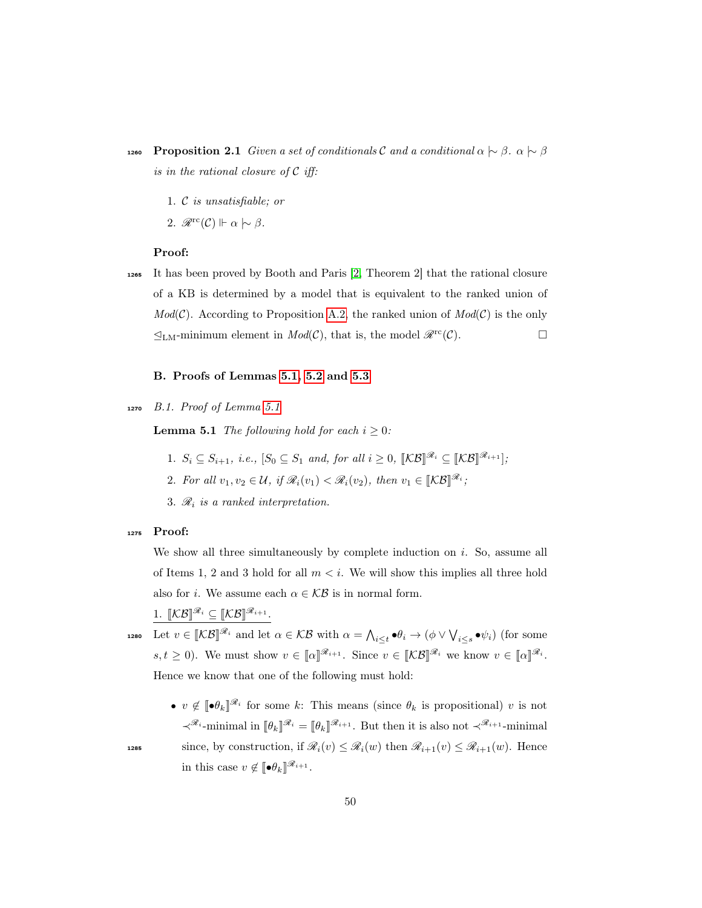**Proposition 2.1** *Given a set of conditionals $\mathcal{C}$ and a conditional $\alpha \mid\sim \beta$. $\alpha \mid\sim \beta$ is in the rational closure of $\mathcal{C}$ iff:*

1. *$\mathcal{C}$ is unsatisfiable; or*
2. *$\mathscr{R}^{\text{rc}}(\mathcal{C}) \Vdash \alpha \mid\sim \beta$.*

**Proof:**

It has been proved by Booth and Paris [2, Theorem 2] that the rational closure of a KB is determined by a model that is equivalent to the ranked union of $Mod(\mathcal{C})$. According to Proposition A.2, the ranked union of $Mod(\mathcal{C})$ is the only $\trianglelefteq_{\text{LM}}$-minimum element in $Mod(\mathcal{C})$, that is, the model $\mathscr{R}^{\text{rc}}(\mathcal{C})$. $\square$

## B. Proofs of Lemmas 5.1, 5.2 and 5.3

### B.1. Proof of Lemma 5.1

**Lemma 5.1** *The following hold for each $i \geq 0$:*

1. *$S_i \subseteq S_{i+1}$, i.e., $[S_0 \subseteq S_1$ and, for all $i \geq 0$, $[\![\mathcal{KB}]\!]^{\mathscr{R}_i} \subseteq [\![\mathcal{KB}]\!]^{\mathscr{R}_{i+1}}]$;*
2. *For all $v_1, v_2 \in \mathcal{U}$, if $\mathscr{R}_i(v_1) < \mathscr{R}_i(v_2)$, then $v_1 \in [\![\mathcal{KB}]\!]^{\mathscr{R}_i}$;*
3. *$\mathscr{R}_i$ is a ranked interpretation.*

**Proof:**

We show all three simultaneously by complete induction on $i$. So, assume all of Items 1, 2 and 3 hold for all $m < i$. We will show this implies all three hold also for $i$. We assume each $\alpha \in \mathcal{KB}$ is in normal form.

<u>1. $[\![\mathcal{KB}]\!]^{\mathscr{R}_i} \subseteq [\![\mathcal{KB}]\!]^{\mathscr{R}_{i+1}}$.</u>

Let $v \in [\![\mathcal{KB}]\!]^{\mathscr{R}_i}$ and let $\alpha \in \mathcal{KB}$ with $\alpha = \bigwedge_{i \leq t} \bullet\theta_i \rightarrow (\phi \vee \bigvee_{i \leq s} \bullet\psi_i)$ (for some $s, t \geq 0$). We must show $v \in [\![\alpha]\!]^{\mathscr{R}_{i+1}}$. Since $v \in [\![\mathcal{KB}]\!]^{\mathscr{R}_i}$ we know $v \in [\![\alpha]\!]^{\mathscr{R}_i}$. Hence we know that one of the following must hold:

- $v \notin [\![\bullet\theta_k]\!]^{\mathscr{R}_i}$ for some $k$: This means (since $\theta_k$ is propositional) $v$ is not $\prec^{\mathscr{R}_i}$-minimal in $[\![\theta_k]\!]^{\mathscr{R}_i} = [\![\theta_k]\!]^{\mathscr{R}_{i+1}}$. But then it is also not $\prec^{\mathscr{R}_{i+1}}$-minimal since, by construction, if $\mathscr{R}_i(v) \leq \mathscr{R}_i(w)$ then $\mathscr{R}_{i+1}(v) \leq \mathscr{R}_{i+1}(w)$. Hence in this case $v \notin [\![\bullet\theta_k]\!]^{\mathscr{R}_{i+1}}$.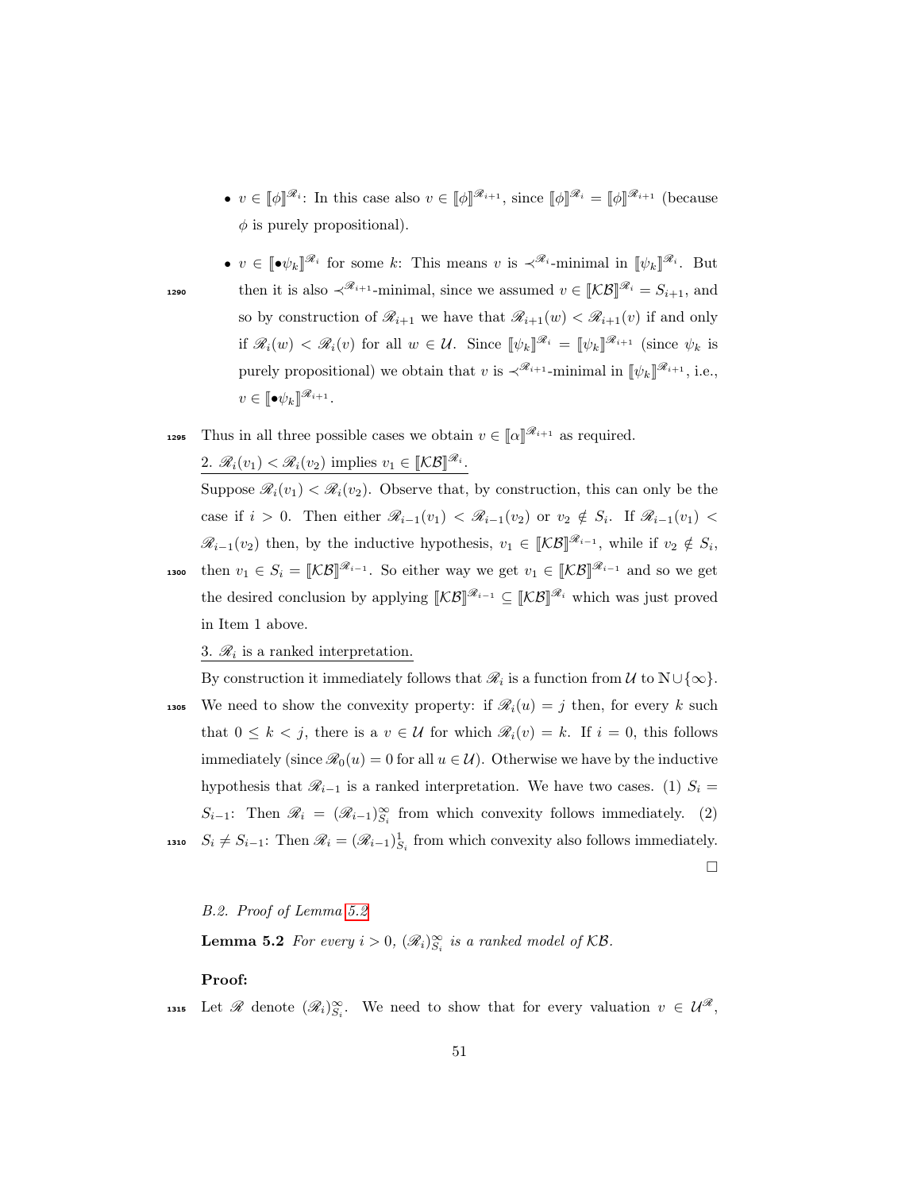- $v \in [\![\phi]\!]^{\mathscr{R}_i}$: In this case also $v \in [\![\phi]\!]^{\mathscr{R}_{i+1}}$, since $[\![\phi]\!]^{\mathscr{R}_i} = [\![\phi]\!]^{\mathscr{R}_{i+1}}$ (because $\phi$ is purely propositional).
- $v \in [\![\bullet\psi_k]\!]^{\mathscr{R}_i}$ for some $k$: This means $v$ is $\prec^{\mathscr{R}_i}$-minimal in $[\![\psi_k]\!]^{\mathscr{R}_i}$. But then it is also $\prec^{\mathscr{R}_{i+1}}$-minimal, since we assumed $v \in [\![\mathcal{KB}]\!]^{\mathscr{R}_i} = S_{i+1}$, and so by construction of $\mathscr{R}_{i+1}$ we have that $\mathscr{R}_{i+1}(w) < \mathscr{R}_{i+1}(v)$ if and only if $\mathscr{R}_i(w) < \mathscr{R}_i(v)$ for all $w \in \mathcal{U}$. Since $[\![\psi_k]\!]^{\mathscr{R}_i} = [\![\psi_k]\!]^{\mathscr{R}_{i+1}}$ (since $\psi_k$ is purely propositional) we obtain that $v$ is $\prec^{\mathscr{R}_{i+1}}$-minimal in $[\![\psi_k]\!]^{\mathscr{R}_{i+1}}$, i.e., $v \in [\![\bullet\psi_k]\!]^{\mathscr{R}_{i+1}}$.

Thus in all three possible cases we obtain $v \in [\![\alpha]\!]^{\mathscr{R}_{i+1}}$ as required.

2. $\mathscr{R}_i(v_1) < \mathscr{R}_i(v_2)$ implies $v_1 \in [\![\mathcal{KB}]\!]^{\mathscr{R}_i}$.

Suppose $\mathscr{R}_i(v_1) < \mathscr{R}_i(v_2)$. Observe that, by construction, this can only be the case if $i > 0$. Then either $\mathscr{R}_{i-1}(v_1) < \mathscr{R}_{i-1}(v_2)$ or $v_2 \notin S_i$. If $\mathscr{R}_{i-1}(v_1) < \mathscr{R}_{i-1}(v_2)$ then, by the inductive hypothesis, $v_1 \in [\![\mathcal{KB}]\!]^{\mathscr{R}_{i-1}}$, while if $v_2 \notin S_i$, then $v_1 \in S_i = [\![\mathcal{KB}]\!]^{\mathscr{R}_{i-1}}$. So either way we get $v_1 \in [\![\mathcal{KB}]\!]^{\mathscr{R}_{i-1}}$ and so we get the desired conclusion by applying $[\![\mathcal{KB}]\!]^{\mathscr{R}_{i-1}} \subseteq [\![\mathcal{KB}]\!]^{\mathscr{R}_i}$ which was just proved in Item 1 above.

3. $\mathscr{R}_i$ is a ranked interpretation.

By construction it immediately follows that $\mathscr{R}_i$ is a function from $\mathcal{U}$ to $\mathbb{N} \cup \{\infty\}$. We need to show the convexity property: if $\mathscr{R}_i(u) = j$ then, for every $k$ such that $0 \leq k < j$, there is a $v \in \mathcal{U}$ for which $\mathscr{R}_i(v) = k$. If $i = 0$, this follows immediately (since $\mathscr{R}_0(u) = 0$ for all $u \in \mathcal{U}$). Otherwise we have by the inductive hypothesis that $\mathscr{R}_{i-1}$ is a ranked interpretation. We have two cases. (1) $S_i = S_{i-1}$: Then $\mathscr{R}_i = (\mathscr{R}_{i-1})^{\infty}_{S_i}$ from which convexity follows immediately. (2) $S_i \neq S_{i-1}$: Then $\mathscr{R}_i = (\mathscr{R}_{i-1})^{1}_{S_i}$ from which convexity also follows immediately.

□

### B.2. Proof of Lemma 5.2

**Lemma 5.2** *For every $i > 0$, $(\mathscr{R}_i)^{\infty}_{S_i}$ is a ranked model of $\mathcal{KB}$.*

**Proof:**

Let $\mathscr{R}$ denote $(\mathscr{R}_i)^{\infty}_{S_i}$. We need to show that for every valuation $v \in \mathcal{U}^{\mathscr{R}}$,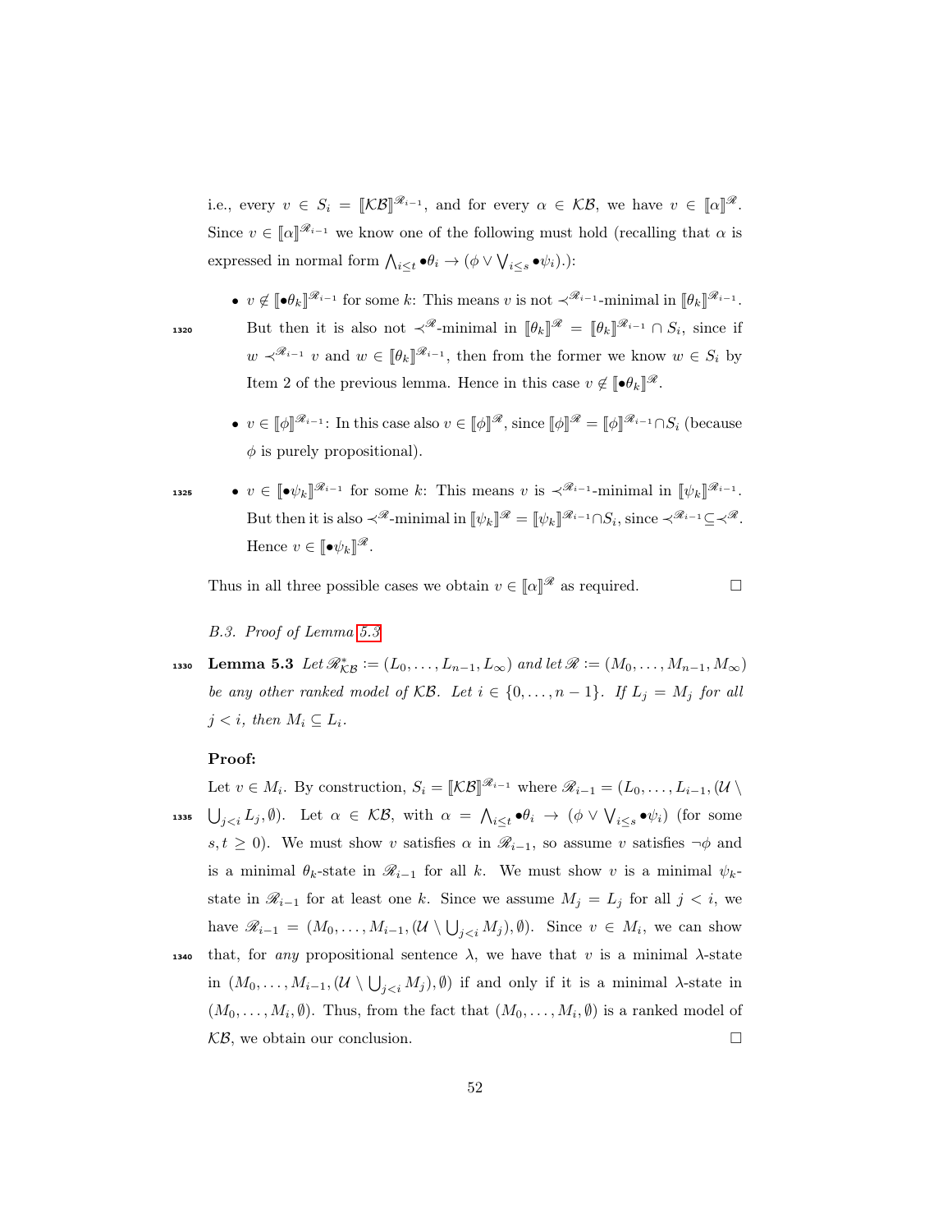i.e., every $v \in S_i = [\![\mathcal{KB}]\!]^{\mathscr{R}_{i-1}}$, and for every $\alpha \in \mathcal{KB}$, we have $v \in [\![\alpha]\!]^{\mathscr{R}}$. Since $v \in [\![\alpha]\!]^{\mathscr{R}_{i-1}}$ we know one of the following must hold (recalling that $\alpha$ is expressed in normal form $\bigwedge_{i \leq t} \bullet\theta_i \to (\phi \vee \bigvee_{i \leq s} \bullet\psi_i)$.):

- $v \notin [\![\bullet\theta_k]\!]^{\mathscr{R}_{i-1}}$ for some $k$: This means $v$ is not $\prec^{\mathscr{R}_{i-1}}$-minimal in $[\![\theta_k]\!]^{\mathscr{R}_{i-1}}$. But then it is also not $\prec^{\mathscr{R}}$-minimal in $[\![\theta_k]\!]^{\mathscr{R}} = [\![\theta_k]\!]^{\mathscr{R}_{i-1}} \cap S_i$, since if $w \prec^{\mathscr{R}_{i-1}} v$ and $w \in [\![\theta_k]\!]^{\mathscr{R}_{i-1}}$, then from the former we know $w \in S_i$ by Item 2 of the previous lemma. Hence in this case $v \notin [\![\bullet\theta_k]\!]^{\mathscr{R}}$.

- $v \in [\![\phi]\!]^{\mathscr{R}_{i-1}}$: In this case also $v \in [\![\phi]\!]^{\mathscr{R}}$, since $[\![\phi]\!]^{\mathscr{R}} = [\![\phi]\!]^{\mathscr{R}_{i-1}} \cap S_i$ (because $\phi$ is purely propositional).

- $v \in [\![\bullet\psi_k]\!]^{\mathscr{R}_{i-1}}$ for some $k$: This means $v$ is $\prec^{\mathscr{R}_{i-1}}$-minimal in $[\![\psi_k]\!]^{\mathscr{R}_{i-1}}$. But then it is also $\prec^{\mathscr{R}}$-minimal in $[\![\psi_k]\!]^{\mathscr{R}} = [\![\psi_k]\!]^{\mathscr{R}_{i-1}} \cap S_i$, since $\prec^{\mathscr{R}_{i-1}} \subseteq \prec^{\mathscr{R}}$. Hence $v \in [\![\bullet\psi_k]\!]^{\mathscr{R}}$.

Thus in all three possible cases we obtain $v \in [\![\alpha]\!]^{\mathscr{R}}$ as required. □

*B.3. Proof of Lemma 5.3*

**Lemma 5.3** *Let $\mathscr{R}^*_{\mathcal{KB}} := (L_0, \ldots, L_{n-1}, L_\infty)$ and let $\mathscr{R} := (M_0, \ldots, M_{n-1}, M_\infty)$ be any other ranked model of $\mathcal{KB}$. Let $i \in \{0, \ldots, n-1\}$. If $L_j = M_j$ for all $j < i$, then $M_i \subseteq L_i$.*

**Proof:**

Let $v \in M_i$. By construction, $S_i = [\![\mathcal{KB}]\!]^{\mathscr{R}_{i-1}}$ where $\mathscr{R}_{i-1} = (L_0, \ldots, L_{i-1}, (\mathcal{U} \setminus \bigcup_{j<i} L_j, \emptyset)$. Let $\alpha \in \mathcal{KB}$, with $\alpha = \bigwedge_{i \leq t} \bullet\theta_i \to (\phi \vee \bigvee_{i \leq s} \bullet\psi_i)$ (for some $s, t \geq 0$). We must show $v$ satisfies $\alpha$ in $\mathscr{R}_{i-1}$, so assume $v$ satisfies $\neg\phi$ and is a minimal $\theta_k$-state in $\mathscr{R}_{i-1}$ for all $k$. We must show $v$ is a minimal $\psi_k$-state in $\mathscr{R}_{i-1}$ for at least one $k$. Since we assume $M_j = L_j$ for all $j < i$, we have $\mathscr{R}_{i-1} = (M_0, \ldots, M_{i-1}, (\mathcal{U} \setminus \bigcup_{j<i} M_j), \emptyset)$. Since $v \in M_i$, we can show that, for *any* propositional sentence $\lambda$, we have that $v$ is a minimal $\lambda$-state in $(M_0, \ldots, M_{i-1}, (\mathcal{U} \setminus \bigcup_{j<i} M_j), \emptyset)$ if and only if it is a minimal $\lambda$-state in $(M_0, \ldots, M_i, \emptyset)$. Thus, from the fact that $(M_0, \ldots, M_i, \emptyset)$ is a ranked model of $\mathcal{KB}$, we obtain our conclusion. □